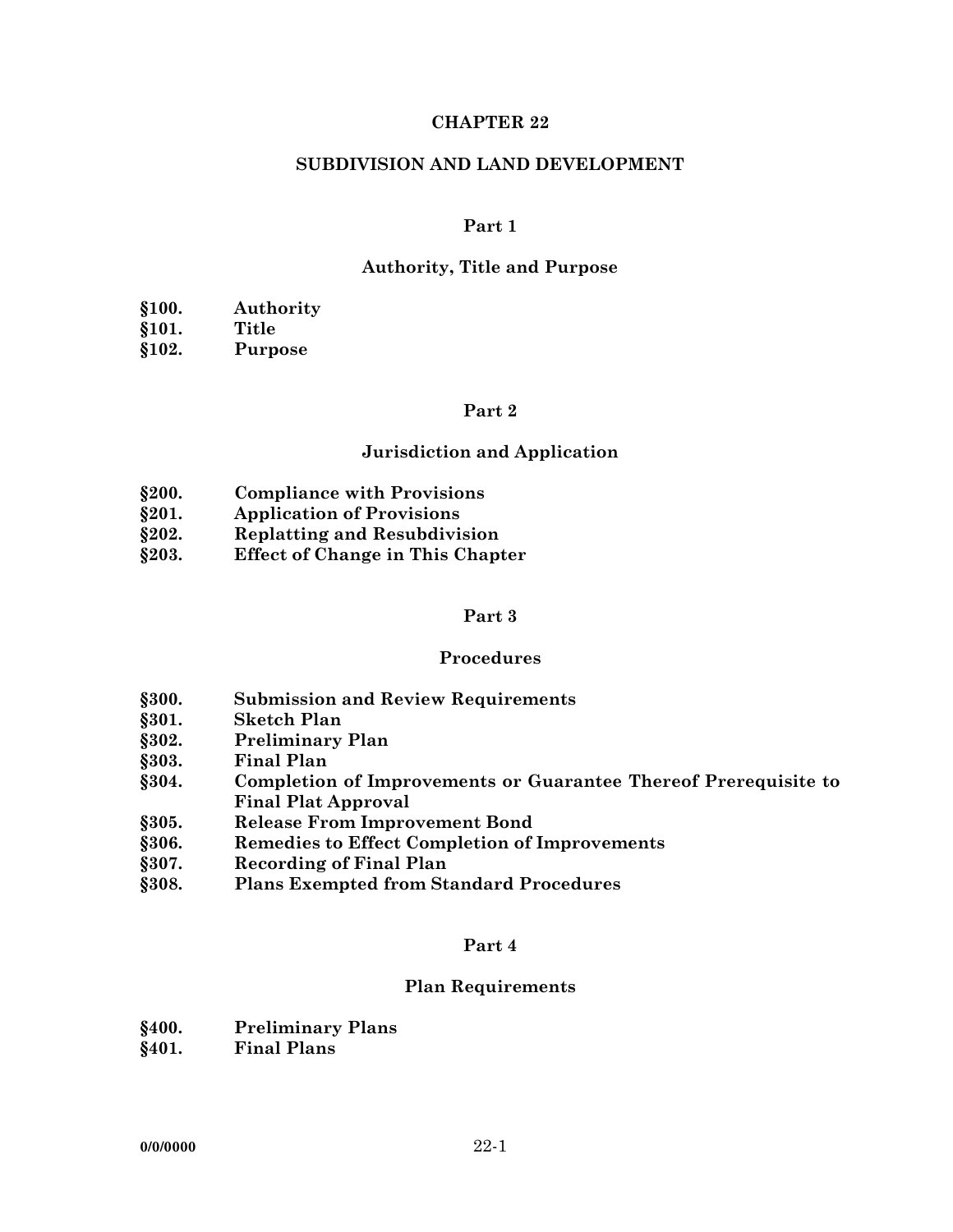# CHAPTER 22

# SUBDIVISION AND LAND DEVELOPMENT

## Part 1

## Authority, Title and Purpose

**§100. Authority**
**§101. Title**
**§102. Purpose**

## Part 2

## Jurisdiction and Application

**§200. Compliance with Provisions**
**§201. Application of Provisions**
**§202. Replatting and Resubdivision**
**§203. Effect of Change in This Chapter**

## Part 3

## Procedures

**§300. Submission and Review Requirements**
**§301. Sketch Plan**
**§302. Preliminary Plan**
**§303. Final Plan**
**§304. Completion of Improvements or Guarantee Thereof Prerequisite to Final Plat Approval**
**§305. Release From Improvement Bond**
**§306. Remedies to Effect Completion of Improvements**
**§307. Recording of Final Plan**
**§308. Plans Exempted from Standard Procedures**

## Part 4

## Plan Requirements

**§400. Preliminary Plans**
**§401. Final Plans**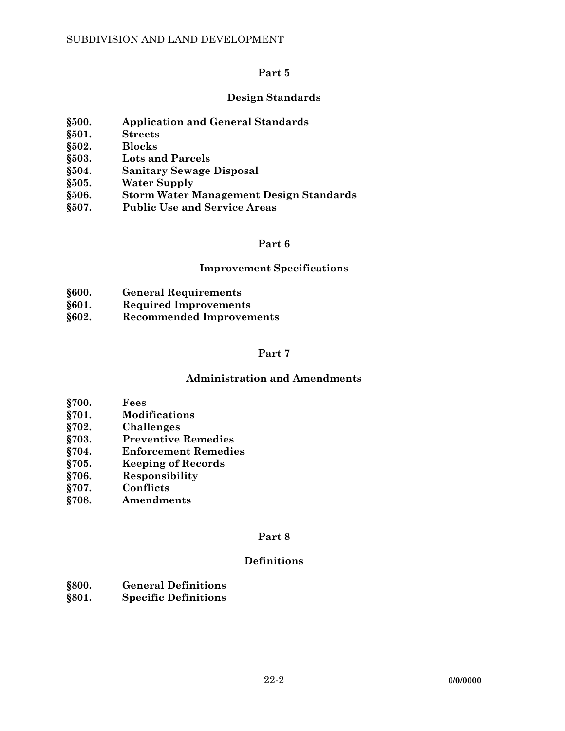## Part 5

## Design Standards

**§500.** **Application and General Standards**
**§501.** **Streets**
**§502.** **Blocks**
**§503.** **Lots and Parcels**
**§504.** **Sanitary Sewage Disposal**
**§505.** **Water Supply**
**§506.** **Storm Water Management Design Standards**
**§507.** **Public Use and Service Areas**

## Part 6

## Improvement Specifications

**§600.** **General Requirements**
**§601.** **Required Improvements**
**§602.** **Recommended Improvements**

## Part 7

## Administration and Amendments

**§700.** **Fees**
**§701.** **Modifications**
**§702.** **Challenges**
**§703.** **Preventive Remedies**
**§704.** **Enforcement Remedies**
**§705.** **Keeping of Records**
**§706.** **Responsibility**
**§707.** **Conflicts**
**§708.** **Amendments**

## Part 8

## Definitions

**§800.** **General Definitions**
**§801.** **Specific Definitions**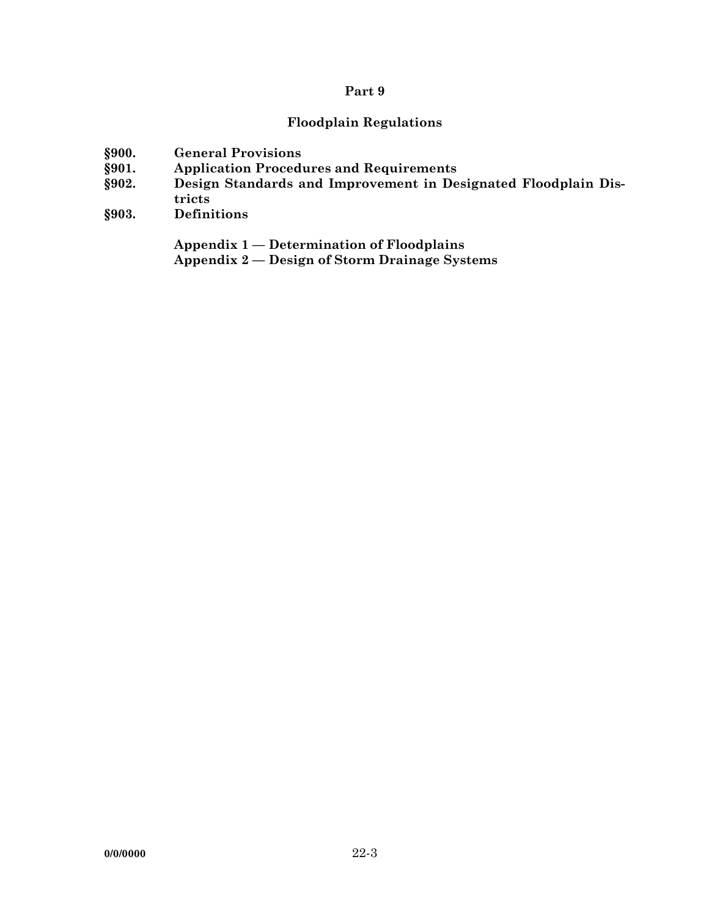## Part 9

## Floodplain Regulations

**§900.** **General Provisions**
**§901.** **Application Procedures and Requirements**
**§902.** **Design Standards and Improvement in Designated Floodplain Districts**
**§903.** **Definitions**

**Appendix 1 — Determination of Floodplains**
**Appendix 2 — Design of Storm Drainage Systems**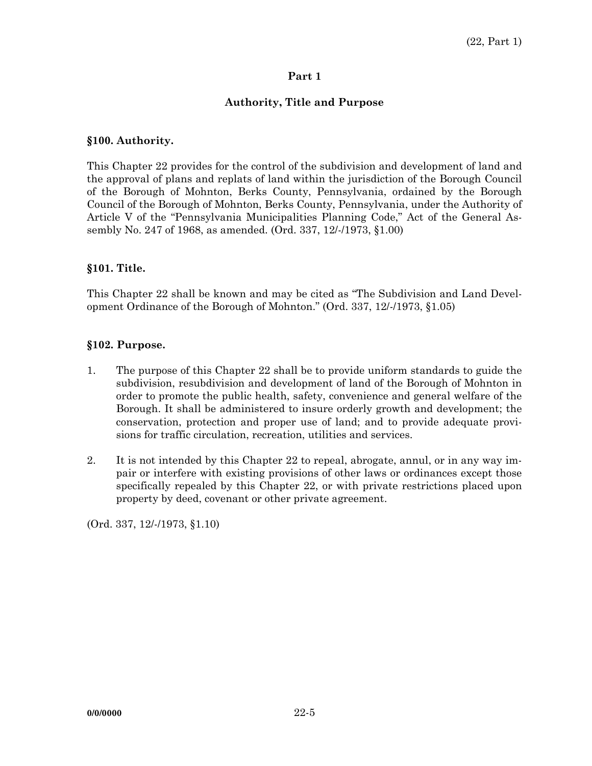# Part 1

## Authority, Title and Purpose

### §100. Authority.

This Chapter 22 provides for the control of the subdivision and development of land and the approval of plans and replats of land within the jurisdiction of the Borough Council of the Borough of Mohnton, Berks County, Pennsylvania, ordained by the Borough Council of the Borough of Mohnton, Berks County, Pennsylvania, under the Authority of Article V of the "Pennsylvania Municipalities Planning Code," Act of the General Assembly No. 247 of 1968, as amended. (Ord. 337, 12/-/1973, §1.00)

### §101. Title.

This Chapter 22 shall be known and may be cited as "The Subdivision and Land Development Ordinance of the Borough of Mohnton." (Ord. 337, 12/-/1973, §1.05)

### §102. Purpose.

1. The purpose of this Chapter 22 shall be to provide uniform standards to guide the subdivision, resubdivision and development of land of the Borough of Mohnton in order to promote the public health, safety, convenience and general welfare of the Borough. It shall be administered to insure orderly growth and development; the conservation, protection and proper use of land; and to provide adequate provisions for traffic circulation, recreation, utilities and services.

2. It is not intended by this Chapter 22 to repeal, abrogate, annul, or in any way impair or interfere with existing provisions of other laws or ordinances except those specifically repealed by this Chapter 22, or with private restrictions placed upon property by deed, covenant or other private agreement.

(Ord. 337, 12/-/1973, §1.10)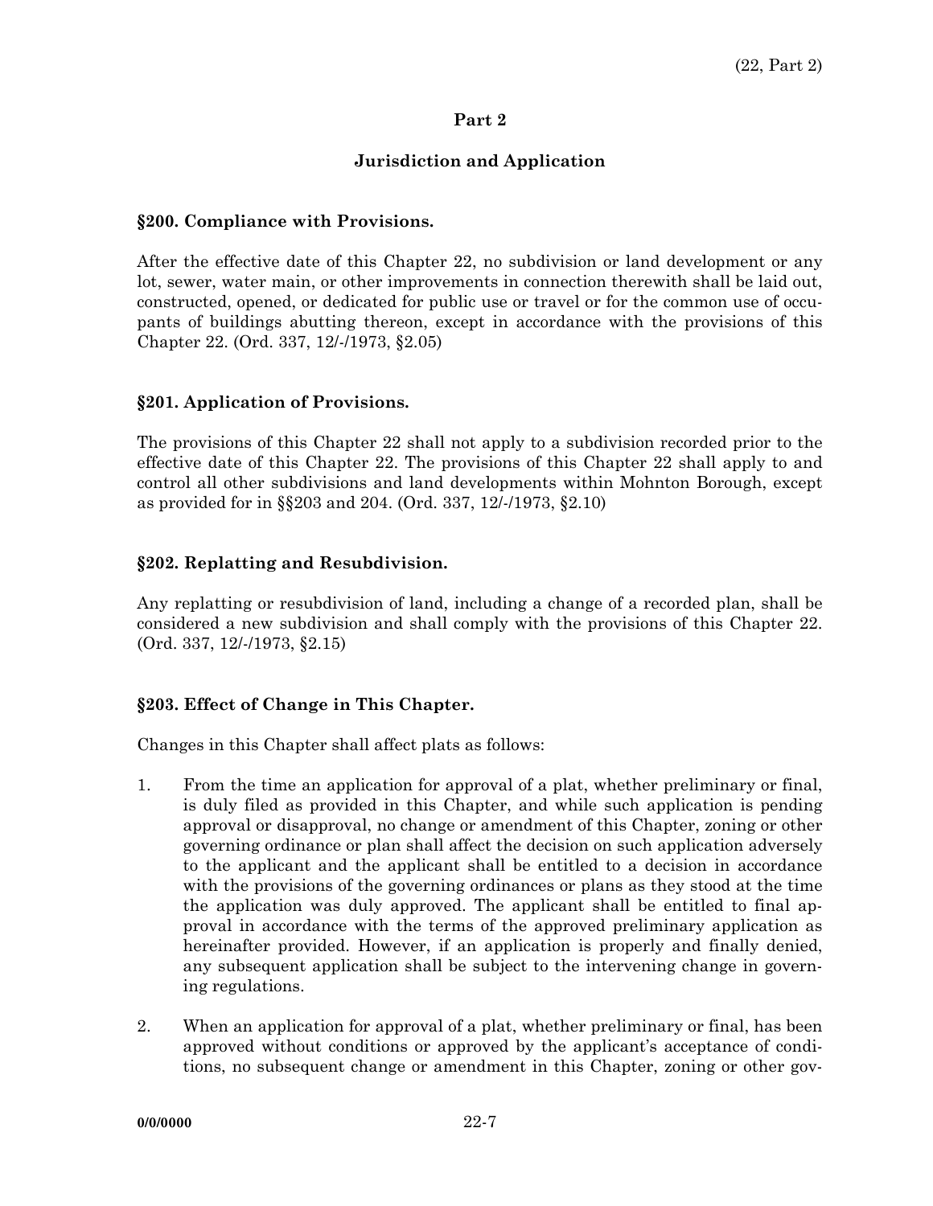## Part 2

## Jurisdiction and Application

### §200. Compliance with Provisions.

After the effective date of this Chapter 22, no subdivision or land development or any lot, sewer, water main, or other improvements in connection therewith shall be laid out, constructed, opened, or dedicated for public use or travel or for the common use of occupants of buildings abutting thereon, except in accordance with the provisions of this Chapter 22. (Ord. 337, 12/-/1973, §2.05)

### §201. Application of Provisions.

The provisions of this Chapter 22 shall not apply to a subdivision recorded prior to the effective date of this Chapter 22. The provisions of this Chapter 22 shall apply to and control all other subdivisions and land developments within Mohnton Borough, except as provided for in §§203 and 204. (Ord. 337, 12/-/1973, §2.10)

### §202. Replatting and Resubdivision.

Any replatting or resubdivision of land, including a change of a recorded plan, shall be considered a new subdivision and shall comply with the provisions of this Chapter 22. (Ord. 337, 12/-/1973, §2.15)

### §203. Effect of Change in This Chapter.

Changes in this Chapter shall affect plats as follows:

1. From the time an application for approval of a plat, whether preliminary or final, is duly filed as provided in this Chapter, and while such application is pending approval or disapproval, no change or amendment of this Chapter, zoning or other governing ordinance or plan shall affect the decision on such application adversely to the applicant and the applicant shall be entitled to a decision in accordance with the provisions of the governing ordinances or plans as they stood at the time the application was duly approved. The applicant shall be entitled to final approval in accordance with the terms of the approved preliminary application as hereinafter provided. However, if an application is properly and finally denied, any subsequent application shall be subject to the intervening change in governing regulations.

2. When an application for approval of a plat, whether preliminary or final, has been approved without conditions or approved by the applicant's acceptance of conditions, no subsequent change or amendment in this Chapter, zoning or other gov-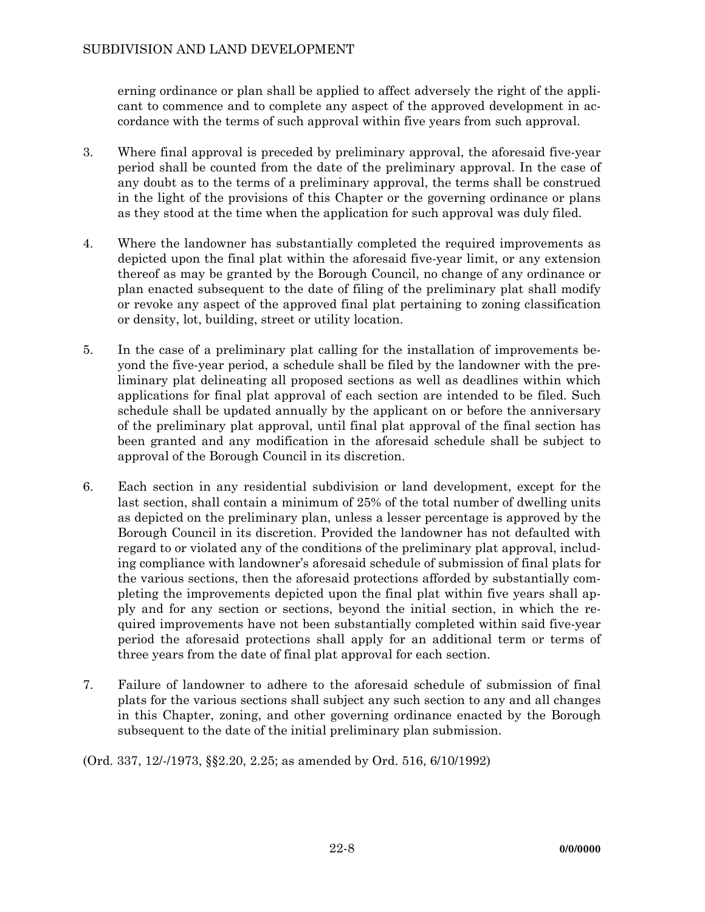erning ordinance or plan shall be applied to affect adversely the right of the applicant to commence and to complete any aspect of the approved development in accordance with the terms of such approval within five years from such approval.

3. Where final approval is preceded by preliminary approval, the aforesaid five-year period shall be counted from the date of the preliminary approval. In the case of any doubt as to the terms of a preliminary approval, the terms shall be construed in the light of the provisions of this Chapter or the governing ordinance or plans as they stood at the time when the application for such approval was duly filed.

4. Where the landowner has substantially completed the required improvements as depicted upon the final plat within the aforesaid five-year limit, or any extension thereof as may be granted by the Borough Council, no change of any ordinance or plan enacted subsequent to the date of filing of the preliminary plat shall modify or revoke any aspect of the approved final plat pertaining to zoning classification or density, lot, building, street or utility location.

5. In the case of a preliminary plat calling for the installation of improvements beyond the five-year period, a schedule shall be filed by the landowner with the preliminary plat delineating all proposed sections as well as deadlines within which applications for final plat approval of each section are intended to be filed. Such schedule shall be updated annually by the applicant on or before the anniversary of the preliminary plat approval, until final plat approval of the final section has been granted and any modification in the aforesaid schedule shall be subject to approval of the Borough Council in its discretion.

6. Each section in any residential subdivision or land development, except for the last section, shall contain a minimum of 25% of the total number of dwelling units as depicted on the preliminary plan, unless a lesser percentage is approved by the Borough Council in its discretion. Provided the landowner has not defaulted with regard to or violated any of the conditions of the preliminary plat approval, including compliance with landowner's aforesaid schedule of submission of final plats for the various sections, then the aforesaid protections afforded by substantially completing the improvements depicted upon the final plat within five years shall apply and for any section or sections, beyond the initial section, in which the required improvements have not been substantially completed within said five-year period the aforesaid protections shall apply for an additional term or terms of three years from the date of final plat approval for each section.

7. Failure of landowner to adhere to the aforesaid schedule of submission of final plats for the various sections shall subject any such section to any and all changes in this Chapter, zoning, and other governing ordinance enacted by the Borough subsequent to the date of the initial preliminary plan submission.

(Ord. 337, 12/-/1973, §§2.20, 2.25; as amended by Ord. 516, 6/10/1992)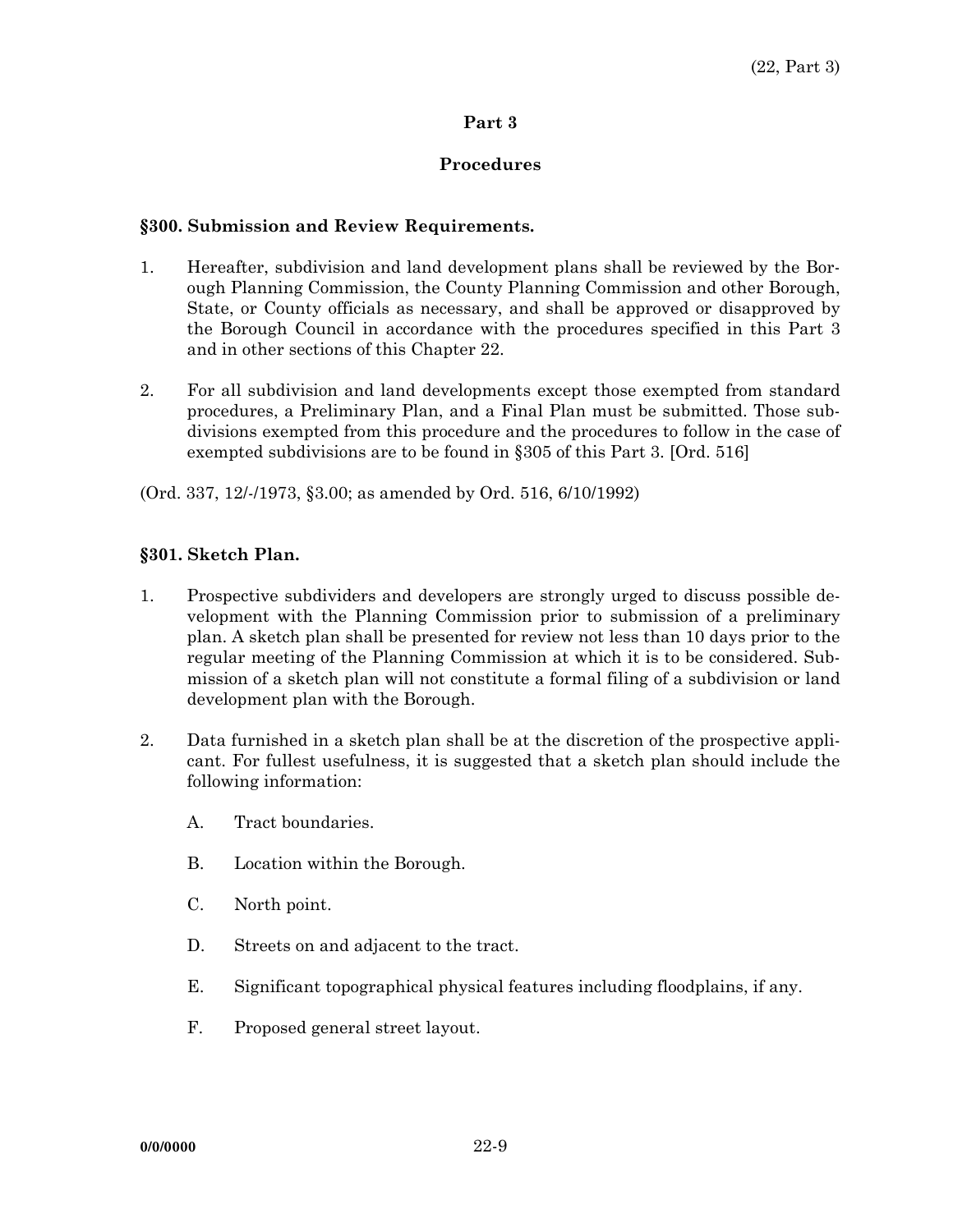# Part 3

## Procedures

### §300. Submission and Review Requirements.

1. Hereafter, subdivision and land development plans shall be reviewed by the Borough Planning Commission, the County Planning Commission and other Borough, State, or County officials as necessary, and shall be approved or disapproved by the Borough Council in accordance with the procedures specified in this Part 3 and in other sections of this Chapter 22.

2. For all subdivision and land developments except those exempted from standard procedures, a Preliminary Plan, and a Final Plan must be submitted. Those subdivisions exempted from this procedure and the procedures to follow in the case of exempted subdivisions are to be found in §305 of this Part 3. [Ord. 516]

(Ord. 337, 12/-/1973, §3.00; as amended by Ord. 516, 6/10/1992)

### §301. Sketch Plan.

1. Prospective subdividers and developers are strongly urged to discuss possible development with the Planning Commission prior to submission of a preliminary plan. A sketch plan shall be presented for review not less than 10 days prior to the regular meeting of the Planning Commission at which it is to be considered. Submission of a sketch plan will not constitute a formal filing of a subdivision or land development plan with the Borough.

2. Data furnished in a sketch plan shall be at the discretion of the prospective applicant. For fullest usefulness, it is suggested that a sketch plan should include the following information:

   A. Tract boundaries.

   B. Location within the Borough.

   C. North point.

   D. Streets on and adjacent to the tract.

   E. Significant topographical physical features including floodplains, if any.

   F. Proposed general street layout.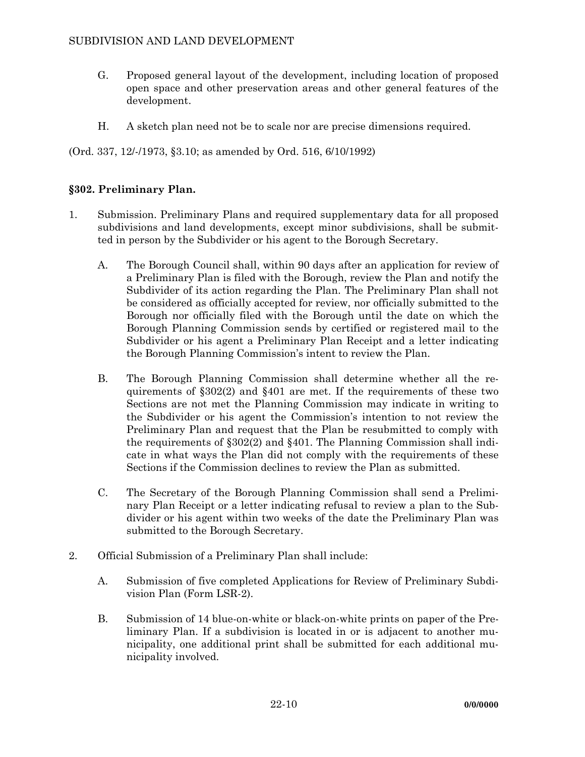G. Proposed general layout of the development, including location of proposed open space and other preservation areas and other general features of the development.

H. A sketch plan need not be to scale nor are precise dimensions required.

(Ord. 337, 12/-/1973, §3.10; as amended by Ord. 516, 6/10/1992)

## §302. Preliminary Plan.

1. Submission. Preliminary Plans and required supplementary data for all proposed subdivisions and land developments, except minor subdivisions, shall be submitted in person by the Subdivider or his agent to the Borough Secretary.

   A. The Borough Council shall, within 90 days after an application for review of a Preliminary Plan is filed with the Borough, review the Plan and notify the Subdivider of its action regarding the Plan. The Preliminary Plan shall not be considered as officially accepted for review, nor officially submitted to the Borough nor officially filed with the Borough until the date on which the Borough Planning Commission sends by certified or registered mail to the Subdivider or his agent a Preliminary Plan Receipt and a letter indicating the Borough Planning Commission's intent to review the Plan.

   B. The Borough Planning Commission shall determine whether all the requirements of §302(2) and §401 are met. If the requirements of these two Sections are not met the Planning Commission may indicate in writing to the Subdivider or his agent the Commission's intention to not review the Preliminary Plan and request that the Plan be resubmitted to comply with the requirements of §302(2) and §401. The Planning Commission shall indicate in what ways the Plan did not comply with the requirements of these Sections if the Commission declines to review the Plan as submitted.

   C. The Secretary of the Borough Planning Commission shall send a Preliminary Plan Receipt or a letter indicating refusal to review a plan to the Subdivider or his agent within two weeks of the date the Preliminary Plan was submitted to the Borough Secretary.

2. Official Submission of a Preliminary Plan shall include:

   A. Submission of five completed Applications for Review of Preliminary Subdivision Plan (Form LSR-2).

   B. Submission of 14 blue-on-white or black-on-white prints on paper of the Preliminary Plan. If a subdivision is located in or is adjacent to another municipality, one additional print shall be submitted for each additional municipality involved.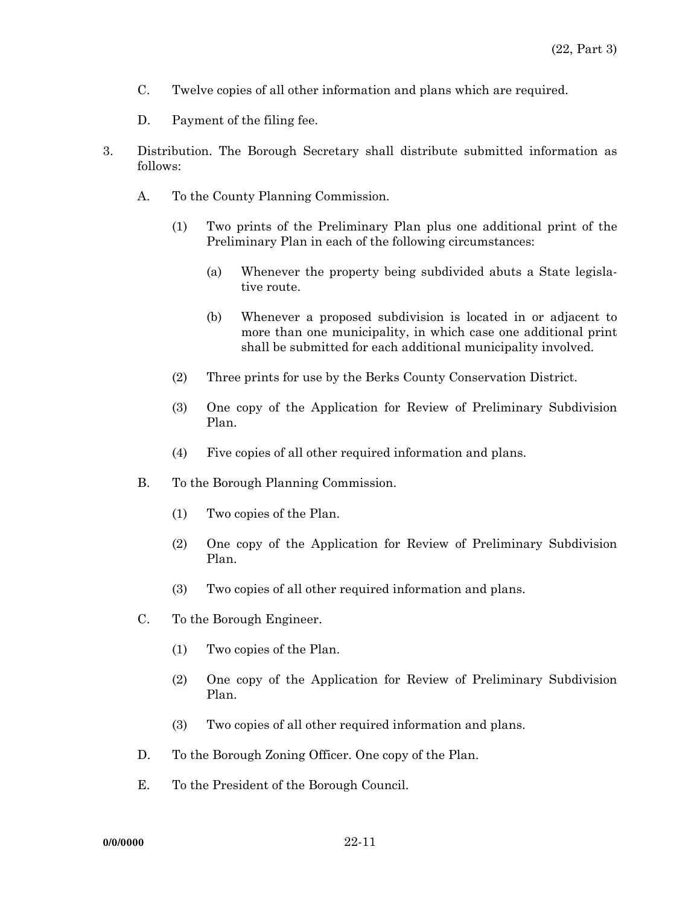C. Twelve copies of all other information and plans which are required.

D. Payment of the filing fee.

3. Distribution. The Borough Secretary shall distribute submitted information as follows:

   A. To the County Planning Commission.

      (1) Two prints of the Preliminary Plan plus one additional print of the Preliminary Plan in each of the following circumstances:

         (a) Whenever the property being subdivided abuts a State legislative route.

         (b) Whenever a proposed subdivision is located in or adjacent to more than one municipality, in which case one additional print shall be submitted for each additional municipality involved.

      (2) Three prints for use by the Berks County Conservation District.

      (3) One copy of the Application for Review of Preliminary Subdivision Plan.

      (4) Five copies of all other required information and plans.

   B. To the Borough Planning Commission.

      (1) Two copies of the Plan.

      (2) One copy of the Application for Review of Preliminary Subdivision Plan.

      (3) Two copies of all other required information and plans.

   C. To the Borough Engineer.

      (1) Two copies of the Plan.

      (2) One copy of the Application for Review of Preliminary Subdivision Plan.

      (3) Two copies of all other required information and plans.

   D. To the Borough Zoning Officer. One copy of the Plan.

   E. To the President of the Borough Council.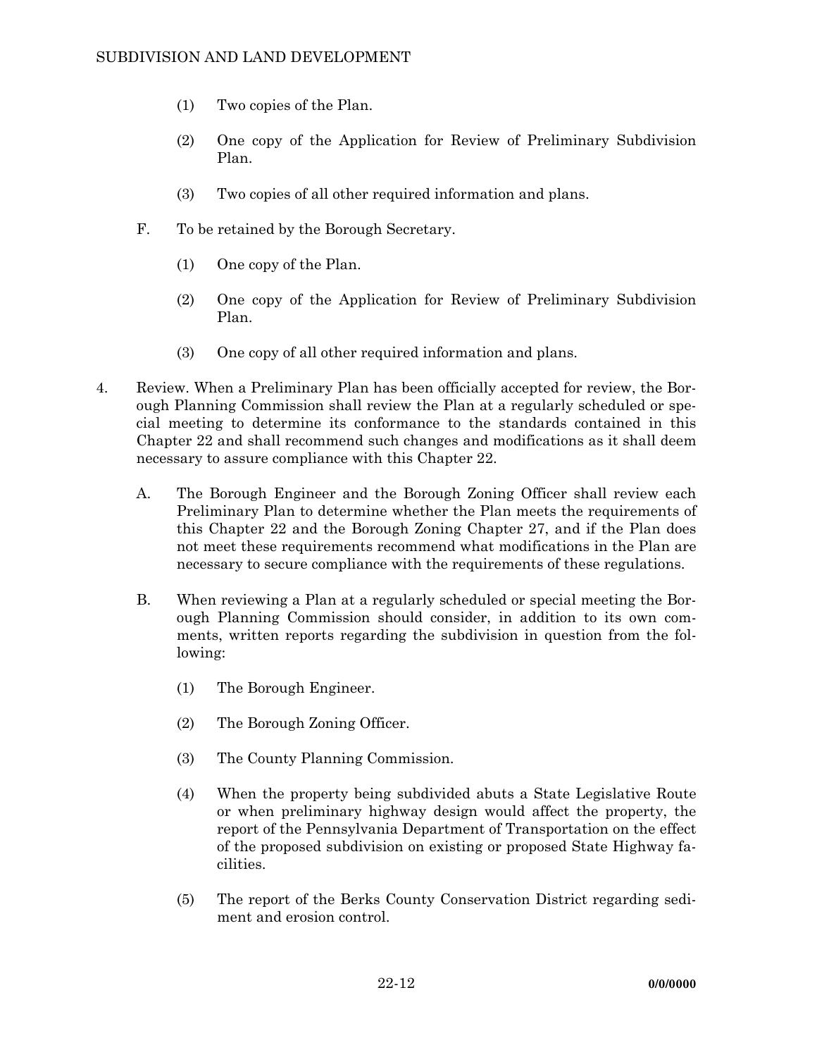(1) Two copies of the Plan.

(2) One copy of the Application for Review of Preliminary Subdivision Plan.

(3) Two copies of all other required information and plans.

F. To be retained by the Borough Secretary.

(1) One copy of the Plan.

(2) One copy of the Application for Review of Preliminary Subdivision Plan.

(3) One copy of all other required information and plans.

4. Review. When a Preliminary Plan has been officially accepted for review, the Borough Planning Commission shall review the Plan at a regularly scheduled or special meeting to determine its conformance to the standards contained in this Chapter 22 and shall recommend such changes and modifications as it shall deem necessary to assure compliance with this Chapter 22.

A. The Borough Engineer and the Borough Zoning Officer shall review each Preliminary Plan to determine whether the Plan meets the requirements of this Chapter 22 and the Borough Zoning Chapter 27, and if the Plan does not meet these requirements recommend what modifications in the Plan are necessary to secure compliance with the requirements of these regulations.

B. When reviewing a Plan at a regularly scheduled or special meeting the Borough Planning Commission should consider, in addition to its own comments, written reports regarding the subdivision in question from the following:

(1) The Borough Engineer.

(2) The Borough Zoning Officer.

(3) The County Planning Commission.

(4) When the property being subdivided abuts a State Legislative Route or when preliminary highway design would affect the property, the report of the Pennsylvania Department of Transportation on the effect of the proposed subdivision on existing or proposed State Highway facilities.

(5) The report of the Berks County Conservation District regarding sediment and erosion control.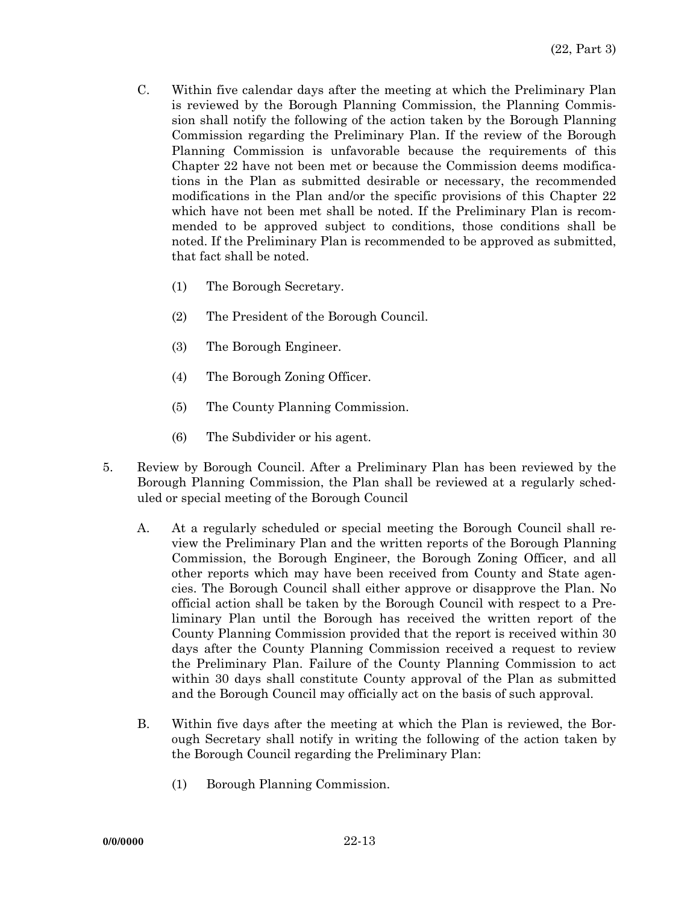C. Within five calendar days after the meeting at which the Preliminary Plan is reviewed by the Borough Planning Commission, the Planning Commission shall notify the following of the action taken by the Borough Planning Commission regarding the Preliminary Plan. If the review of the Borough Planning Commission is unfavorable because the requirements of this Chapter 22 have not been met or because the Commission deems modifications in the Plan as submitted desirable or necessary, the recommended modifications in the Plan and/or the specific provisions of this Chapter 22 which have not been met shall be noted. If the Preliminary Plan is recommended to be approved subject to conditions, those conditions shall be noted. If the Preliminary Plan is recommended to be approved as submitted, that fact shall be noted.

   (1) The Borough Secretary.

   (2) The President of the Borough Council.

   (3) The Borough Engineer.

   (4) The Borough Zoning Officer.

   (5) The County Planning Commission.

   (6) The Subdivider or his agent.

5. Review by Borough Council. After a Preliminary Plan has been reviewed by the Borough Planning Commission, the Plan shall be reviewed at a regularly scheduled or special meeting of the Borough Council

   A. At a regularly scheduled or special meeting the Borough Council shall review the Preliminary Plan and the written reports of the Borough Planning Commission, the Borough Engineer, the Borough Zoning Officer, and all other reports which may have been received from County and State agencies. The Borough Council shall either approve or disapprove the Plan. No official action shall be taken by the Borough Council with respect to a Preliminary Plan until the Borough has received the written report of the County Planning Commission provided that the report is received within 30 days after the County Planning Commission received a request to review the Preliminary Plan. Failure of the County Planning Commission to act within 30 days shall constitute County approval of the Plan as submitted and the Borough Council may officially act on the basis of such approval.

   B. Within five days after the meeting at which the Plan is reviewed, the Borough Secretary shall notify in writing the following of the action taken by the Borough Council regarding the Preliminary Plan:

      (1) Borough Planning Commission.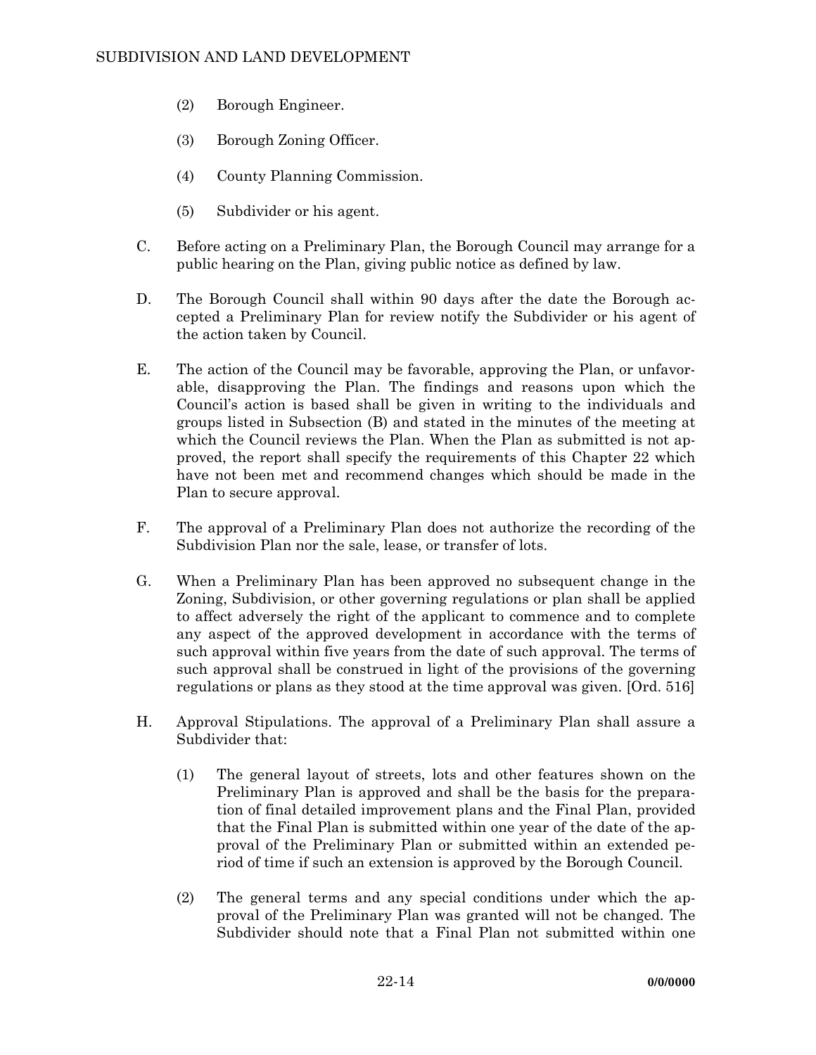(2) Borough Engineer.

(3) Borough Zoning Officer.

(4) County Planning Commission.

(5) Subdivider or his agent.

C. Before acting on a Preliminary Plan, the Borough Council may arrange for a public hearing on the Plan, giving public notice as defined by law.

D. The Borough Council shall within 90 days after the date the Borough accepted a Preliminary Plan for review notify the Subdivider or his agent of the action taken by Council.

E. The action of the Council may be favorable, approving the Plan, or unfavorable, disapproving the Plan. The findings and reasons upon which the Council's action is based shall be given in writing to the individuals and groups listed in Subsection (B) and stated in the minutes of the meeting at which the Council reviews the Plan. When the Plan as submitted is not approved, the report shall specify the requirements of this Chapter 22 which have not been met and recommend changes which should be made in the Plan to secure approval.

F. The approval of a Preliminary Plan does not authorize the recording of the Subdivision Plan nor the sale, lease, or transfer of lots.

G. When a Preliminary Plan has been approved no subsequent change in the Zoning, Subdivision, or other governing regulations or plan shall be applied to affect adversely the right of the applicant to commence and to complete any aspect of the approved development in accordance with the terms of such approval within five years from the date of such approval. The terms of such approval shall be construed in light of the provisions of the governing regulations or plans as they stood at the time approval was given. [Ord. 516]

H. Approval Stipulations. The approval of a Preliminary Plan shall assure a Subdivider that:

(1) The general layout of streets, lots and other features shown on the Preliminary Plan is approved and shall be the basis for the preparation of final detailed improvement plans and the Final Plan, provided that the Final Plan is submitted within one year of the date of the approval of the Preliminary Plan or submitted within an extended period of time if such an extension is approved by the Borough Council.

(2) The general terms and any special conditions under which the approval of the Preliminary Plan was granted will not be changed. The Subdivider should note that a Final Plan not submitted within one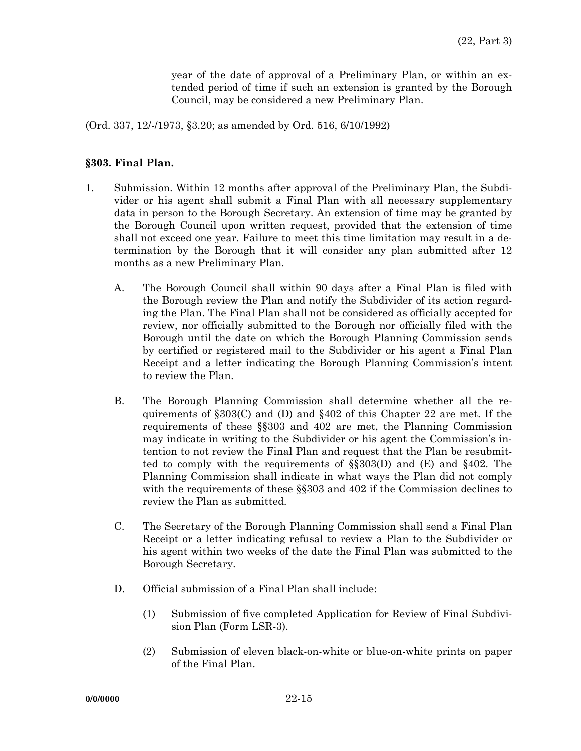year of the date of approval of a Preliminary Plan, or within an extended period of time if such an extension is granted by the Borough Council, may be considered a new Preliminary Plan.

(Ord. 337, 12/-/1973, §3.20; as amended by Ord. 516, 6/10/1992)

**§303. Final Plan.**

1. Submission. Within 12 months after approval of the Preliminary Plan, the Subdivider or his agent shall submit a Final Plan with all necessary supplementary data in person to the Borough Secretary. An extension of time may be granted by the Borough Council upon written request, provided that the extension of time shall not exceed one year. Failure to meet this time limitation may result in a determination by the Borough that it will consider any plan submitted after 12 months as a new Preliminary Plan.

   A. The Borough Council shall within 90 days after a Final Plan is filed with the Borough review the Plan and notify the Subdivider of its action regarding the Plan. The Final Plan shall not be considered as officially accepted for review, nor officially submitted to the Borough nor officially filed with the Borough until the date on which the Borough Planning Commission sends by certified or registered mail to the Subdivider or his agent a Final Plan Receipt and a letter indicating the Borough Planning Commission's intent to review the Plan.

   B. The Borough Planning Commission shall determine whether all the requirements of §303(C) and (D) and §402 of this Chapter 22 are met. If the requirements of these §§303 and 402 are met, the Planning Commission may indicate in writing to the Subdivider or his agent the Commission's intention to not review the Final Plan and request that the Plan be resubmitted to comply with the requirements of §§303(D) and (E) and §402. The Planning Commission shall indicate in what ways the Plan did not comply with the requirements of these §§303 and 402 if the Commission declines to review the Plan as submitted.

   C. The Secretary of the Borough Planning Commission shall send a Final Plan Receipt or a letter indicating refusal to review a Plan to the Subdivider or his agent within two weeks of the date the Final Plan was submitted to the Borough Secretary.

   D. Official submission of a Final Plan shall include:

      (1) Submission of five completed Application for Review of Final Subdivision Plan (Form LSR-3).

      (2) Submission of eleven black-on-white or blue-on-white prints on paper of the Final Plan.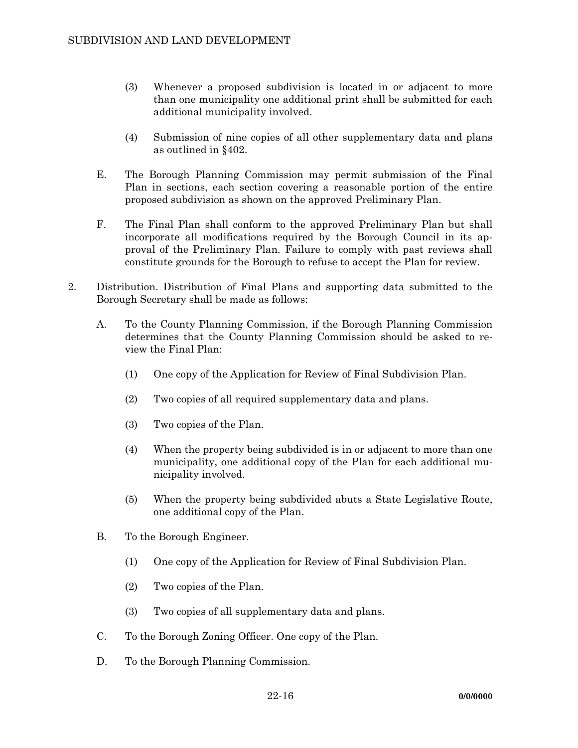(3) Whenever a proposed subdivision is located in or adjacent to more than one municipality one additional print shall be submitted for each additional municipality involved.

(4) Submission of nine copies of all other supplementary data and plans as outlined in §402.

E. The Borough Planning Commission may permit submission of the Final Plan in sections, each section covering a reasonable portion of the entire proposed subdivision as shown on the approved Preliminary Plan.

F. The Final Plan shall conform to the approved Preliminary Plan but shall incorporate all modifications required by the Borough Council in its approval of the Preliminary Plan. Failure to comply with past reviews shall constitute grounds for the Borough to refuse to accept the Plan for review.

2. Distribution. Distribution of Final Plans and supporting data submitted to the Borough Secretary shall be made as follows:

A. To the County Planning Commission, if the Borough Planning Commission determines that the County Planning Commission should be asked to review the Final Plan:

(1) One copy of the Application for Review of Final Subdivision Plan.

(2) Two copies of all required supplementary data and plans.

(3) Two copies of the Plan.

(4) When the property being subdivided is in or adjacent to more than one municipality, one additional copy of the Plan for each additional municipality involved.

(5) When the property being subdivided abuts a State Legislative Route, one additional copy of the Plan.

B. To the Borough Engineer.

(1) One copy of the Application for Review of Final Subdivision Plan.

(2) Two copies of the Plan.

(3) Two copies of all supplementary data and plans.

C. To the Borough Zoning Officer. One copy of the Plan.

D. To the Borough Planning Commission.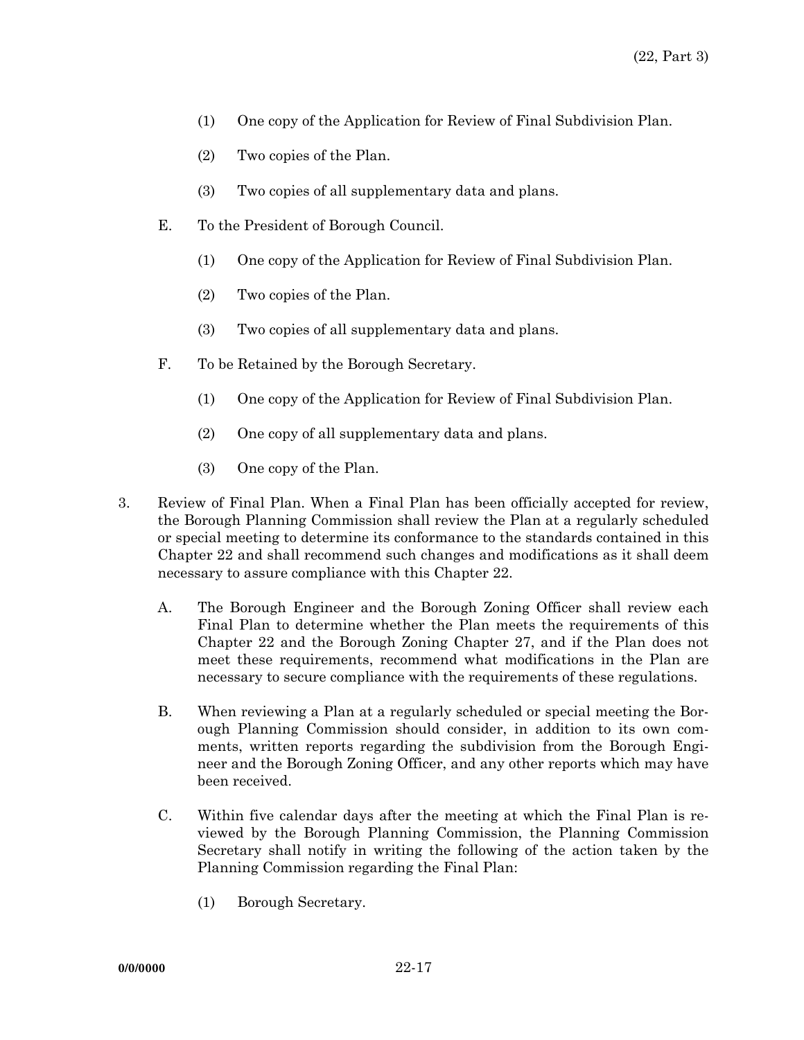(1) One copy of the Application for Review of Final Subdivision Plan.

(2) Two copies of the Plan.

(3) Two copies of all supplementary data and plans.

E. To the President of Borough Council.

(1) One copy of the Application for Review of Final Subdivision Plan.

(2) Two copies of the Plan.

(3) Two copies of all supplementary data and plans.

F. To be Retained by the Borough Secretary.

(1) One copy of the Application for Review of Final Subdivision Plan.

(2) One copy of all supplementary data and plans.

(3) One copy of the Plan.

3. Review of Final Plan. When a Final Plan has been officially accepted for review, the Borough Planning Commission shall review the Plan at a regularly scheduled or special meeting to determine its conformance to the standards contained in this Chapter 22 and shall recommend such changes and modifications as it shall deem necessary to assure compliance with this Chapter 22.

A. The Borough Engineer and the Borough Zoning Officer shall review each Final Plan to determine whether the Plan meets the requirements of this Chapter 22 and the Borough Zoning Chapter 27, and if the Plan does not meet these requirements, recommend what modifications in the Plan are necessary to secure compliance with the requirements of these regulations.

B. When reviewing a Plan at a regularly scheduled or special meeting the Borough Planning Commission should consider, in addition to its own comments, written reports regarding the subdivision from the Borough Engineer and the Borough Zoning Officer, and any other reports which may have been received.

C. Within five calendar days after the meeting at which the Final Plan is reviewed by the Borough Planning Commission, the Planning Commission Secretary shall notify in writing the following of the action taken by the Planning Commission regarding the Final Plan:

(1) Borough Secretary.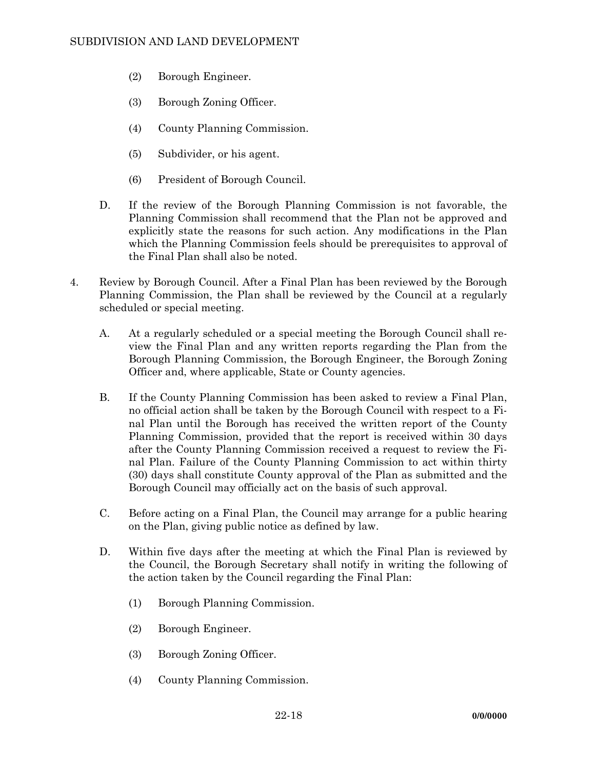(2) Borough Engineer.

(3) Borough Zoning Officer.

(4) County Planning Commission.

(5) Subdivider, or his agent.

(6) President of Borough Council.

D. If the review of the Borough Planning Commission is not favorable, the Planning Commission shall recommend that the Plan not be approved and explicitly state the reasons for such action. Any modifications in the Plan which the Planning Commission feels should be prerequisites to approval of the Final Plan shall also be noted.

4. Review by Borough Council. After a Final Plan has been reviewed by the Borough Planning Commission, the Plan shall be reviewed by the Council at a regularly scheduled or special meeting.

   A. At a regularly scheduled or a special meeting the Borough Council shall review the Final Plan and any written reports regarding the Plan from the Borough Planning Commission, the Borough Engineer, the Borough Zoning Officer and, where applicable, State or County agencies.

   B. If the County Planning Commission has been asked to review a Final Plan, no official action shall be taken by the Borough Council with respect to a Final Plan until the Borough has received the written report of the County Planning Commission, provided that the report is received within 30 days after the County Planning Commission received a request to review the Final Plan. Failure of the County Planning Commission to act within thirty (30) days shall constitute County approval of the Plan as submitted and the Borough Council may officially act on the basis of such approval.

   C. Before acting on a Final Plan, the Council may arrange for a public hearing on the Plan, giving public notice as defined by law.

   D. Within five days after the meeting at which the Final Plan is reviewed by the Council, the Borough Secretary shall notify in writing the following of the action taken by the Council regarding the Final Plan:

      (1) Borough Planning Commission.

      (2) Borough Engineer.

      (3) Borough Zoning Officer.

      (4) County Planning Commission.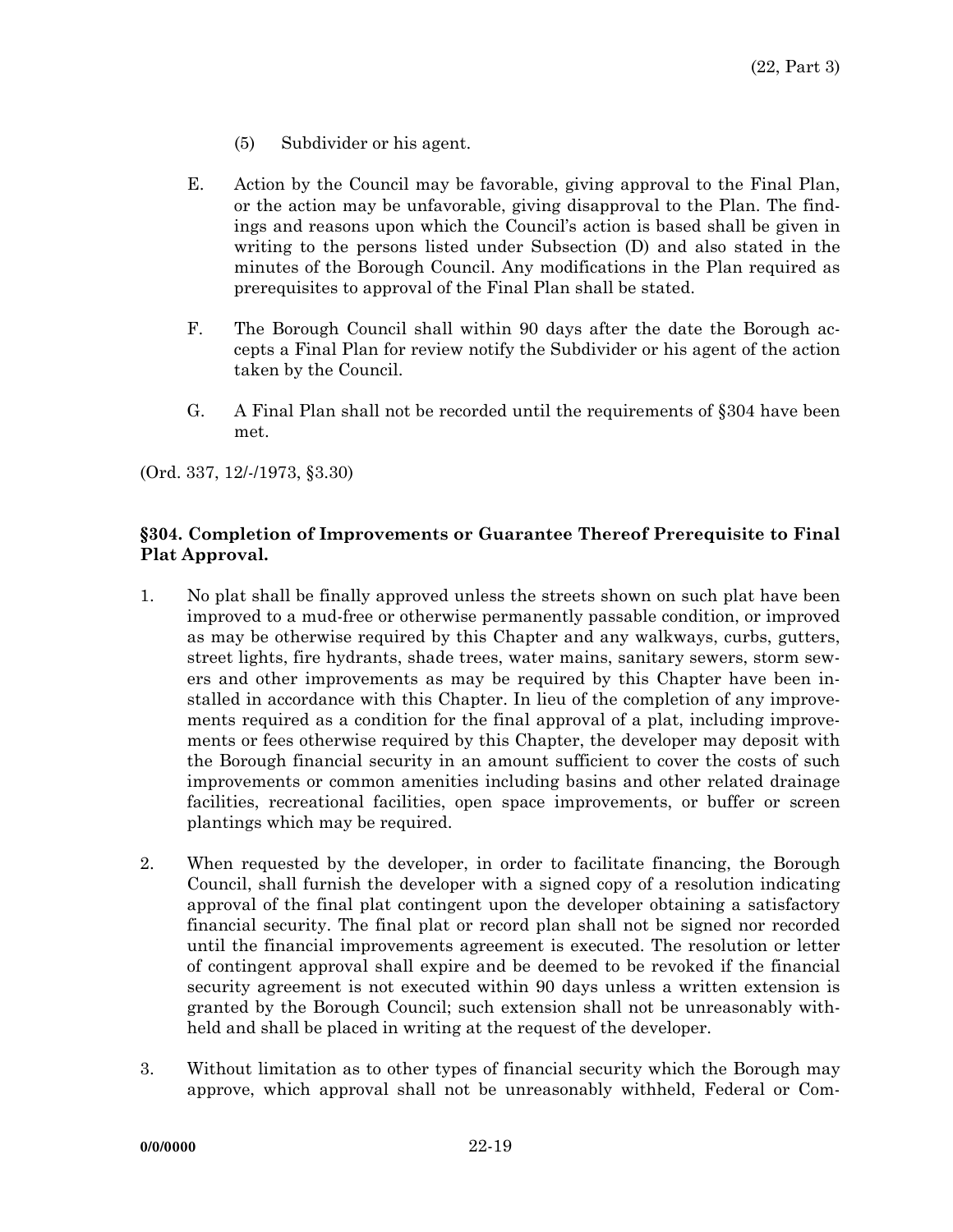(5) Subdivider or his agent.

E. Action by the Council may be favorable, giving approval to the Final Plan, or the action may be unfavorable, giving disapproval to the Plan. The findings and reasons upon which the Council's action is based shall be given in writing to the persons listed under Subsection (D) and also stated in the minutes of the Borough Council. Any modifications in the Plan required as prerequisites to approval of the Final Plan shall be stated.

F. The Borough Council shall within 90 days after the date the Borough accepts a Final Plan for review notify the Subdivider or his agent of the action taken by the Council.

G. A Final Plan shall not be recorded until the requirements of §304 have been met.

(Ord. 337, 12/-/1973, §3.30)

### §304. Completion of Improvements or Guarantee Thereof Prerequisite to Final Plat Approval.

1. No plat shall be finally approved unless the streets shown on such plat have been improved to a mud-free or otherwise permanently passable condition, or improved as may be otherwise required by this Chapter and any walkways, curbs, gutters, street lights, fire hydrants, shade trees, water mains, sanitary sewers, storm sewers and other improvements as may be required by this Chapter have been installed in accordance with this Chapter. In lieu of the completion of any improvements required as a condition for the final approval of a plat, including improvements or fees otherwise required by this Chapter, the developer may deposit with the Borough financial security in an amount sufficient to cover the costs of such improvements or common amenities including basins and other related drainage facilities, recreational facilities, open space improvements, or buffer or screen plantings which may be required.

2. When requested by the developer, in order to facilitate financing, the Borough Council, shall furnish the developer with a signed copy of a resolution indicating approval of the final plat contingent upon the developer obtaining a satisfactory financial security. The final plat or record plan shall not be signed nor recorded until the financial improvements agreement is executed. The resolution or letter of contingent approval shall expire and be deemed to be revoked if the financial security agreement is not executed within 90 days unless a written extension is granted by the Borough Council; such extension shall not be unreasonably withheld and shall be placed in writing at the request of the developer.

3. Without limitation as to other types of financial security which the Borough may approve, which approval shall not be unreasonably withheld, Federal or Com-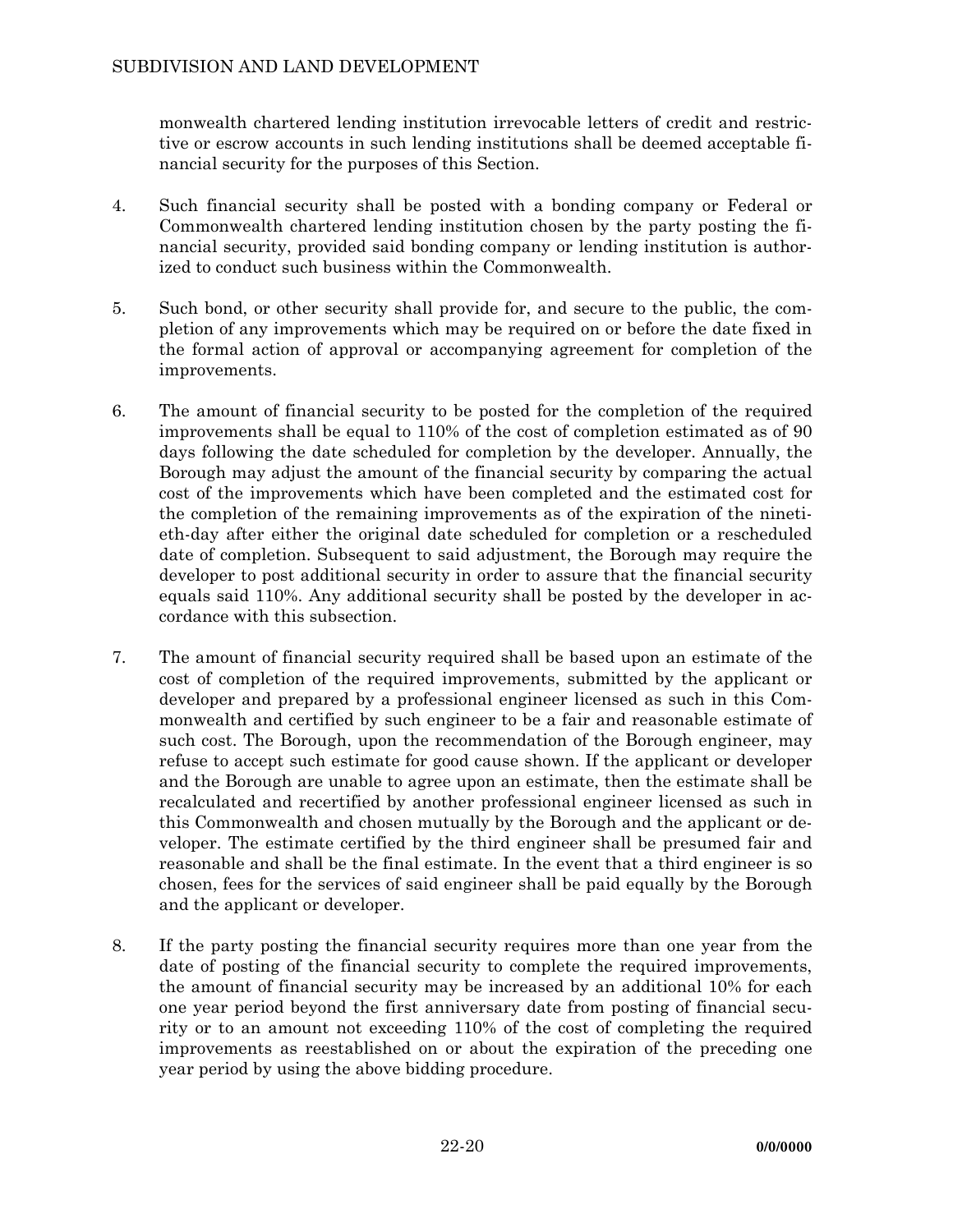monwealth chartered lending institution irrevocable letters of credit and restrictive or escrow accounts in such lending institutions shall be deemed acceptable financial security for the purposes of this Section.

4. Such financial security shall be posted with a bonding company or Federal or Commonwealth chartered lending institution chosen by the party posting the financial security, provided said bonding company or lending institution is authorized to conduct such business within the Commonwealth.

5. Such bond, or other security shall provide for, and secure to the public, the completion of any improvements which may be required on or before the date fixed in the formal action of approval or accompanying agreement for completion of the improvements.

6. The amount of financial security to be posted for the completion of the required improvements shall be equal to 110% of the cost of completion estimated as of 90 days following the date scheduled for completion by the developer. Annually, the Borough may adjust the amount of the financial security by comparing the actual cost of the improvements which have been completed and the estimated cost for the completion of the remaining improvements as of the expiration of the ninetieth-day after either the original date scheduled for completion or a rescheduled date of completion. Subsequent to said adjustment, the Borough may require the developer to post additional security in order to assure that the financial security equals said 110%. Any additional security shall be posted by the developer in accordance with this subsection.

7. The amount of financial security required shall be based upon an estimate of the cost of completion of the required improvements, submitted by the applicant or developer and prepared by a professional engineer licensed as such in this Commonwealth and certified by such engineer to be a fair and reasonable estimate of such cost. The Borough, upon the recommendation of the Borough engineer, may refuse to accept such estimate for good cause shown. If the applicant or developer and the Borough are unable to agree upon an estimate, then the estimate shall be recalculated and recertified by another professional engineer licensed as such in this Commonwealth and chosen mutually by the Borough and the applicant or developer. The estimate certified by the third engineer shall be presumed fair and reasonable and shall be the final estimate. In the event that a third engineer is so chosen, fees for the services of said engineer shall be paid equally by the Borough and the applicant or developer.

8. If the party posting the financial security requires more than one year from the date of posting of the financial security to complete the required improvements, the amount of financial security may be increased by an additional 10% for each one year period beyond the first anniversary date from posting of financial security or to an amount not exceeding 110% of the cost of completing the required improvements as reestablished on or about the expiration of the preceding one year period by using the above bidding procedure.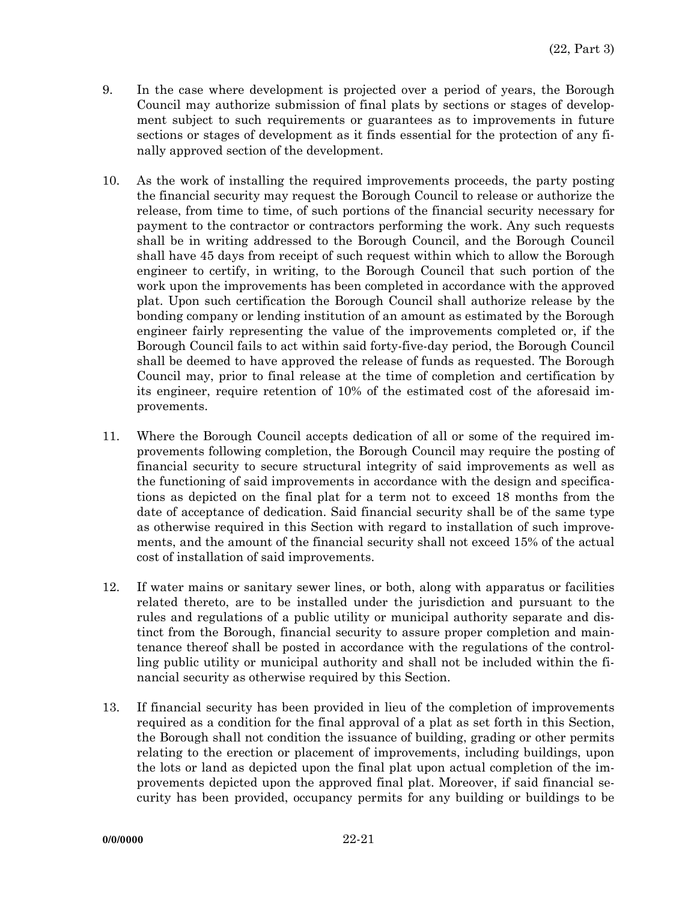9. In the case where development is projected over a period of years, the Borough Council may authorize submission of final plats by sections or stages of development subject to such requirements or guarantees as to improvements in future sections or stages of development as it finds essential for the protection of any finally approved section of the development.

10. As the work of installing the required improvements proceeds, the party posting the financial security may request the Borough Council to release or authorize the release, from time to time, of such portions of the financial security necessary for payment to the contractor or contractors performing the work. Any such requests shall be in writing addressed to the Borough Council, and the Borough Council shall have 45 days from receipt of such request within which to allow the Borough engineer to certify, in writing, to the Borough Council that such portion of the work upon the improvements has been completed in accordance with the approved plat. Upon such certification the Borough Council shall authorize release by the bonding company or lending institution of an amount as estimated by the Borough engineer fairly representing the value of the improvements completed or, if the Borough Council fails to act within said forty-five-day period, the Borough Council shall be deemed to have approved the release of funds as requested. The Borough Council may, prior to final release at the time of completion and certification by its engineer, require retention of 10% of the estimated cost of the aforesaid improvements.

11. Where the Borough Council accepts dedication of all or some of the required improvements following completion, the Borough Council may require the posting of financial security to secure structural integrity of said improvements as well as the functioning of said improvements in accordance with the design and specifications as depicted on the final plat for a term not to exceed 18 months from the date of acceptance of dedication. Said financial security shall be of the same type as otherwise required in this Section with regard to installation of such improvements, and the amount of the financial security shall not exceed 15% of the actual cost of installation of said improvements.

12. If water mains or sanitary sewer lines, or both, along with apparatus or facilities related thereto, are to be installed under the jurisdiction and pursuant to the rules and regulations of a public utility or municipal authority separate and distinct from the Borough, financial security to assure proper completion and maintenance thereof shall be posted in accordance with the regulations of the controlling public utility or municipal authority and shall not be included within the financial security as otherwise required by this Section.

13. If financial security has been provided in lieu of the completion of improvements required as a condition for the final approval of a plat as set forth in this Section, the Borough shall not condition the issuance of building, grading or other permits relating to the erection or placement of improvements, including buildings, upon the lots or land as depicted upon the final plat upon actual completion of the improvements depicted upon the approved final plat. Moreover, if said financial security has been provided, occupancy permits for any building or buildings to be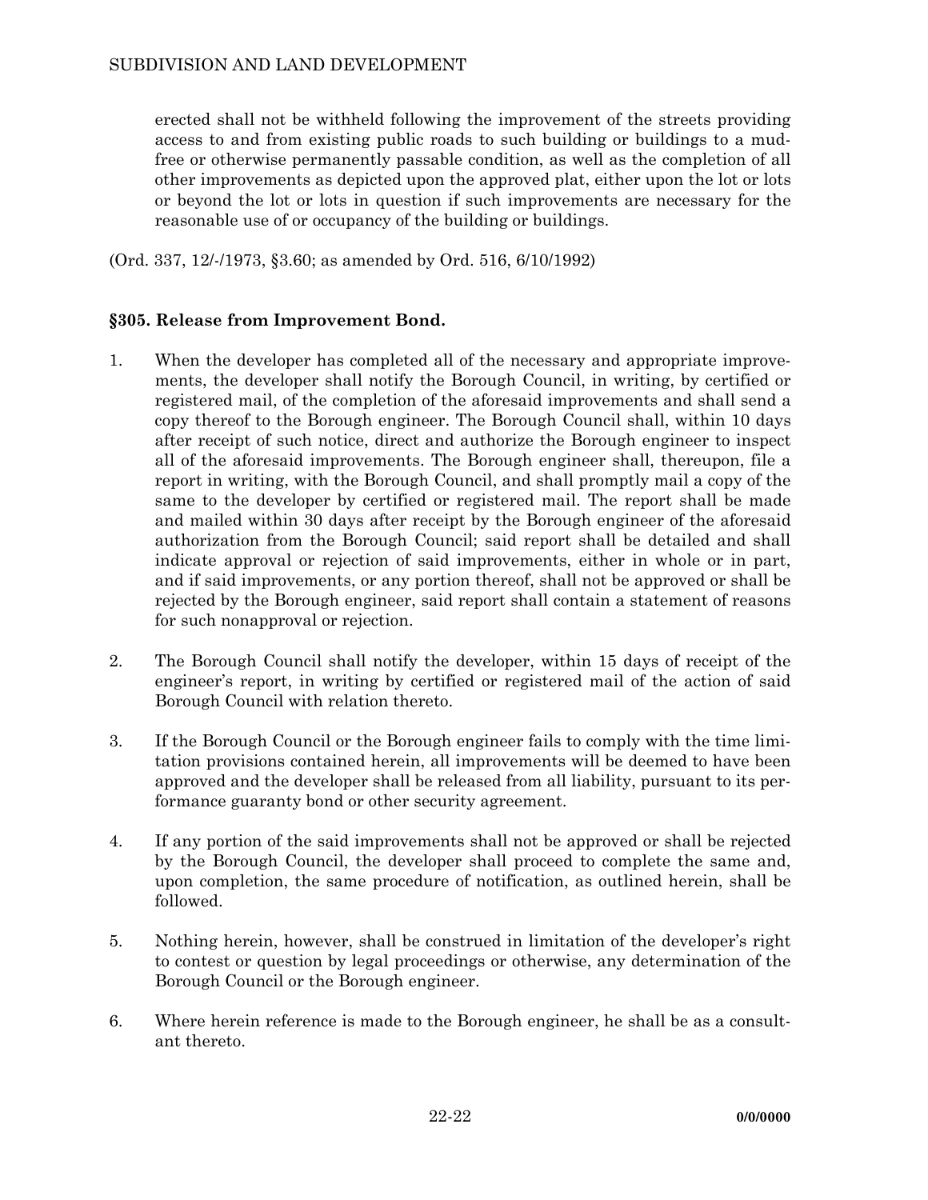erected shall not be withheld following the improvement of the streets providing access to and from existing public roads to such building or buildings to a mud-free or otherwise permanently passable condition, as well as the completion of all other improvements as depicted upon the approved plat, either upon the lot or lots or beyond the lot or lots in question if such improvements are necessary for the reasonable use of or occupancy of the building or buildings.

(Ord. 337, 12/-/1973, §3.60; as amended by Ord. 516, 6/10/1992)

### §305. Release from Improvement Bond.

1. When the developer has completed all of the necessary and appropriate improvements, the developer shall notify the Borough Council, in writing, by certified or registered mail, of the completion of the aforesaid improvements and shall send a copy thereof to the Borough engineer. The Borough Council shall, within 10 days after receipt of such notice, direct and authorize the Borough engineer to inspect all of the aforesaid improvements. The Borough engineer shall, thereupon, file a report in writing, with the Borough Council, and shall promptly mail a copy of the same to the developer by certified or registered mail. The report shall be made and mailed within 30 days after receipt by the Borough engineer of the aforesaid authorization from the Borough Council; said report shall be detailed and shall indicate approval or rejection of said improvements, either in whole or in part, and if said improvements, or any portion thereof, shall not be approved or shall be rejected by the Borough engineer, said report shall contain a statement of reasons for such nonapproval or rejection.

2. The Borough Council shall notify the developer, within 15 days of receipt of the engineer's report, in writing by certified or registered mail of the action of said Borough Council with relation thereto.

3. If the Borough Council or the Borough engineer fails to comply with the time limitation provisions contained herein, all improvements will be deemed to have been approved and the developer shall be released from all liability, pursuant to its performance guaranty bond or other security agreement.

4. If any portion of the said improvements shall not be approved or shall be rejected by the Borough Council, the developer shall proceed to complete the same and, upon completion, the same procedure of notification, as outlined herein, shall be followed.

5. Nothing herein, however, shall be construed in limitation of the developer's right to contest or question by legal proceedings or otherwise, any determination of the Borough Council or the Borough engineer.

6. Where herein reference is made to the Borough engineer, he shall be as a consultant thereto.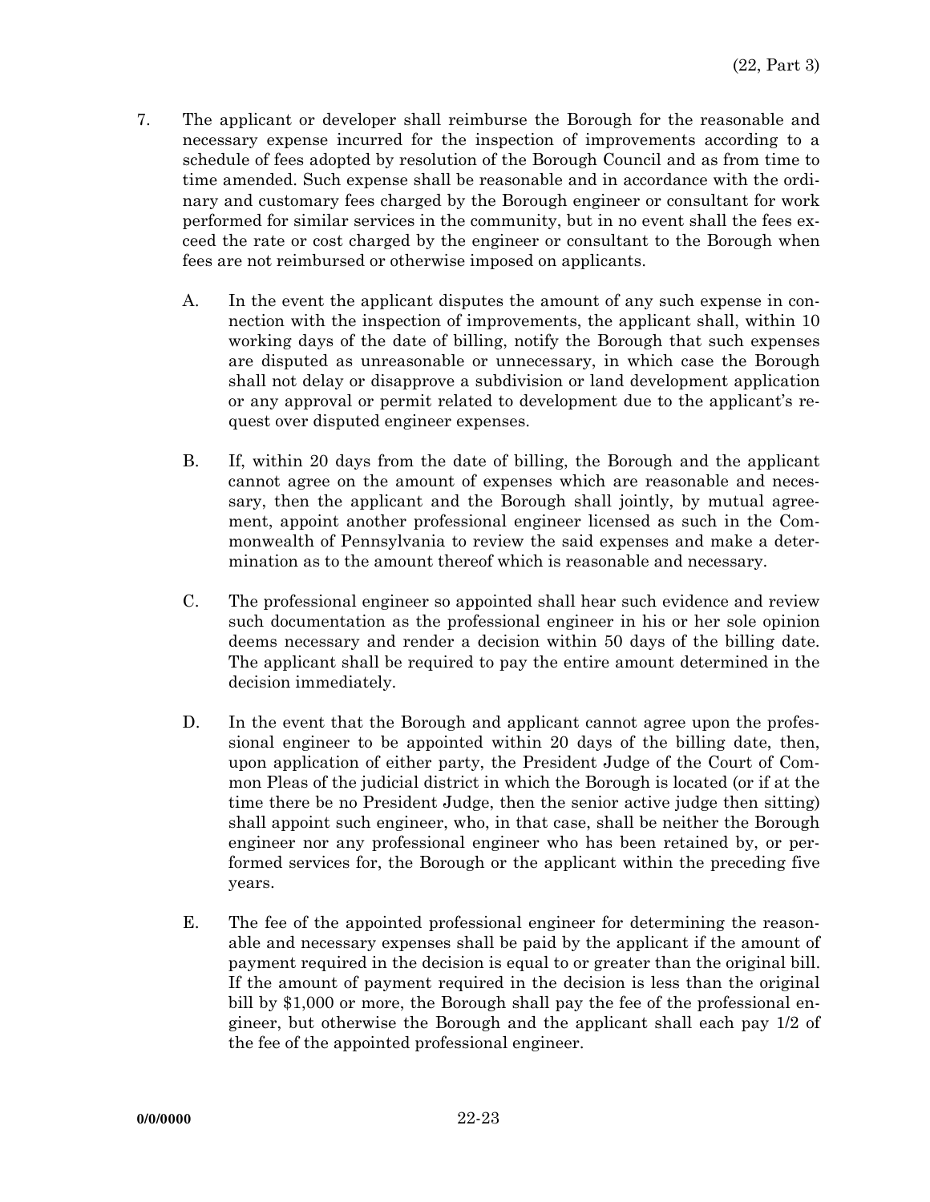7. The applicant or developer shall reimburse the Borough for the reasonable and necessary expense incurred for the inspection of improvements according to a schedule of fees adopted by resolution of the Borough Council and as from time to time amended. Such expense shall be reasonable and in accordance with the ordinary and customary fees charged by the Borough engineer or consultant for work performed for similar services in the community, but in no event shall the fees exceed the rate or cost charged by the engineer or consultant to the Borough when fees are not reimbursed or otherwise imposed on applicants.

   A. In the event the applicant disputes the amount of any such expense in connection with the inspection of improvements, the applicant shall, within 10 working days of the date of billing, notify the Borough that such expenses are disputed as unreasonable or unnecessary, in which case the Borough shall not delay or disapprove a subdivision or land development application or any approval or permit related to development due to the applicant's request over disputed engineer expenses.

   B. If, within 20 days from the date of billing, the Borough and the applicant cannot agree on the amount of expenses which are reasonable and necessary, then the applicant and the Borough shall jointly, by mutual agreement, appoint another professional engineer licensed as such in the Commonwealth of Pennsylvania to review the said expenses and make a determination as to the amount thereof which is reasonable and necessary.

   C. The professional engineer so appointed shall hear such evidence and review such documentation as the professional engineer in his or her sole opinion deems necessary and render a decision within 50 days of the billing date. The applicant shall be required to pay the entire amount determined in the decision immediately.

   D. In the event that the Borough and applicant cannot agree upon the professional engineer to be appointed within 20 days of the billing date, then, upon application of either party, the President Judge of the Court of Common Pleas of the judicial district in which the Borough is located (or if at the time there be no President Judge, then the senior active judge then sitting) shall appoint such engineer, who, in that case, shall be neither the Borough engineer nor any professional engineer who has been retained by, or performed services for, the Borough or the applicant within the preceding five years.

   E. The fee of the appointed professional engineer for determining the reasonable and necessary expenses shall be paid by the applicant if the amount of payment required in the decision is equal to or greater than the original bill. If the amount of payment required in the decision is less than the original bill by $1,000 or more, the Borough shall pay the fee of the professional engineer, but otherwise the Borough and the applicant shall each pay 1/2 of the fee of the appointed professional engineer.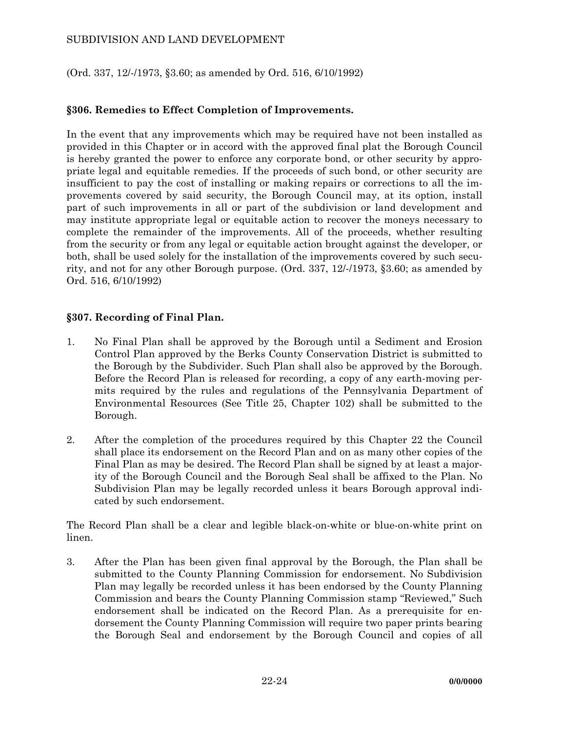(Ord. 337, 12/-/1973, §3.60; as amended by Ord. 516, 6/10/1992)

## §306. Remedies to Effect Completion of Improvements.

In the event that any improvements which may be required have not been installed as provided in this Chapter or in accord with the approved final plat the Borough Council is hereby granted the power to enforce any corporate bond, or other security by appropriate legal and equitable remedies. If the proceeds of such bond, or other security are insufficient to pay the cost of installing or making repairs or corrections to all the improvements covered by said security, the Borough Council may, at its option, install part of such improvements in all or part of the subdivision or land development and may institute appropriate legal or equitable action to recover the moneys necessary to complete the remainder of the improvements. All of the proceeds, whether resulting from the security or from any legal or equitable action brought against the developer, or both, shall be used solely for the installation of the improvements covered by such security, and not for any other Borough purpose. (Ord. 337, 12/-/1973, §3.60; as amended by Ord. 516, 6/10/1992)

## §307. Recording of Final Plan.

1. No Final Plan shall be approved by the Borough until a Sediment and Erosion Control Plan approved by the Berks County Conservation District is submitted to the Borough by the Subdivider. Such Plan shall also be approved by the Borough. Before the Record Plan is released for recording, a copy of any earth-moving permits required by the rules and regulations of the Pennsylvania Department of Environmental Resources (See Title 25, Chapter 102) shall be submitted to the Borough.

2. After the completion of the procedures required by this Chapter 22 the Council shall place its endorsement on the Record Plan and on as many other copies of the Final Plan as may be desired. The Record Plan shall be signed by at least a majority of the Borough Council and the Borough Seal shall be affixed to the Plan. No Subdivision Plan may be legally recorded unless it bears Borough approval indicated by such endorsement.

The Record Plan shall be a clear and legible black-on-white or blue-on-white print on linen.

3. After the Plan has been given final approval by the Borough, the Plan shall be submitted to the County Planning Commission for endorsement. No Subdivision Plan may legally be recorded unless it has been endorsed by the County Planning Commission and bears the County Planning Commission stamp "Reviewed," Such endorsement shall be indicated on the Record Plan. As a prerequisite for endorsement the County Planning Commission will require two paper prints bearing the Borough Seal and endorsement by the Borough Council and copies of all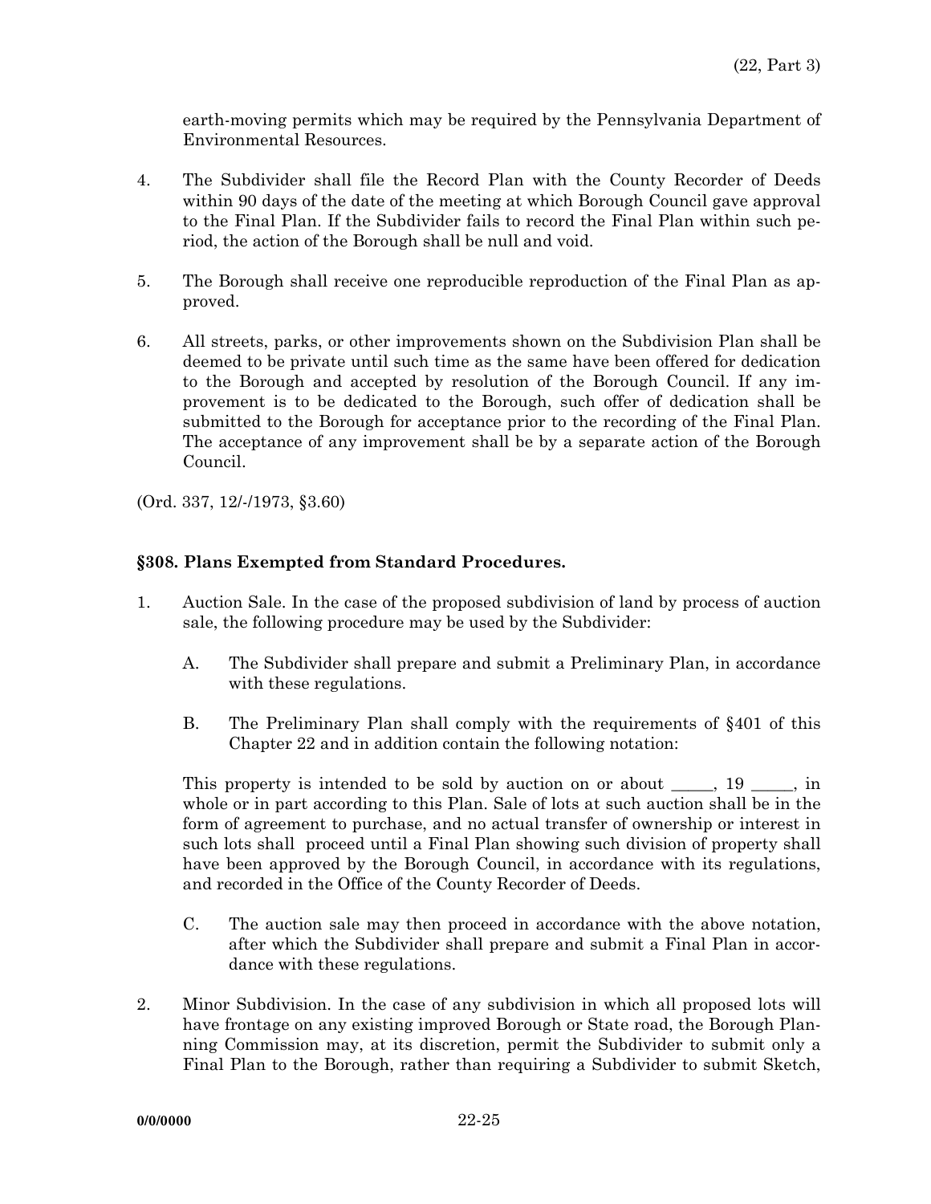earth-moving permits which may be required by the Pennsylvania Department of Environmental Resources.

4. The Subdivider shall file the Record Plan with the County Recorder of Deeds within 90 days of the date of the meeting at which Borough Council gave approval to the Final Plan. If the Subdivider fails to record the Final Plan within such period, the action of the Borough shall be null and void.

5. The Borough shall receive one reproducible reproduction of the Final Plan as approved.

6. All streets, parks, or other improvements shown on the Subdivision Plan shall be deemed to be private until such time as the same have been offered for dedication to the Borough and accepted by resolution of the Borough Council. If any improvement is to be dedicated to the Borough, such offer of dedication shall be submitted to the Borough for acceptance prior to the recording of the Final Plan. The acceptance of any improvement shall be by a separate action of the Borough Council.

(Ord. 337, 12/-/1973, §3.60)

### §308. Plans Exempted from Standard Procedures.

1. Auction Sale. In the case of the proposed subdivision of land by process of auction sale, the following procedure may be used by the Subdivider:

   A. The Subdivider shall prepare and submit a Preliminary Plan, in accordance with these regulations.

   B. The Preliminary Plan shall comply with the requirements of §401 of this Chapter 22 and in addition contain the following notation:

   This property is intended to be sold by auction on or about _____, 19 _____, in whole or in part according to this Plan. Sale of lots at such auction shall be in the form of agreement to purchase, and no actual transfer of ownership or interest in such lots shall proceed until a Final Plan showing such division of property shall have been approved by the Borough Council, in accordance with its regulations, and recorded in the Office of the County Recorder of Deeds.

   C. The auction sale may then proceed in accordance with the above notation, after which the Subdivider shall prepare and submit a Final Plan in accordance with these regulations.

2. Minor Subdivision. In the case of any subdivision in which all proposed lots will have frontage on any existing improved Borough or State road, the Borough Planning Commission may, at its discretion, permit the Subdivider to submit only a Final Plan to the Borough, rather than requiring a Subdivider to submit Sketch,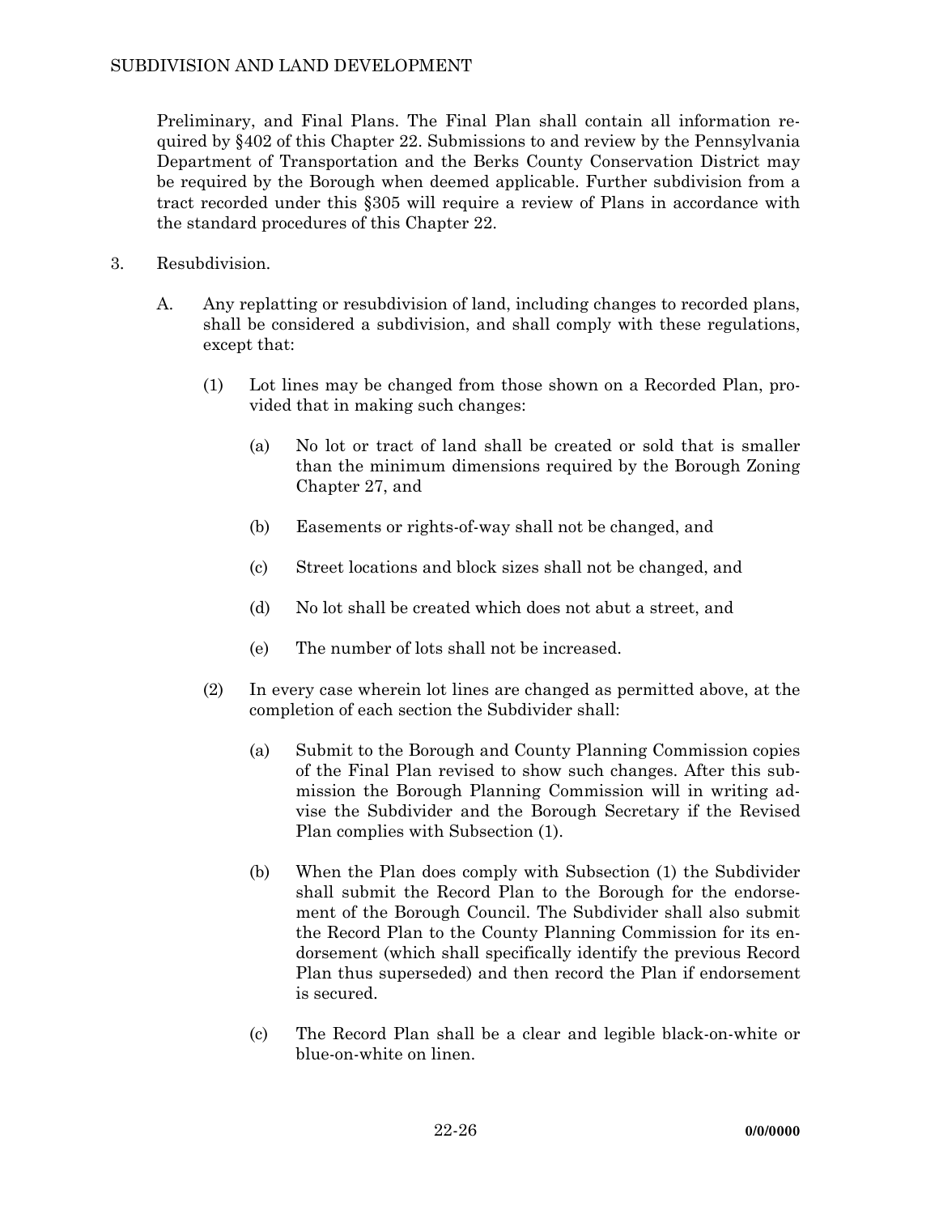Preliminary, and Final Plans. The Final Plan shall contain all information required by §402 of this Chapter 22. Submissions to and review by the Pennsylvania Department of Transportation and the Berks County Conservation District may be required by the Borough when deemed applicable. Further subdivision from a tract recorded under this §305 will require a review of Plans in accordance with the standard procedures of this Chapter 22.

3. Resubdivision.

   A. Any replatting or resubdivision of land, including changes to recorded plans, shall be considered a subdivision, and shall comply with these regulations, except that:

      (1) Lot lines may be changed from those shown on a Recorded Plan, provided that in making such changes:

         (a) No lot or tract of land shall be created or sold that is smaller than the minimum dimensions required by the Borough Zoning Chapter 27, and

         (b) Easements or rights-of-way shall not be changed, and

         (c) Street locations and block sizes shall not be changed, and

         (d) No lot shall be created which does not abut a street, and

         (e) The number of lots shall not be increased.

      (2) In every case wherein lot lines are changed as permitted above, at the completion of each section the Subdivider shall:

         (a) Submit to the Borough and County Planning Commission copies of the Final Plan revised to show such changes. After this submission the Borough Planning Commission will in writing advise the Subdivider and the Borough Secretary if the Revised Plan complies with Subsection (1).

         (b) When the Plan does comply with Subsection (1) the Subdivider shall submit the Record Plan to the Borough for the endorsement of the Borough Council. The Subdivider shall also submit the Record Plan to the County Planning Commission for its endorsement (which shall specifically identify the previous Record Plan thus superseded) and then record the Plan if endorsement is secured.

         (c) The Record Plan shall be a clear and legible black-on-white or blue-on-white on linen.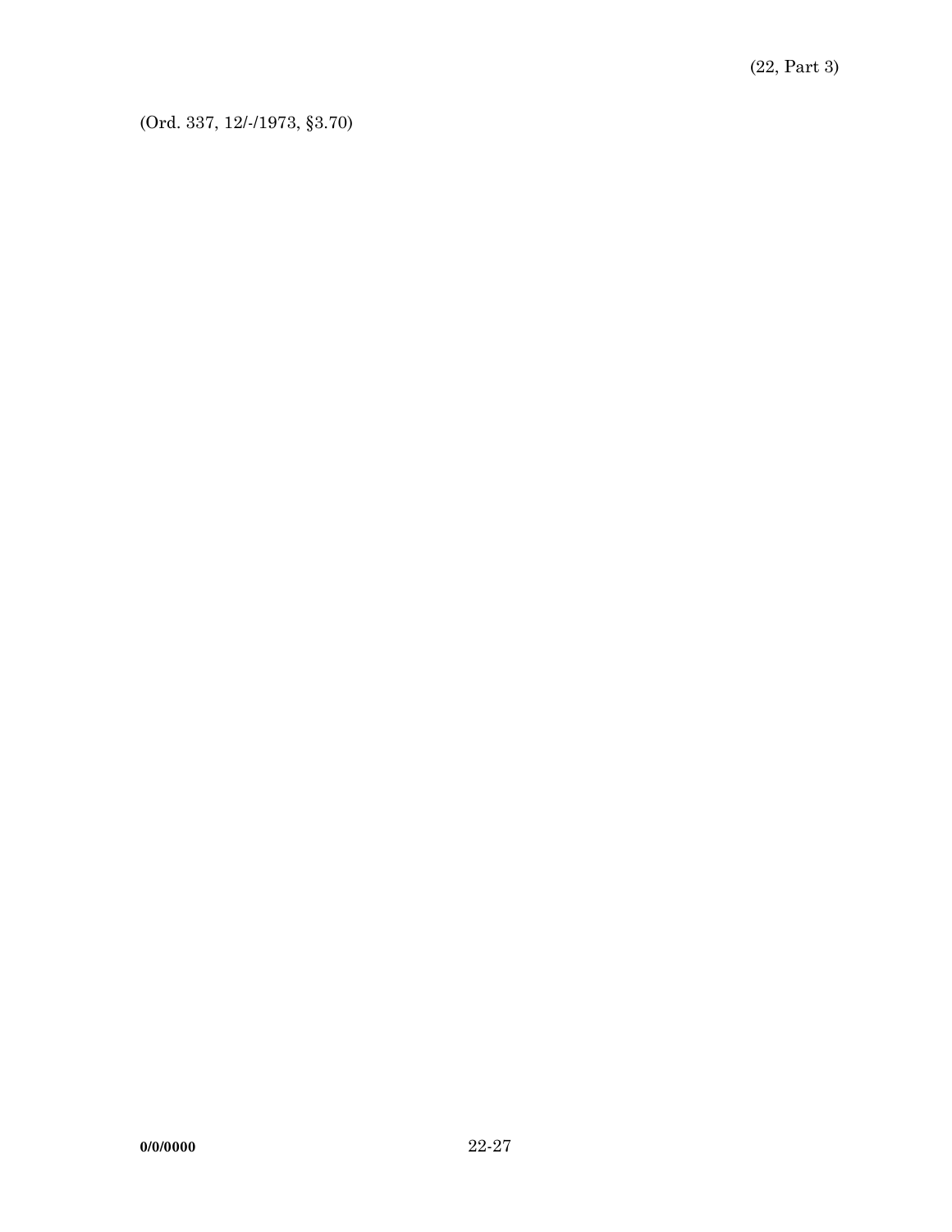(Ord. 337, 12/-/1973, §3.70)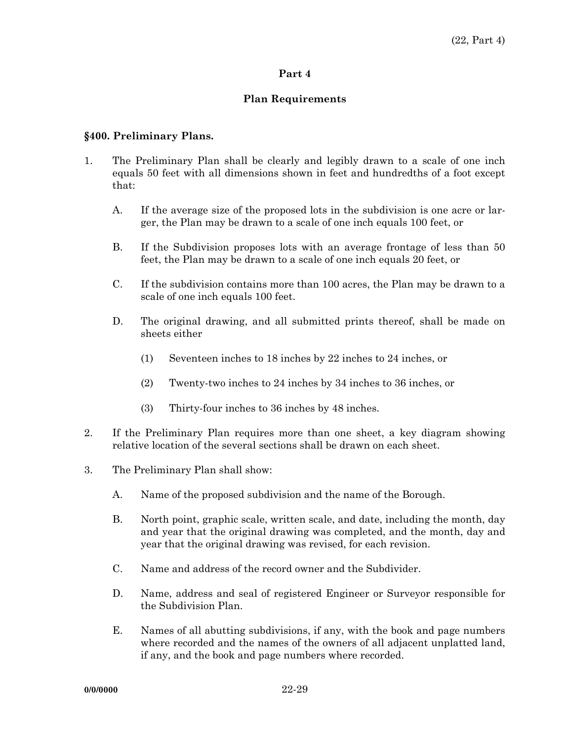## Part 4

## Plan Requirements

### §400. Preliminary Plans.

1. The Preliminary Plan shall be clearly and legibly drawn to a scale of one inch equals 50 feet with all dimensions shown in feet and hundredths of a foot except that:

   A. If the average size of the proposed lots in the subdivision is one acre or larger, the Plan may be drawn to a scale of one inch equals 100 feet, or

   B. If the Subdivision proposes lots with an average frontage of less than 50 feet, the Plan may be drawn to a scale of one inch equals 20 feet, or

   C. If the subdivision contains more than 100 acres, the Plan may be drawn to a scale of one inch equals 100 feet.

   D. The original drawing, and all submitted prints thereof, shall be made on sheets either

      (1) Seventeen inches to 18 inches by 22 inches to 24 inches, or

      (2) Twenty-two inches to 24 inches by 34 inches to 36 inches, or

      (3) Thirty-four inches to 36 inches by 48 inches.

2. If the Preliminary Plan requires more than one sheet, a key diagram showing relative location of the several sections shall be drawn on each sheet.

3. The Preliminary Plan shall show:

   A. Name of the proposed subdivision and the name of the Borough.

   B. North point, graphic scale, written scale, and date, including the month, day and year that the original drawing was completed, and the month, day and year that the original drawing was revised, for each revision.

   C. Name and address of the record owner and the Subdivider.

   D. Name, address and seal of registered Engineer or Surveyor responsible for the Subdivision Plan.

   E. Names of all abutting subdivisions, if any, with the book and page numbers where recorded and the names of the owners of all adjacent unplatted land, if any, and the book and page numbers where recorded.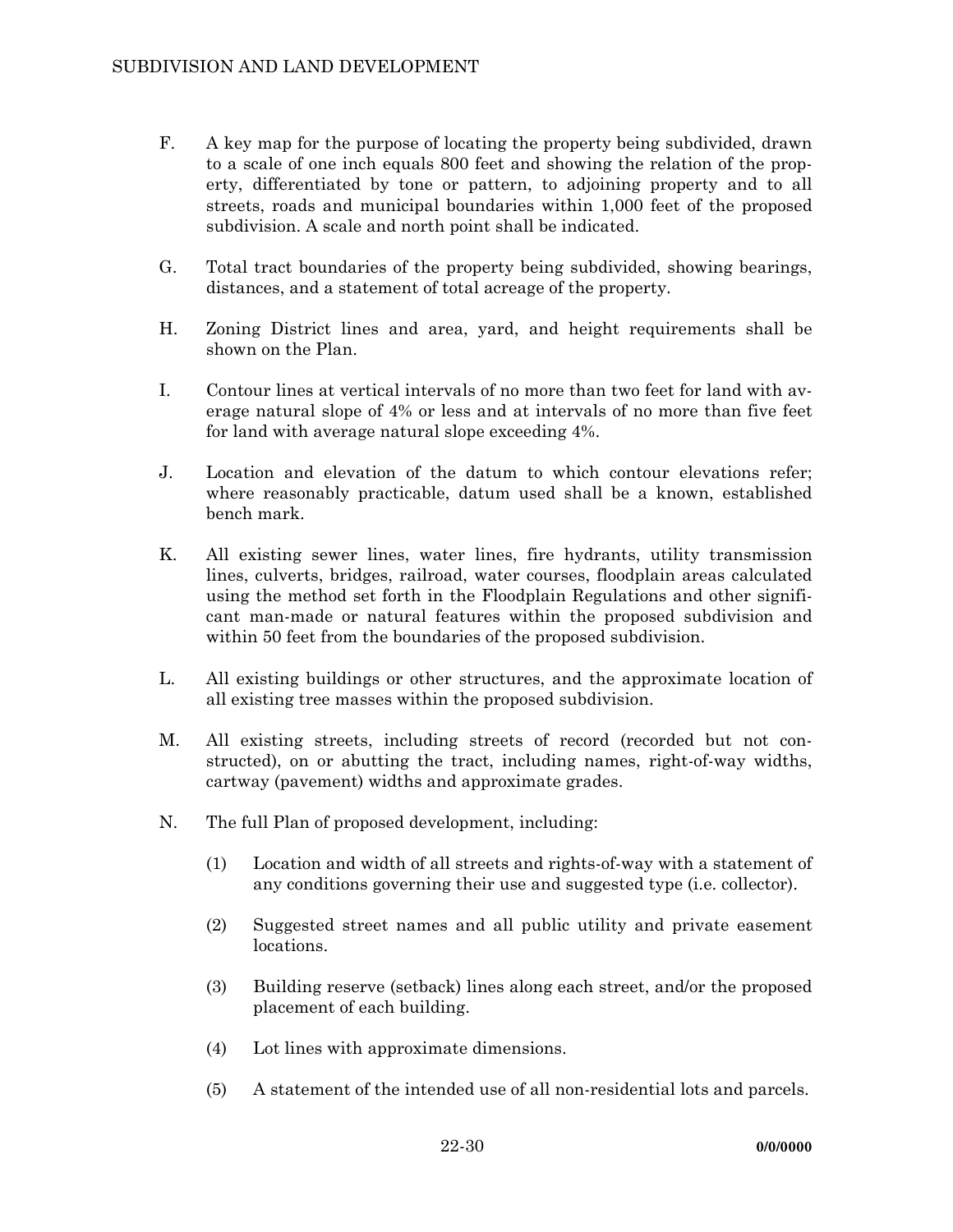F. A key map for the purpose of locating the property being subdivided, drawn to a scale of one inch equals 800 feet and showing the relation of the property, differentiated by tone or pattern, to adjoining property and to all streets, roads and municipal boundaries within 1,000 feet of the proposed subdivision. A scale and north point shall be indicated.

G. Total tract boundaries of the property being subdivided, showing bearings, distances, and a statement of total acreage of the property.

H. Zoning District lines and area, yard, and height requirements shall be shown on the Plan.

I. Contour lines at vertical intervals of no more than two feet for land with average natural slope of 4% or less and at intervals of no more than five feet for land with average natural slope exceeding 4%.

J. Location and elevation of the datum to which contour elevations refer; where reasonably practicable, datum used shall be a known, established bench mark.

K. All existing sewer lines, water lines, fire hydrants, utility transmission lines, culverts, bridges, railroad, water courses, floodplain areas calculated using the method set forth in the Floodplain Regulations and other significant man-made or natural features within the proposed subdivision and within 50 feet from the boundaries of the proposed subdivision.

L. All existing buildings or other structures, and the approximate location of all existing tree masses within the proposed subdivision.

M. All existing streets, including streets of record (recorded but not constructed), on or abutting the tract, including names, right-of-way widths, cartway (pavement) widths and approximate grades.

N. The full Plan of proposed development, including:

   (1) Location and width of all streets and rights-of-way with a statement of any conditions governing their use and suggested type (i.e. collector).

   (2) Suggested street names and all public utility and private easement locations.

   (3) Building reserve (setback) lines along each street, and/or the proposed placement of each building.

   (4) Lot lines with approximate dimensions.

   (5) A statement of the intended use of all non-residential lots and parcels.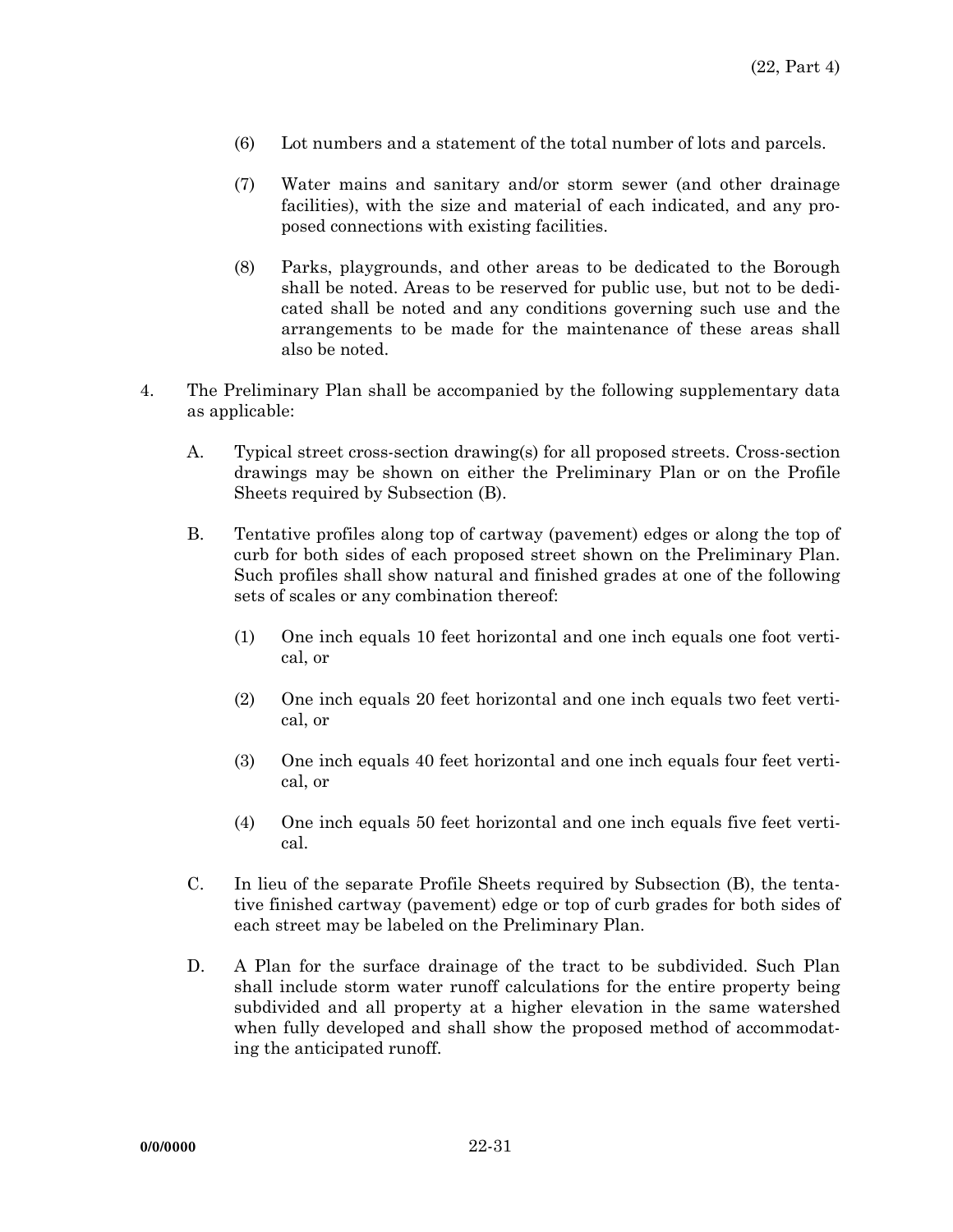(6) Lot numbers and a statement of the total number of lots and parcels.

(7) Water mains and sanitary and/or storm sewer (and other drainage facilities), with the size and material of each indicated, and any proposed connections with existing facilities.

(8) Parks, playgrounds, and other areas to be dedicated to the Borough shall be noted. Areas to be reserved for public use, but not to be dedicated shall be noted and any conditions governing such use and the arrangements to be made for the maintenance of these areas shall also be noted.

4. The Preliminary Plan shall be accompanied by the following supplementary data as applicable:

A. Typical street cross-section drawing(s) for all proposed streets. Cross-section drawings may be shown on either the Preliminary Plan or on the Profile Sheets required by Subsection (B).

B. Tentative profiles along top of cartway (pavement) edges or along the top of curb for both sides of each proposed street shown on the Preliminary Plan. Such profiles shall show natural and finished grades at one of the following sets of scales or any combination thereof:

(1) One inch equals 10 feet horizontal and one inch equals one foot vertical, or

(2) One inch equals 20 feet horizontal and one inch equals two feet vertical, or

(3) One inch equals 40 feet horizontal and one inch equals four feet vertical, or

(4) One inch equals 50 feet horizontal and one inch equals five feet vertical.

C. In lieu of the separate Profile Sheets required by Subsection (B), the tentative finished cartway (pavement) edge or top of curb grades for both sides of each street may be labeled on the Preliminary Plan.

D. A Plan for the surface drainage of the tract to be subdivided. Such Plan shall include storm water runoff calculations for the entire property being subdivided and all property at a higher elevation in the same watershed when fully developed and shall show the proposed method of accommodating the anticipated runoff.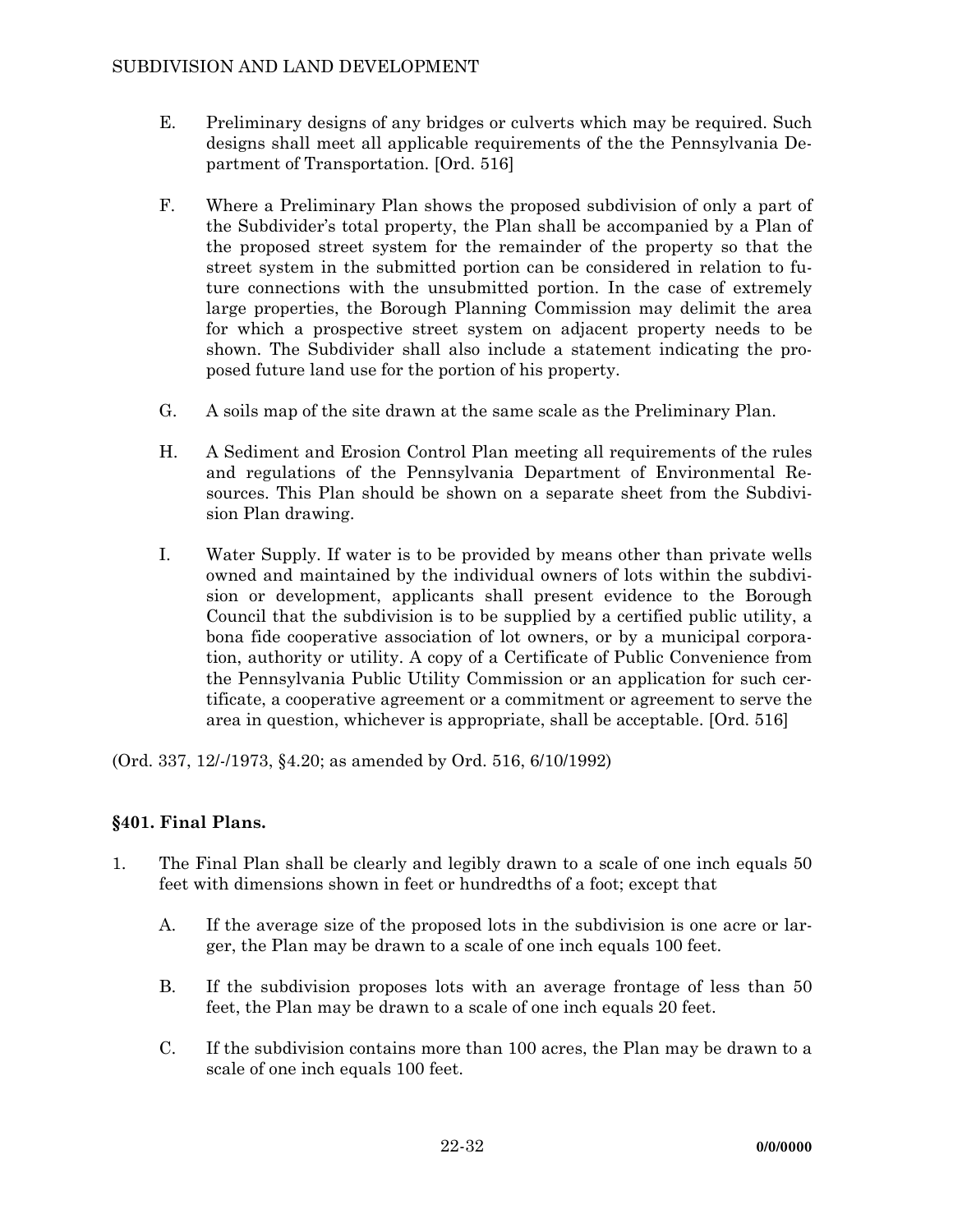E. Preliminary designs of any bridges or culverts which may be required. Such designs shall meet all applicable requirements of the the Pennsylvania Department of Transportation. [Ord. 516]

F. Where a Preliminary Plan shows the proposed subdivision of only a part of the Subdivider's total property, the Plan shall be accompanied by a Plan of the proposed street system for the remainder of the property so that the street system in the submitted portion can be considered in relation to future connections with the unsubmitted portion. In the case of extremely large properties, the Borough Planning Commission may delimit the area for which a prospective street system on adjacent property needs to be shown. The Subdivider shall also include a statement indicating the proposed future land use for the portion of his property.

G. A soils map of the site drawn at the same scale as the Preliminary Plan.

H. A Sediment and Erosion Control Plan meeting all requirements of the rules and regulations of the Pennsylvania Department of Environmental Resources. This Plan should be shown on a separate sheet from the Subdivision Plan drawing.

I. Water Supply. If water is to be provided by means other than private wells owned and maintained by the individual owners of lots within the subdivision or development, applicants shall present evidence to the Borough Council that the subdivision is to be supplied by a certified public utility, a bona fide cooperative association of lot owners, or by a municipal corporation, authority or utility. A copy of a Certificate of Public Convenience from the Pennsylvania Public Utility Commission or an application for such certificate, a cooperative agreement or a commitment or agreement to serve the area in question, whichever is appropriate, shall be acceptable. [Ord. 516]

(Ord. 337, 12/-/1973, §4.20; as amended by Ord. 516, 6/10/1992)

### §401. Final Plans.

1. The Final Plan shall be clearly and legibly drawn to a scale of one inch equals 50 feet with dimensions shown in feet or hundredths of a foot; except that

    A. If the average size of the proposed lots in the subdivision is one acre or larger, the Plan may be drawn to a scale of one inch equals 100 feet.

    B. If the subdivision proposes lots with an average frontage of less than 50 feet, the Plan may be drawn to a scale of one inch equals 20 feet.

    C. If the subdivision contains more than 100 acres, the Plan may be drawn to a scale of one inch equals 100 feet.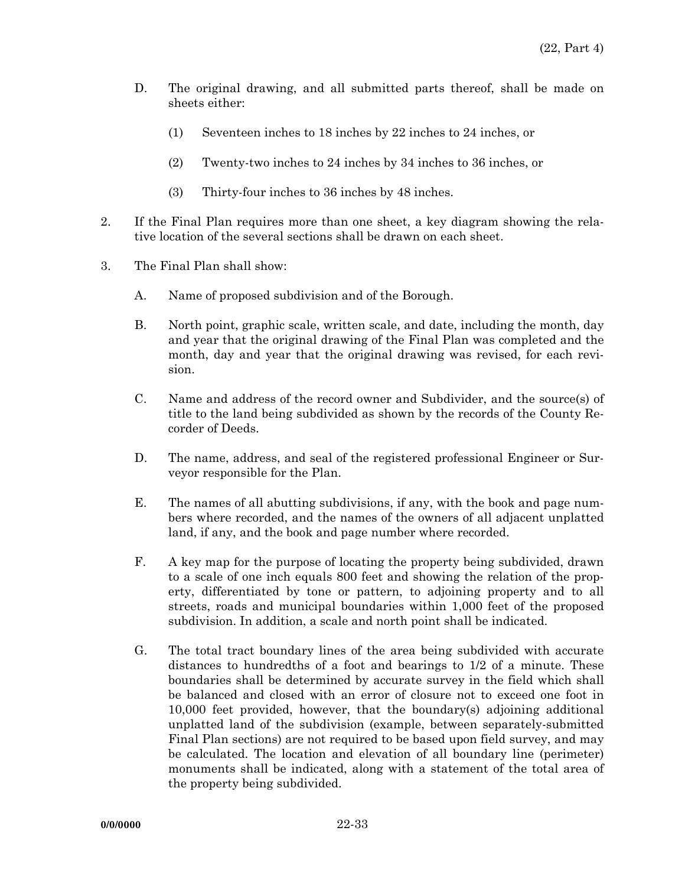D. The original drawing, and all submitted parts thereof, shall be made on sheets either:

(1) Seventeen inches to 18 inches by 22 inches to 24 inches, or

(2) Twenty-two inches to 24 inches by 34 inches to 36 inches, or

(3) Thirty-four inches to 36 inches by 48 inches.

2. If the Final Plan requires more than one sheet, a key diagram showing the relative location of the several sections shall be drawn on each sheet.

3. The Final Plan shall show:

A. Name of proposed subdivision and of the Borough.

B. North point, graphic scale, written scale, and date, including the month, day and year that the original drawing of the Final Plan was completed and the month, day and year that the original drawing was revised, for each revision.

C. Name and address of the record owner and Subdivider, and the source(s) of title to the land being subdivided as shown by the records of the County Recorder of Deeds.

D. The name, address, and seal of the registered professional Engineer or Surveyor responsible for the Plan.

E. The names of all abutting subdivisions, if any, with the book and page numbers where recorded, and the names of the owners of all adjacent unplatted land, if any, and the book and page number where recorded.

F. A key map for the purpose of locating the property being subdivided, drawn to a scale of one inch equals 800 feet and showing the relation of the property, differentiated by tone or pattern, to adjoining property and to all streets, roads and municipal boundaries within 1,000 feet of the proposed subdivision. In addition, a scale and north point shall be indicated.

G. The total tract boundary lines of the area being subdivided with accurate distances to hundredths of a foot and bearings to 1/2 of a minute. These boundaries shall be determined by accurate survey in the field which shall be balanced and closed with an error of closure not to exceed one foot in 10,000 feet provided, however, that the boundary(s) adjoining additional unplatted land of the subdivision (example, between separately-submitted Final Plan sections) are not required to be based upon field survey, and may be calculated. The location and elevation of all boundary line (perimeter) monuments shall be indicated, along with a statement of the total area of the property being subdivided.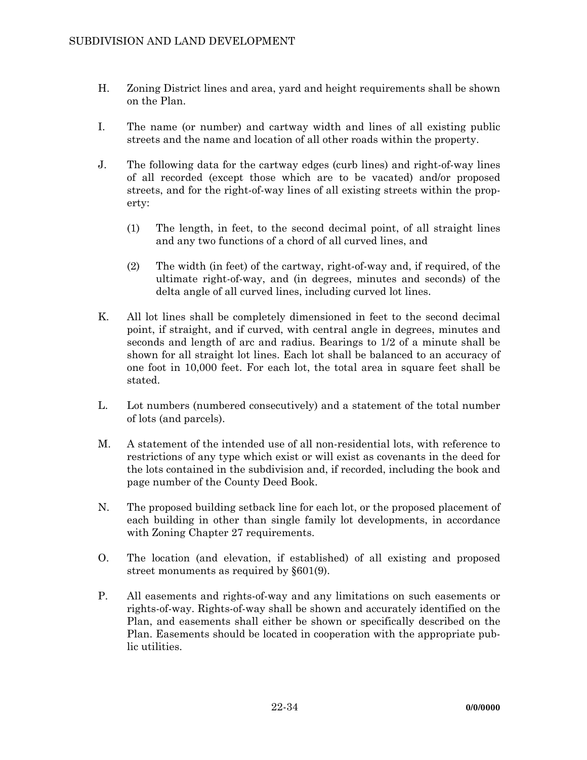H. Zoning District lines and area, yard and height requirements shall be shown on the Plan.

I. The name (or number) and cartway width and lines of all existing public streets and the name and location of all other roads within the property.

J. The following data for the cartway edges (curb lines) and right-of-way lines of all recorded (except those which are to be vacated) and/or proposed streets, and for the right-of-way lines of all existing streets within the property:

   (1) The length, in feet, to the second decimal point, of all straight lines and any two functions of a chord of all curved lines, and

   (2) The width (in feet) of the cartway, right-of-way and, if required, of the ultimate right-of-way, and (in degrees, minutes and seconds) of the delta angle of all curved lines, including curved lot lines.

K. All lot lines shall be completely dimensioned in feet to the second decimal point, if straight, and if curved, with central angle in degrees, minutes and seconds and length of arc and radius. Bearings to 1/2 of a minute shall be shown for all straight lot lines. Each lot shall be balanced to an accuracy of one foot in 10,000 feet. For each lot, the total area in square feet shall be stated.

L. Lot numbers (numbered consecutively) and a statement of the total number of lots (and parcels).

M. A statement of the intended use of all non-residential lots, with reference to restrictions of any type which exist or will exist as covenants in the deed for the lots contained in the subdivision and, if recorded, including the book and page number of the County Deed Book.

N. The proposed building setback line for each lot, or the proposed placement of each building in other than single family lot developments, in accordance with Zoning Chapter 27 requirements.

O. The location (and elevation, if established) of all existing and proposed street monuments as required by §601(9).

P. All easements and rights-of-way and any limitations on such easements or rights-of-way. Rights-of-way shall be shown and accurately identified on the Plan, and easements shall either be shown or specifically described on the Plan. Easements should be located in cooperation with the appropriate public utilities.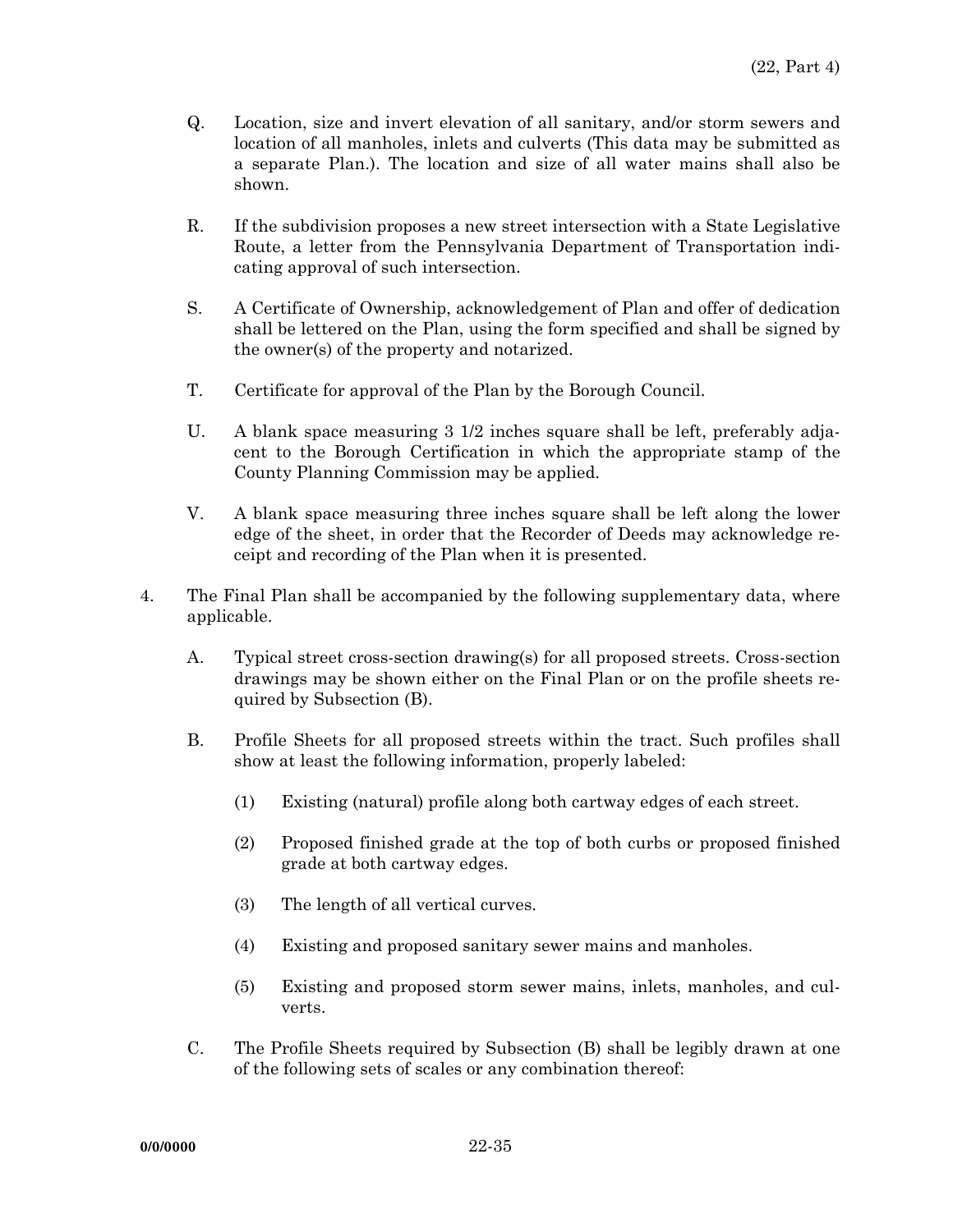Q. Location, size and invert elevation of all sanitary, and/or storm sewers and location of all manholes, inlets and culverts (This data may be submitted as a separate Plan.). The location and size of all water mains shall also be shown.

R. If the subdivision proposes a new street intersection with a State Legislative Route, a letter from the Pennsylvania Department of Transportation indicating approval of such intersection.

S. A Certificate of Ownership, acknowledgement of Plan and offer of dedication shall be lettered on the Plan, using the form specified and shall be signed by the owner(s) of the property and notarized.

T. Certificate for approval of the Plan by the Borough Council.

U. A blank space measuring 3 1/2 inches square shall be left, preferably adjacent to the Borough Certification in which the appropriate stamp of the County Planning Commission may be applied.

V. A blank space measuring three inches square shall be left along the lower edge of the sheet, in order that the Recorder of Deeds may acknowledge receipt and recording of the Plan when it is presented.

4. The Final Plan shall be accompanied by the following supplementary data, where applicable.

   A. Typical street cross-section drawing(s) for all proposed streets. Cross-section drawings may be shown either on the Final Plan or on the profile sheets required by Subsection (B).

   B. Profile Sheets for all proposed streets within the tract. Such profiles shall show at least the following information, properly labeled:

      (1) Existing (natural) profile along both cartway edges of each street.

      (2) Proposed finished grade at the top of both curbs or proposed finished grade at both cartway edges.

      (3) The length of all vertical curves.

      (4) Existing and proposed sanitary sewer mains and manholes.

      (5) Existing and proposed storm sewer mains, inlets, manholes, and culverts.

   C. The Profile Sheets required by Subsection (B) shall be legibly drawn at one of the following sets of scales or any combination thereof: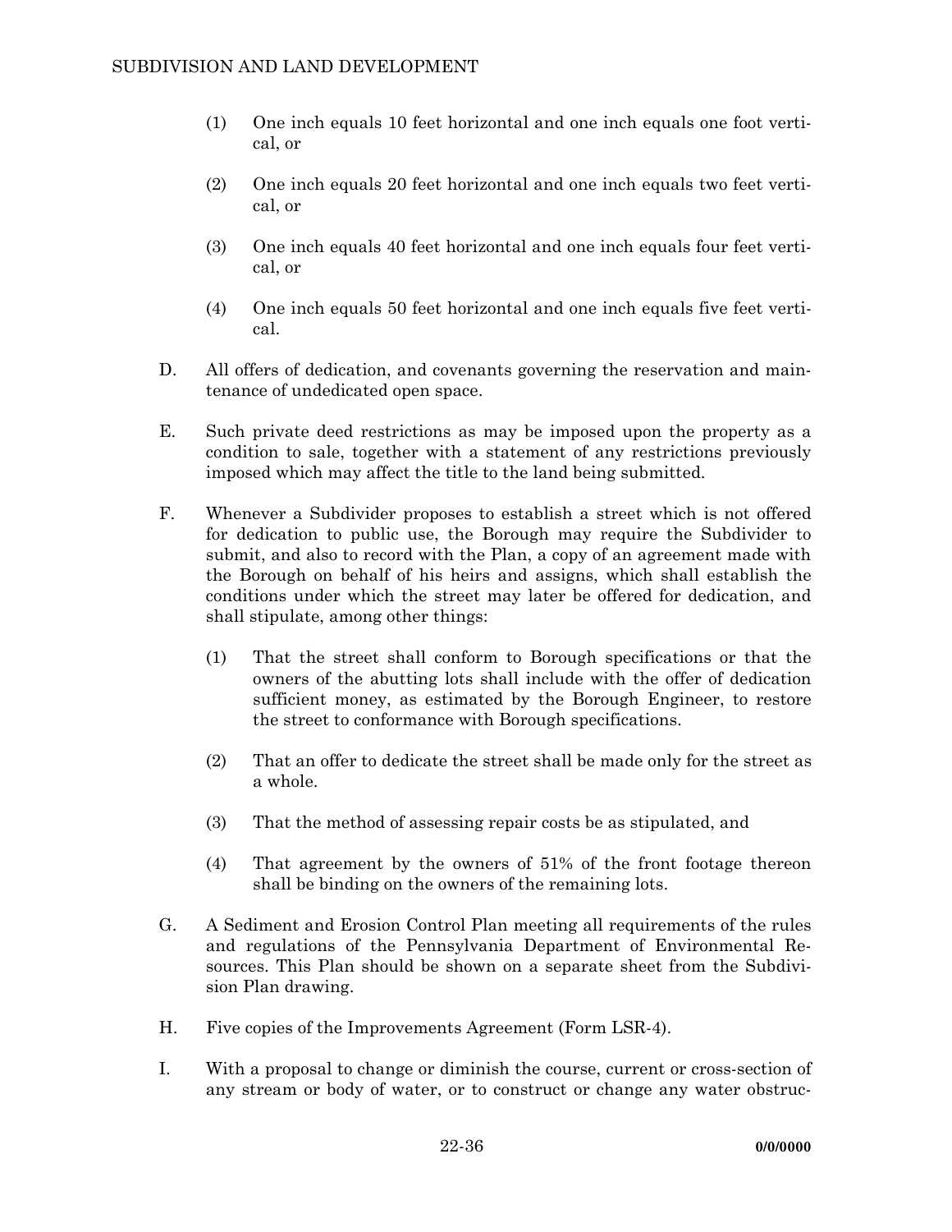(1) One inch equals 10 feet horizontal and one inch equals one foot vertical, or

(2) One inch equals 20 feet horizontal and one inch equals two feet vertical, or

(3) One inch equals 40 feet horizontal and one inch equals four feet vertical, or

(4) One inch equals 50 feet horizontal and one inch equals five feet vertical.

D. All offers of dedication, and covenants governing the reservation and maintenance of undedicated open space.

E. Such private deed restrictions as may be imposed upon the property as a condition to sale, together with a statement of any restrictions previously imposed which may affect the title to the land being submitted.

F. Whenever a Subdivider proposes to establish a street which is not offered for dedication to public use, the Borough may require the Subdivider to submit, and also to record with the Plan, a copy of an agreement made with the Borough on behalf of his heirs and assigns, which shall establish the conditions under which the street may later be offered for dedication, and shall stipulate, among other things:

(1) That the street shall conform to Borough specifications or that the owners of the abutting lots shall include with the offer of dedication sufficient money, as estimated by the Borough Engineer, to restore the street to conformance with Borough specifications.

(2) That an offer to dedicate the street shall be made only for the street as a whole.

(3) That the method of assessing repair costs be as stipulated, and

(4) That agreement by the owners of 51% of the front footage thereon shall be binding on the owners of the remaining lots.

G. A Sediment and Erosion Control Plan meeting all requirements of the rules and regulations of the Pennsylvania Department of Environmental Resources. This Plan should be shown on a separate sheet from the Subdivision Plan drawing.

H. Five copies of the Improvements Agreement (Form LSR-4).

I. With a proposal to change or diminish the course, current or cross-section of any stream or body of water, or to construct or change any water obstruc-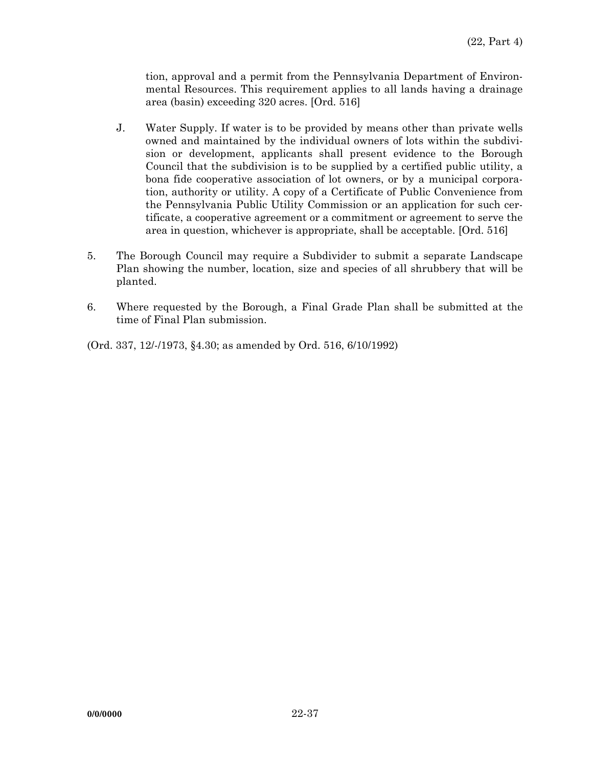tion, approval and a permit from the Pennsylvania Department of Environmental Resources. This requirement applies to all lands having a drainage area (basin) exceeding 320 acres. [Ord. 516]

J. Water Supply. If water is to be provided by means other than private wells owned and maintained by the individual owners of lots within the subdivision or development, applicants shall present evidence to the Borough Council that the subdivision is to be supplied by a certified public utility, a bona fide cooperative association of lot owners, or by a municipal corporation, authority or utility. A copy of a Certificate of Public Convenience from the Pennsylvania Public Utility Commission or an application for such certificate, a cooperative agreement or a commitment or agreement to serve the area in question, whichever is appropriate, shall be acceptable. [Ord. 516]

5. The Borough Council may require a Subdivider to submit a separate Landscape Plan showing the number, location, size and species of all shrubbery that will be planted.

6. Where requested by the Borough, a Final Grade Plan shall be submitted at the time of Final Plan submission.

(Ord. 337, 12/-/1973, §4.30; as amended by Ord. 516, 6/10/1992)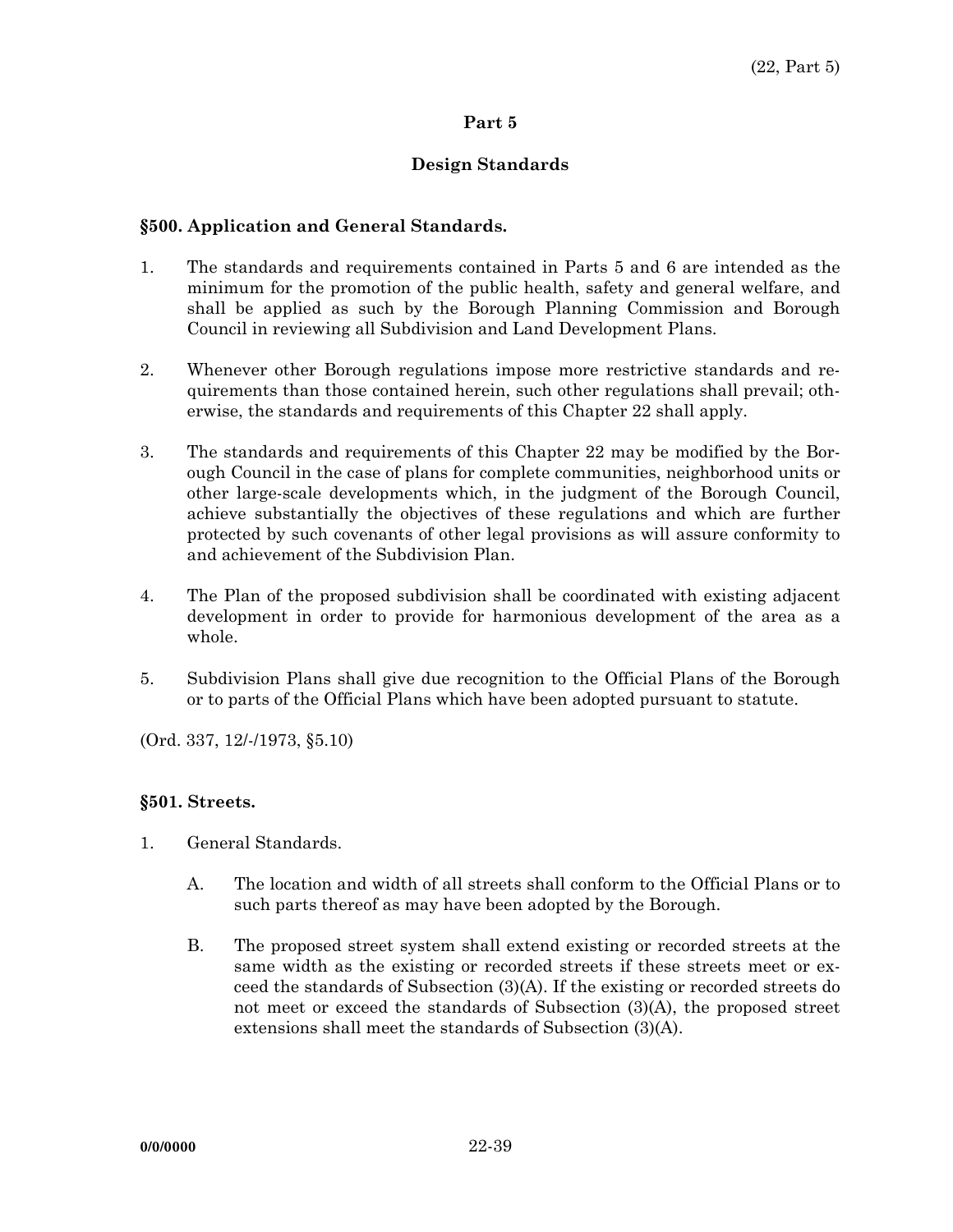## Part 5

## Design Standards

### §500. Application and General Standards.

1. The standards and requirements contained in Parts 5 and 6 are intended as the minimum for the promotion of the public health, safety and general welfare, and shall be applied as such by the Borough Planning Commission and Borough Council in reviewing all Subdivision and Land Development Plans.

2. Whenever other Borough regulations impose more restrictive standards and requirements than those contained herein, such other regulations shall prevail; otherwise, the standards and requirements of this Chapter 22 shall apply.

3. The standards and requirements of this Chapter 22 may be modified by the Borough Council in the case of plans for complete communities, neighborhood units or other large-scale developments which, in the judgment of the Borough Council, achieve substantially the objectives of these regulations and which are further protected by such covenants of other legal provisions as will assure conformity to and achievement of the Subdivision Plan.

4. The Plan of the proposed subdivision shall be coordinated with existing adjacent development in order to provide for harmonious development of the area as a whole.

5. Subdivision Plans shall give due recognition to the Official Plans of the Borough or to parts of the Official Plans which have been adopted pursuant to statute.

(Ord. 337, 12/-/1973, §5.10)

### §501. Streets.

1. General Standards.

   A. The location and width of all streets shall conform to the Official Plans or to such parts thereof as may have been adopted by the Borough.

   B. The proposed street system shall extend existing or recorded streets at the same width as the existing or recorded streets if these streets meet or exceed the standards of Subsection (3)(A). If the existing or recorded streets do not meet or exceed the standards of Subsection (3)(A), the proposed street extensions shall meet the standards of Subsection (3)(A).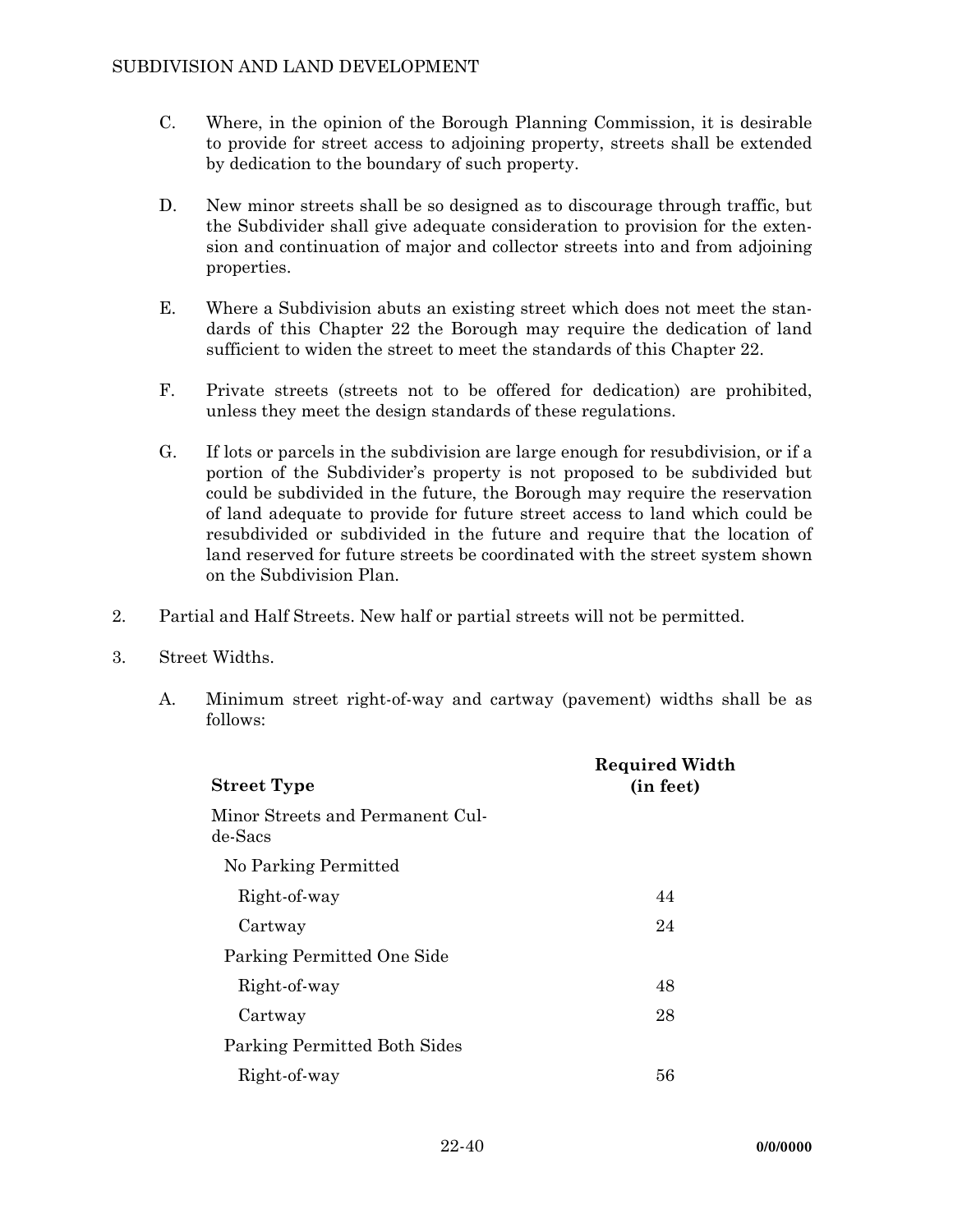C. Where, in the opinion of the Borough Planning Commission, it is desirable to provide for street access to adjoining property, streets shall be extended by dedication to the boundary of such property.

D. New minor streets shall be so designed as to discourage through traffic, but the Subdivider shall give adequate consideration to provision for the extension and continuation of major and collector streets into and from adjoining properties.

E. Where a Subdivision abuts an existing street which does not meet the standards of this Chapter 22 the Borough may require the dedication of land sufficient to widen the street to meet the standards of this Chapter 22.

F. Private streets (streets not to be offered for dedication) are prohibited, unless they meet the design standards of these regulations.

G. If lots or parcels in the subdivision are large enough for resubdivision, or if a portion of the Subdivider's property is not proposed to be subdivided but could be subdivided in the future, the Borough may require the reservation of land adequate to provide for future street access to land which could be resubdivided or subdivided in the future and require that the location of land reserved for future streets be coordinated with the street system shown on the Subdivision Plan.

2. Partial and Half Streets. New half or partial streets will not be permitted.

3. Street Widths.

A. Minimum street right-of-way and cartway (pavement) widths shall be as follows:

| Street Type | Required Width (in feet) |
|---|---|
| Minor Streets and Permanent Cul-de-Sacs | |
| No Parking Permitted | |
| Right-of-way | 44 |
| Cartway | 24 |
| Parking Permitted One Side | |
| Right-of-way | 48 |
| Cartway | 28 |
| Parking Permitted Both Sides | |
| Right-of-way | 56 |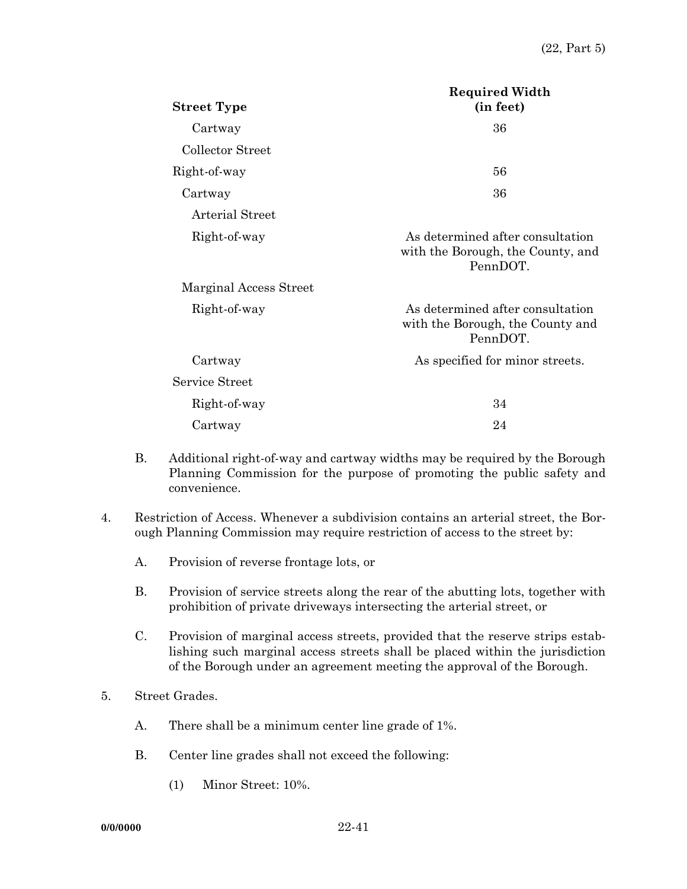| Street Type | Required Width (in feet) |
|---|---|
| Cartway | 36 |
| Collector Street | |
| Right-of-way | 56 |
| Cartway | 36 |
| Arterial Street | |
| Right-of-way | As determined after consultation with the Borough, the County, and PennDOT. |
| Marginal Access Street | |
| Right-of-way | As determined after consultation with the Borough, the County and PennDOT. |
| Cartway | As specified for minor streets. |
| Service Street | |
| Right-of-way | 34 |
| Cartway | 24 |

B. Additional right-of-way and cartway widths may be required by the Borough Planning Commission for the purpose of promoting the public safety and convenience.

4. Restriction of Access. Whenever a subdivision contains an arterial street, the Borough Planning Commission may require restriction of access to the street by:

   A. Provision of reverse frontage lots, or

   B. Provision of service streets along the rear of the abutting lots, together with prohibition of private driveways intersecting the arterial street, or

   C. Provision of marginal access streets, provided that the reserve strips establishing such marginal access streets shall be placed within the jurisdiction of the Borough under an agreement meeting the approval of the Borough.

5. Street Grades.

   A. There shall be a minimum center line grade of 1%.

   B. Center line grades shall not exceed the following:

      (1) Minor Street: 10%.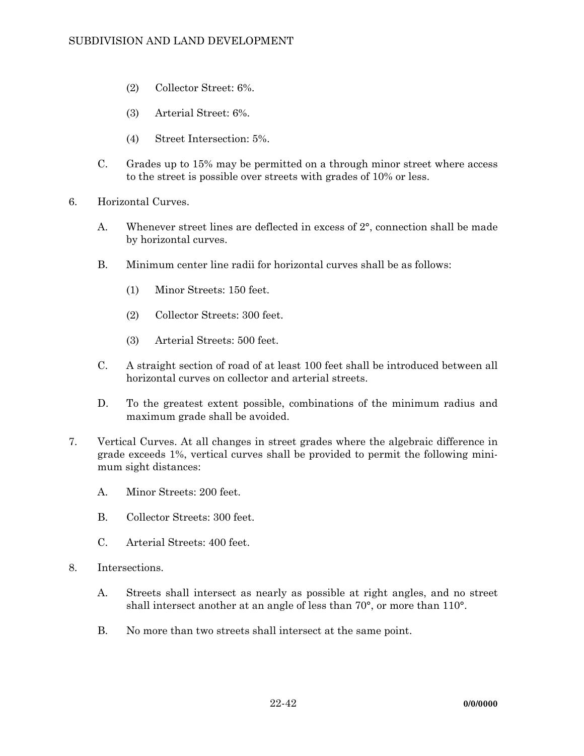(2) Collector Street: 6%.

(3) Arterial Street: 6%.

(4) Street Intersection: 5%.

C. Grades up to 15% may be permitted on a through minor street where access to the street is possible over streets with grades of 10% or less.

6. Horizontal Curves.

A. Whenever street lines are deflected in excess of 2°, connection shall be made by horizontal curves.

B. Minimum center line radii for horizontal curves shall be as follows:

(1) Minor Streets: 150 feet.

(2) Collector Streets: 300 feet.

(3) Arterial Streets: 500 feet.

C. A straight section of road of at least 100 feet shall be introduced between all horizontal curves on collector and arterial streets.

D. To the greatest extent possible, combinations of the minimum radius and maximum grade shall be avoided.

7. Vertical Curves. At all changes in street grades where the algebraic difference in grade exceeds 1%, vertical curves shall be provided to permit the following minimum sight distances:

A. Minor Streets: 200 feet.

B. Collector Streets: 300 feet.

C. Arterial Streets: 400 feet.

8. Intersections.

A. Streets shall intersect as nearly as possible at right angles, and no street shall intersect another at an angle of less than 70°, or more than 110°.

B. No more than two streets shall intersect at the same point.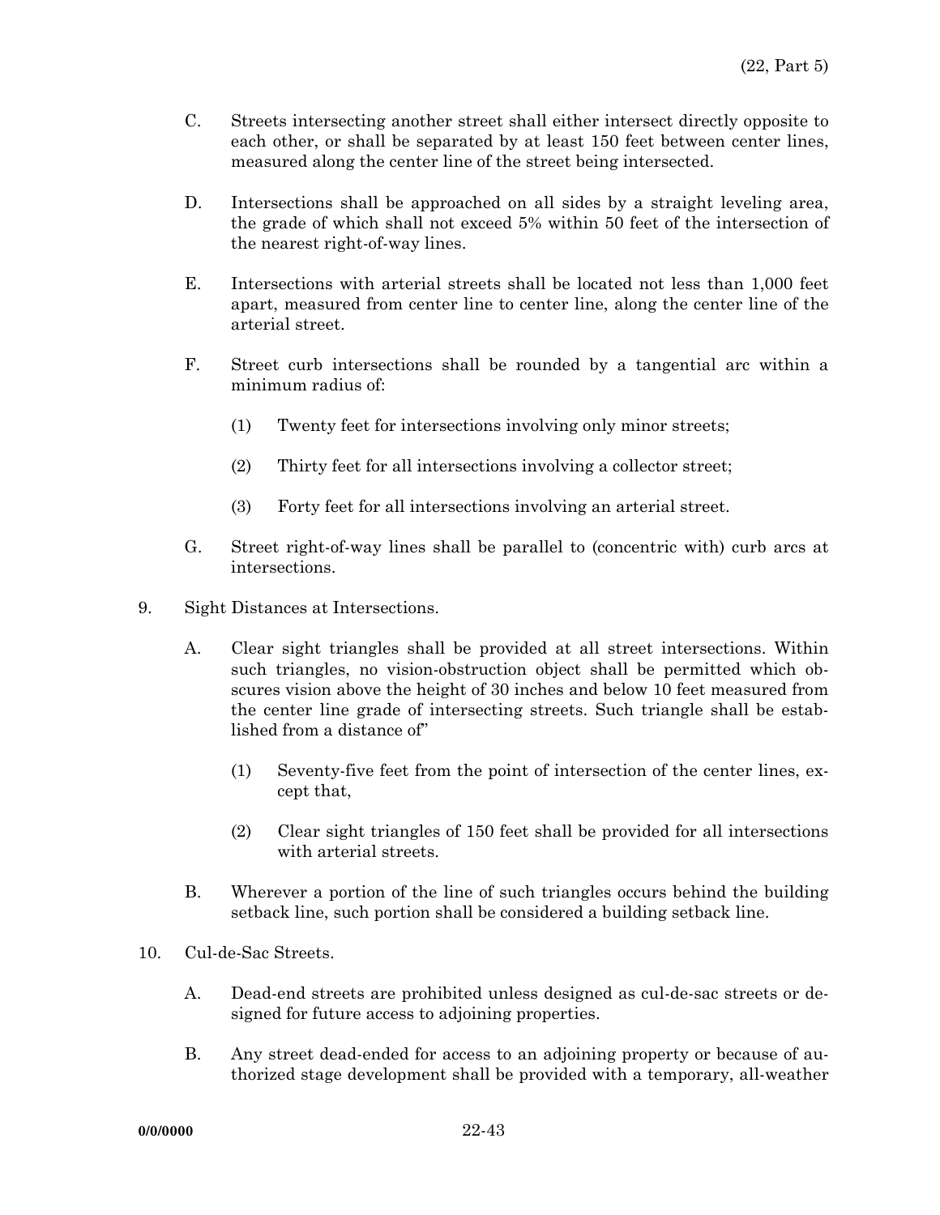C. Streets intersecting another street shall either intersect directly opposite to each other, or shall be separated by at least 150 feet between center lines, measured along the center line of the street being intersected.

D. Intersections shall be approached on all sides by a straight leveling area, the grade of which shall not exceed 5% within 50 feet of the intersection of the nearest right-of-way lines.

E. Intersections with arterial streets shall be located not less than 1,000 feet apart, measured from center line to center line, along the center line of the arterial street.

F. Street curb intersections shall be rounded by a tangential arc within a minimum radius of:

   (1) Twenty feet for intersections involving only minor streets;

   (2) Thirty feet for all intersections involving a collector street;

   (3) Forty feet for all intersections involving an arterial street.

G. Street right-of-way lines shall be parallel to (concentric with) curb arcs at intersections.

9. Sight Distances at Intersections.

   A. Clear sight triangles shall be provided at all street intersections. Within such triangles, no vision-obstruction object shall be permitted which obscures vision above the height of 30 inches and below 10 feet measured from the center line grade of intersecting streets. Such triangle shall be established from a distance of"

      (1) Seventy-five feet from the point of intersection of the center lines, except that,

      (2) Clear sight triangles of 150 feet shall be provided for all intersections with arterial streets.

   B. Wherever a portion of the line of such triangles occurs behind the building setback line, such portion shall be considered a building setback line.

10. Cul-de-Sac Streets.

   A. Dead-end streets are prohibited unless designed as cul-de-sac streets or designed for future access to adjoining properties.

   B. Any street dead-ended for access to an adjoining property or because of authorized stage development shall be provided with a temporary, all-weather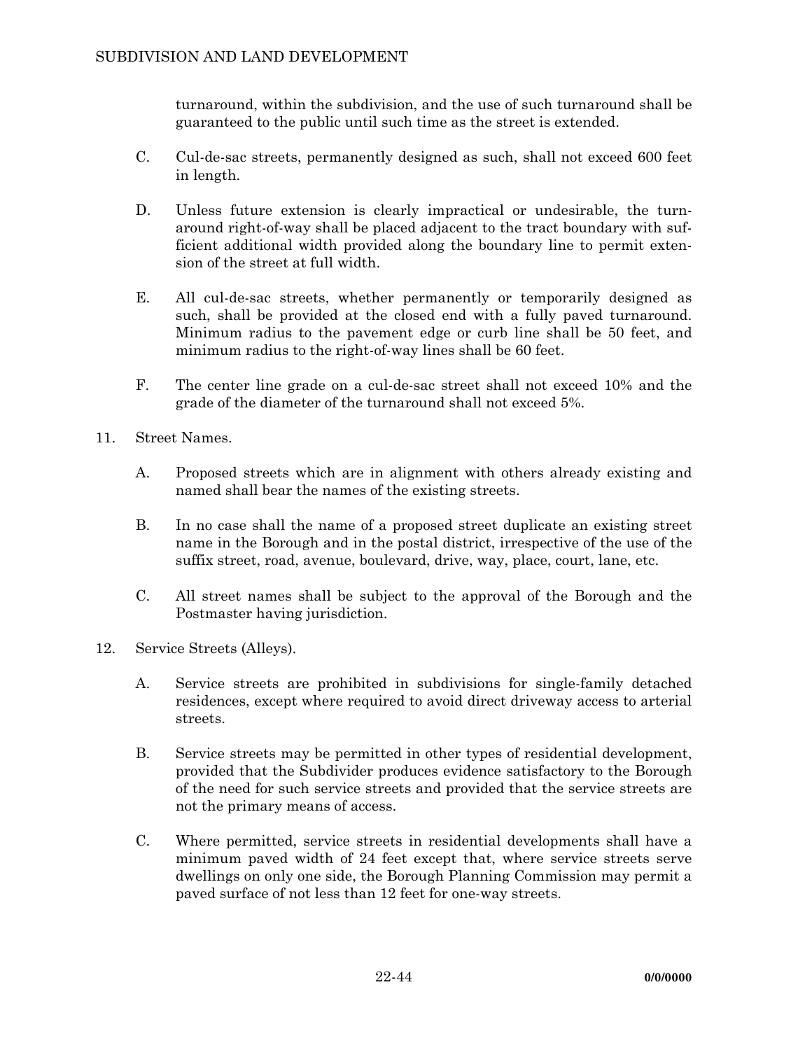turnaround, within the subdivision, and the use of such turnaround shall be guaranteed to the public until such time as the street is extended.

C. Cul-de-sac streets, permanently designed as such, shall not exceed 600 feet in length.

D. Unless future extension is clearly impractical or undesirable, the turnaround right-of-way shall be placed adjacent to the tract boundary with sufficient additional width provided along the boundary line to permit extension of the street at full width.

E. All cul-de-sac streets, whether permanently or temporarily designed as such, shall be provided at the closed end with a fully paved turnaround. Minimum radius to the pavement edge or curb line shall be 50 feet, and minimum radius to the right-of-way lines shall be 60 feet.

F. The center line grade on a cul-de-sac street shall not exceed 10% and the grade of the diameter of the turnaround shall not exceed 5%.

11. Street Names.

A. Proposed streets which are in alignment with others already existing and named shall bear the names of the existing streets.

B. In no case shall the name of a proposed street duplicate an existing street name in the Borough and in the postal district, irrespective of the use of the suffix street, road, avenue, boulevard, drive, way, place, court, lane, etc.

C. All street names shall be subject to the approval of the Borough and the Postmaster having jurisdiction.

12. Service Streets (Alleys).

A. Service streets are prohibited in subdivisions for single-family detached residences, except where required to avoid direct driveway access to arterial streets.

B. Service streets may be permitted in other types of residential development, provided that the Subdivider produces evidence satisfactory to the Borough of the need for such service streets and provided that the service streets are not the primary means of access.

C. Where permitted, service streets in residential developments shall have a minimum paved width of 24 feet except that, where service streets serve dwellings on only one side, the Borough Planning Commission may permit a paved surface of not less than 12 feet for one-way streets.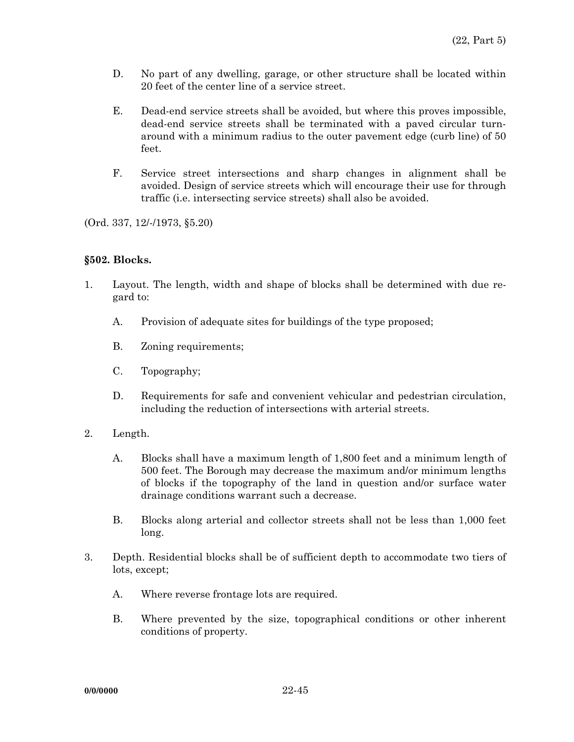D. No part of any dwelling, garage, or other structure shall be located within 20 feet of the center line of a service street.

E. Dead-end service streets shall be avoided, but where this proves impossible, dead-end service streets shall be terminated with a paved circular turn-around with a minimum radius to the outer pavement edge (curb line) of 50 feet.

F. Service street intersections and sharp changes in alignment shall be avoided. Design of service streets which will encourage their use for through traffic (i.e. intersecting service streets) shall also be avoided.

(Ord. 337, 12/-/1973, §5.20)

**§502. Blocks.**

1. Layout. The length, width and shape of blocks shall be determined with due regard to:

   A. Provision of adequate sites for buildings of the type proposed;

   B. Zoning requirements;

   C. Topography;

   D. Requirements for safe and convenient vehicular and pedestrian circulation, including the reduction of intersections with arterial streets.

2. Length.

   A. Blocks shall have a maximum length of 1,800 feet and a minimum length of 500 feet. The Borough may decrease the maximum and/or minimum lengths of blocks if the topography of the land in question and/or surface water drainage conditions warrant such a decrease.

   B. Blocks along arterial and collector streets shall not be less than 1,000 feet long.

3. Depth. Residential blocks shall be of sufficient depth to accommodate two tiers of lots, except;

   A. Where reverse frontage lots are required.

   B. Where prevented by the size, topographical conditions or other inherent conditions of property.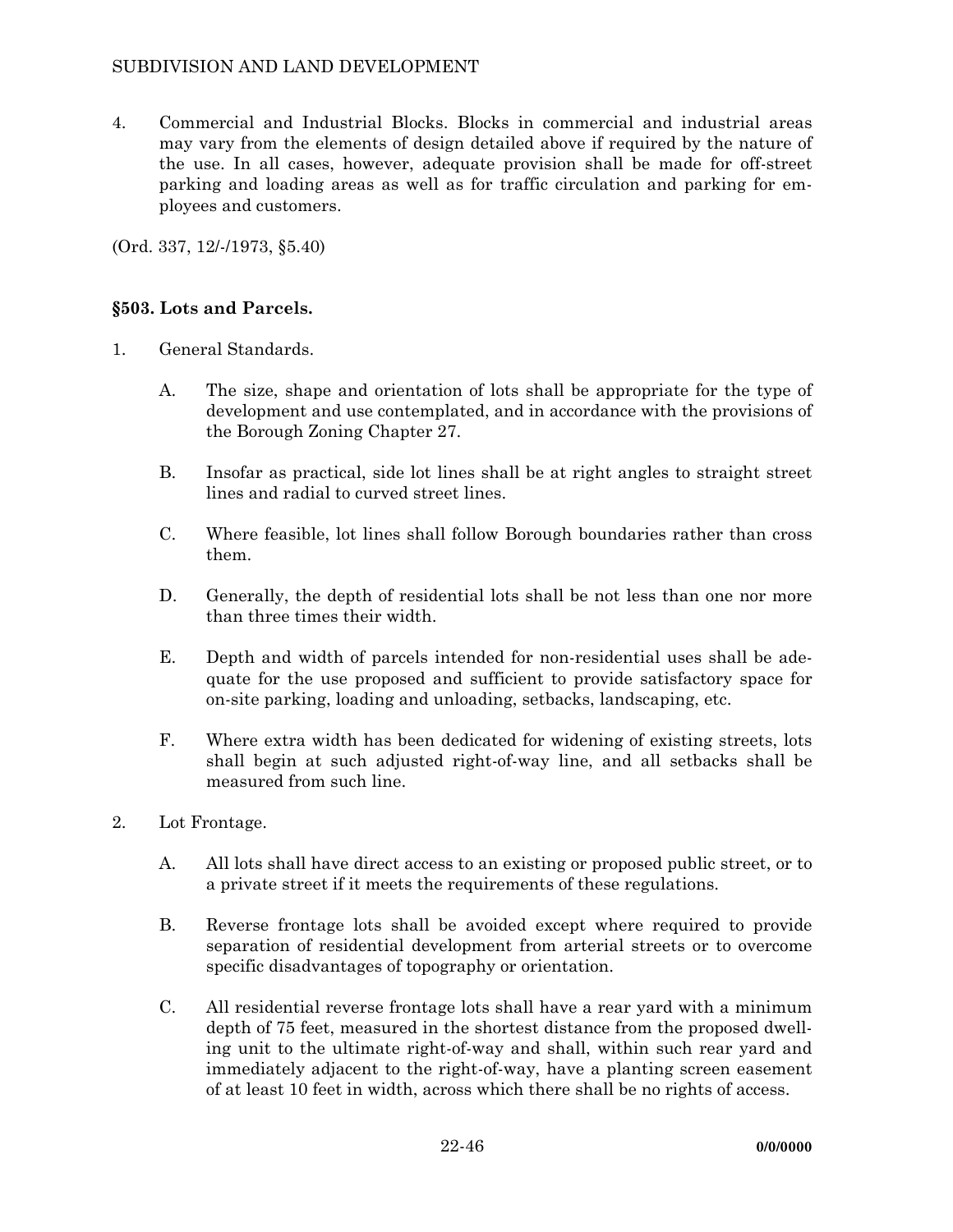4. Commercial and Industrial Blocks. Blocks in commercial and industrial areas may vary from the elements of design detailed above if required by the nature of the use. In all cases, however, adequate provision shall be made for off-street parking and loading areas as well as for traffic circulation and parking for employees and customers.

(Ord. 337, 12/-/1973, §5.40)

### §503. Lots and Parcels.

1. General Standards.

   A. The size, shape and orientation of lots shall be appropriate for the type of development and use contemplated, and in accordance with the provisions of the Borough Zoning Chapter 27.

   B. Insofar as practical, side lot lines shall be at right angles to straight street lines and radial to curved street lines.

   C. Where feasible, lot lines shall follow Borough boundaries rather than cross them.

   D. Generally, the depth of residential lots shall be not less than one nor more than three times their width.

   E. Depth and width of parcels intended for non-residential uses shall be adequate for the use proposed and sufficient to provide satisfactory space for on-site parking, loading and unloading, setbacks, landscaping, etc.

   F. Where extra width has been dedicated for widening of existing streets, lots shall begin at such adjusted right-of-way line, and all setbacks shall be measured from such line.

2. Lot Frontage.

   A. All lots shall have direct access to an existing or proposed public street, or to a private street if it meets the requirements of these regulations.

   B. Reverse frontage lots shall be avoided except where required to provide separation of residential development from arterial streets or to overcome specific disadvantages of topography or orientation.

   C. All residential reverse frontage lots shall have a rear yard with a minimum depth of 75 feet, measured in the shortest distance from the proposed dwelling unit to the ultimate right-of-way and shall, within such rear yard and immediately adjacent to the right-of-way, have a planting screen easement of at least 10 feet in width, across which there shall be no rights of access.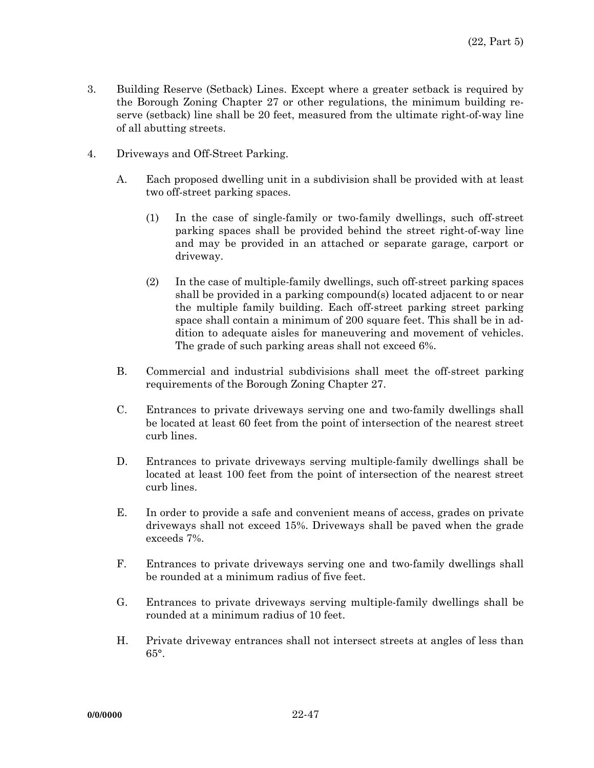3. Building Reserve (Setback) Lines. Except where a greater setback is required by the Borough Zoning Chapter 27 or other regulations, the minimum building reserve (setback) line shall be 20 feet, measured from the ultimate right-of-way line of all abutting streets.

4. Driveways and Off-Street Parking.

   A. Each proposed dwelling unit in a subdivision shall be provided with at least two off-street parking spaces.

      (1) In the case of single-family or two-family dwellings, such off-street parking spaces shall be provided behind the street right-of-way line and may be provided in an attached or separate garage, carport or driveway.

      (2) In the case of multiple-family dwellings, such off-street parking spaces shall be provided in a parking compound(s) located adjacent to or near the multiple family building. Each off-street parking street parking space shall contain a minimum of 200 square feet. This shall be in addition to adequate aisles for maneuvering and movement of vehicles. The grade of such parking areas shall not exceed 6%.

   B. Commercial and industrial subdivisions shall meet the off-street parking requirements of the Borough Zoning Chapter 27.

   C. Entrances to private driveways serving one and two-family dwellings shall be located at least 60 feet from the point of intersection of the nearest street curb lines.

   D. Entrances to private driveways serving multiple-family dwellings shall be located at least 100 feet from the point of intersection of the nearest street curb lines.

   E. In order to provide a safe and convenient means of access, grades on private driveways shall not exceed 15%. Driveways shall be paved when the grade exceeds 7%.

   F. Entrances to private driveways serving one and two-family dwellings shall be rounded at a minimum radius of five feet.

   G. Entrances to private driveways serving multiple-family dwellings shall be rounded at a minimum radius of 10 feet.

   H. Private driveway entrances shall not intersect streets at angles of less than 65°.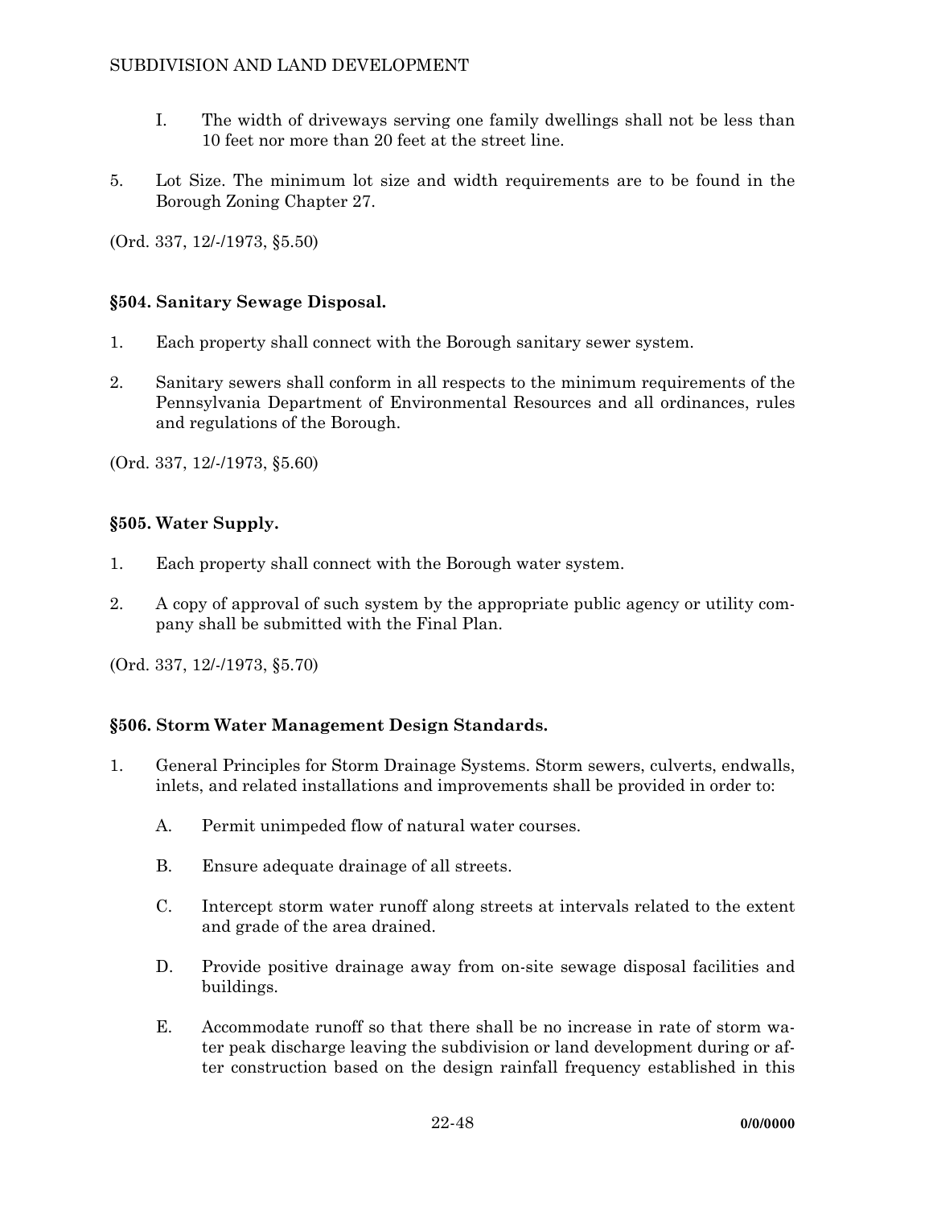I. The width of driveways serving one family dwellings shall not be less than 10 feet nor more than 20 feet at the street line.

5. Lot Size. The minimum lot size and width requirements are to be found in the Borough Zoning Chapter 27.

(Ord. 337, 12/-/1973, §5.50)

### §504. Sanitary Sewage Disposal.

1. Each property shall connect with the Borough sanitary sewer system.

2. Sanitary sewers shall conform in all respects to the minimum requirements of the Pennsylvania Department of Environmental Resources and all ordinances, rules and regulations of the Borough.

(Ord. 337, 12/-/1973, §5.60)

### §505. Water Supply.

1. Each property shall connect with the Borough water system.

2. A copy of approval of such system by the appropriate public agency or utility company shall be submitted with the Final Plan.

(Ord. 337, 12/-/1973, §5.70)

### §506. Storm Water Management Design Standards.

1. General Principles for Storm Drainage Systems. Storm sewers, culverts, endwalls, inlets, and related installations and improvements shall be provided in order to:

   A. Permit unimpeded flow of natural water courses.

   B. Ensure adequate drainage of all streets.

   C. Intercept storm water runoff along streets at intervals related to the extent and grade of the area drained.

   D. Provide positive drainage away from on-site sewage disposal facilities and buildings.

   E. Accommodate runoff so that there shall be no increase in rate of storm water peak discharge leaving the subdivision or land development during or after construction based on the design rainfall frequency established in this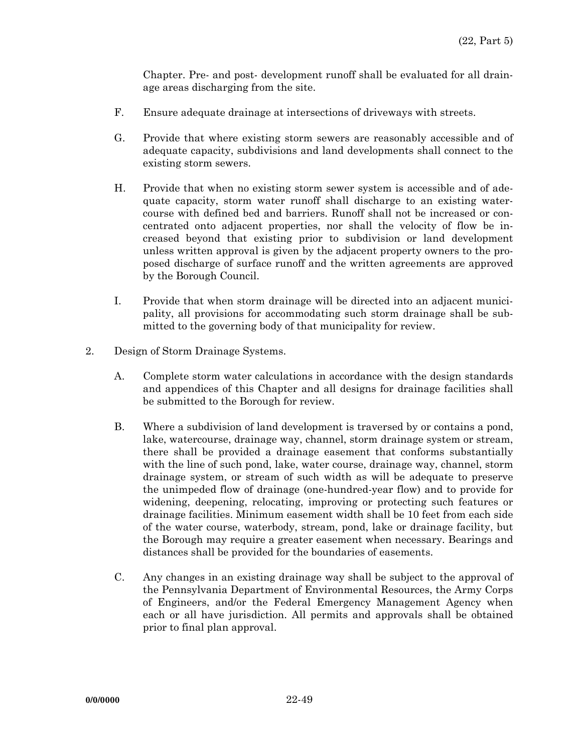Chapter. Pre- and post- development runoff shall be evaluated for all drainage areas discharging from the site.

F. Ensure adequate drainage at intersections of driveways with streets.

G. Provide that where existing storm sewers are reasonably accessible and of adequate capacity, subdivisions and land developments shall connect to the existing storm sewers.

H. Provide that when no existing storm sewer system is accessible and of adequate capacity, storm water runoff shall discharge to an existing watercourse with defined bed and barriers. Runoff shall not be increased or concentrated onto adjacent properties, nor shall the velocity of flow be increased beyond that existing prior to subdivision or land development unless written approval is given by the adjacent property owners to the proposed discharge of surface runoff and the written agreements are approved by the Borough Council.

I. Provide that when storm drainage will be directed into an adjacent municipality, all provisions for accommodating such storm drainage shall be submitted to the governing body of that municipality for review.

2. Design of Storm Drainage Systems.

A. Complete storm water calculations in accordance with the design standards and appendices of this Chapter and all designs for drainage facilities shall be submitted to the Borough for review.

B. Where a subdivision of land development is traversed by or contains a pond, lake, watercourse, drainage way, channel, storm drainage system or stream, there shall be provided a drainage easement that conforms substantially with the line of such pond, lake, water course, drainage way, channel, storm drainage system, or stream of such width as will be adequate to preserve the unimpeded flow of drainage (one-hundred-year flow) and to provide for widening, deepening, relocating, improving or protecting such features or drainage facilities. Minimum easement width shall be 10 feet from each side of the water course, waterbody, stream, pond, lake or drainage facility, but the Borough may require a greater easement when necessary. Bearings and distances shall be provided for the boundaries of easements.

C. Any changes in an existing drainage way shall be subject to the approval of the Pennsylvania Department of Environmental Resources, the Army Corps of Engineers, and/or the Federal Emergency Management Agency when each or all have jurisdiction. All permits and approvals shall be obtained prior to final plan approval.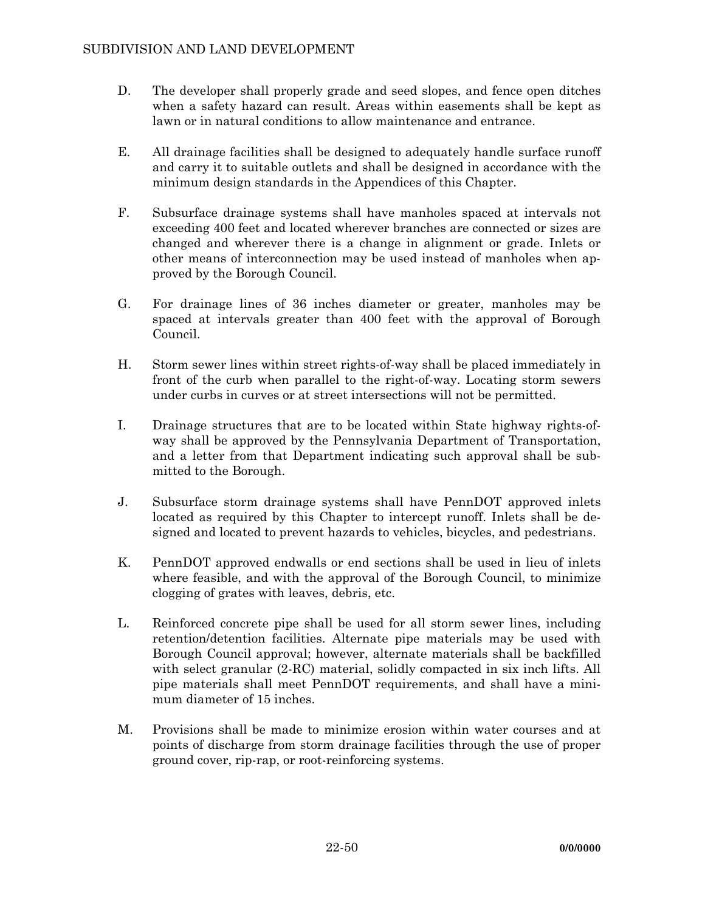D. The developer shall properly grade and seed slopes, and fence open ditches when a safety hazard can result. Areas within easements shall be kept as lawn or in natural conditions to allow maintenance and entrance.

E. All drainage facilities shall be designed to adequately handle surface runoff and carry it to suitable outlets and shall be designed in accordance with the minimum design standards in the Appendices of this Chapter.

F. Subsurface drainage systems shall have manholes spaced at intervals not exceeding 400 feet and located wherever branches are connected or sizes are changed and wherever there is a change in alignment or grade. Inlets or other means of interconnection may be used instead of manholes when approved by the Borough Council.

G. For drainage lines of 36 inches diameter or greater, manholes may be spaced at intervals greater than 400 feet with the approval of Borough Council.

H. Storm sewer lines within street rights-of-way shall be placed immediately in front of the curb when parallel to the right-of-way. Locating storm sewers under curbs in curves or at street intersections will not be permitted.

I. Drainage structures that are to be located within State highway rights-of-way shall be approved by the Pennsylvania Department of Transportation, and a letter from that Department indicating such approval shall be submitted to the Borough.

J. Subsurface storm drainage systems shall have PennDOT approved inlets located as required by this Chapter to intercept runoff. Inlets shall be designed and located to prevent hazards to vehicles, bicycles, and pedestrians.

K. PennDOT approved endwalls or end sections shall be used in lieu of inlets where feasible, and with the approval of the Borough Council, to minimize clogging of grates with leaves, debris, etc.

L. Reinforced concrete pipe shall be used for all storm sewer lines, including retention/detention facilities. Alternate pipe materials may be used with Borough Council approval; however, alternate materials shall be backfilled with select granular (2-RC) material, solidly compacted in six inch lifts. All pipe materials shall meet PennDOT requirements, and shall have a minimum diameter of 15 inches.

M. Provisions shall be made to minimize erosion within water courses and at points of discharge from storm drainage facilities through the use of proper ground cover, rip-rap, or root-reinforcing systems.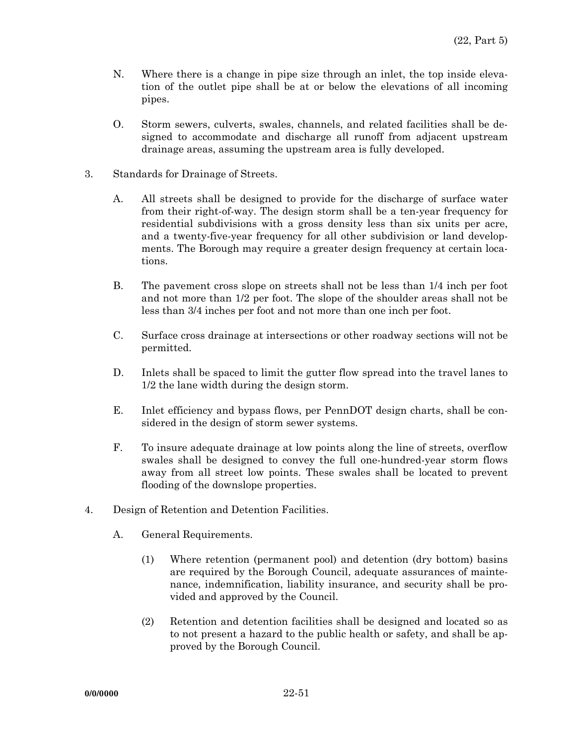N. Where there is a change in pipe size through an inlet, the top inside elevation of the outlet pipe shall be at or below the elevations of all incoming pipes.

O. Storm sewers, culverts, swales, channels, and related facilities shall be designed to accommodate and discharge all runoff from adjacent upstream drainage areas, assuming the upstream area is fully developed.

3. Standards for Drainage of Streets.

   A. All streets shall be designed to provide for the discharge of surface water from their right-of-way. The design storm shall be a ten-year frequency for residential subdivisions with a gross density less than six units per acre, and a twenty-five-year frequency for all other subdivision or land developments. The Borough may require a greater design frequency at certain locations.

   B. The pavement cross slope on streets shall not be less than 1/4 inch per foot and not more than 1/2 per foot. The slope of the shoulder areas shall not be less than 3/4 inches per foot and not more than one inch per foot.

   C. Surface cross drainage at intersections or other roadway sections will not be permitted.

   D. Inlets shall be spaced to limit the gutter flow spread into the travel lanes to 1/2 the lane width during the design storm.

   E. Inlet efficiency and bypass flows, per PennDOT design charts, shall be considered in the design of storm sewer systems.

   F. To insure adequate drainage at low points along the line of streets, overflow swales shall be designed to convey the full one-hundred-year storm flows away from all street low points. These swales shall be located to prevent flooding of the downslope properties.

4. Design of Retention and Detention Facilities.

   A. General Requirements.

      (1) Where retention (permanent pool) and detention (dry bottom) basins are required by the Borough Council, adequate assurances of maintenance, indemnification, liability insurance, and security shall be provided and approved by the Council.

      (2) Retention and detention facilities shall be designed and located so as to not present a hazard to the public health or safety, and shall be approved by the Borough Council.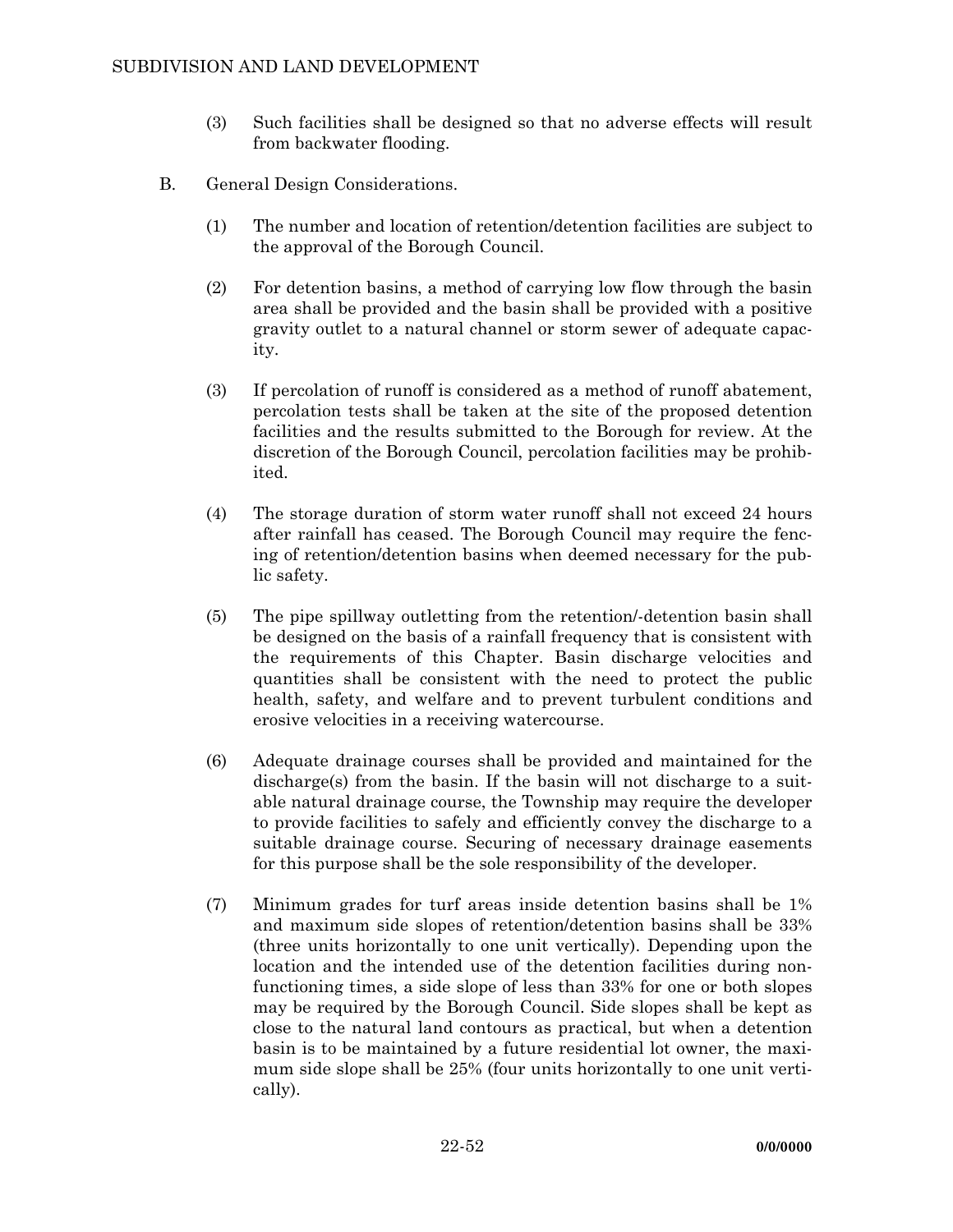(3) Such facilities shall be designed so that no adverse effects will result from backwater flooding.

B. General Design Considerations.

(1) The number and location of retention/detention facilities are subject to the approval of the Borough Council.

(2) For detention basins, a method of carrying low flow through the basin area shall be provided and the basin shall be provided with a positive gravity outlet to a natural channel or storm sewer of adequate capacity.

(3) If percolation of runoff is considered as a method of runoff abatement, percolation tests shall be taken at the site of the proposed detention facilities and the results submitted to the Borough for review. At the discretion of the Borough Council, percolation facilities may be prohibited.

(4) The storage duration of storm water runoff shall not exceed 24 hours after rainfall has ceased. The Borough Council may require the fencing of retention/detention basins when deemed necessary for the public safety.

(5) The pipe spillway outletting from the retention/-detention basin shall be designed on the basis of a rainfall frequency that is consistent with the requirements of this Chapter. Basin discharge velocities and quantities shall be consistent with the need to protect the public health, safety, and welfare and to prevent turbulent conditions and erosive velocities in a receiving watercourse.

(6) Adequate drainage courses shall be provided and maintained for the discharge(s) from the basin. If the basin will not discharge to a suitable natural drainage course, the Township may require the developer to provide facilities to safely and efficiently convey the discharge to a suitable drainage course. Securing of necessary drainage easements for this purpose shall be the sole responsibility of the developer.

(7) Minimum grades for turf areas inside detention basins shall be 1% and maximum side slopes of retention/detention basins shall be 33% (three units horizontally to one unit vertically). Depending upon the location and the intended use of the detention facilities during nonfunctioning times, a side slope of less than 33% for one or both slopes may be required by the Borough Council. Side slopes shall be kept as close to the natural land contours as practical, but when a detention basin is to be maintained by a future residential lot owner, the maximum side slope shall be 25% (four units horizontally to one unit vertically).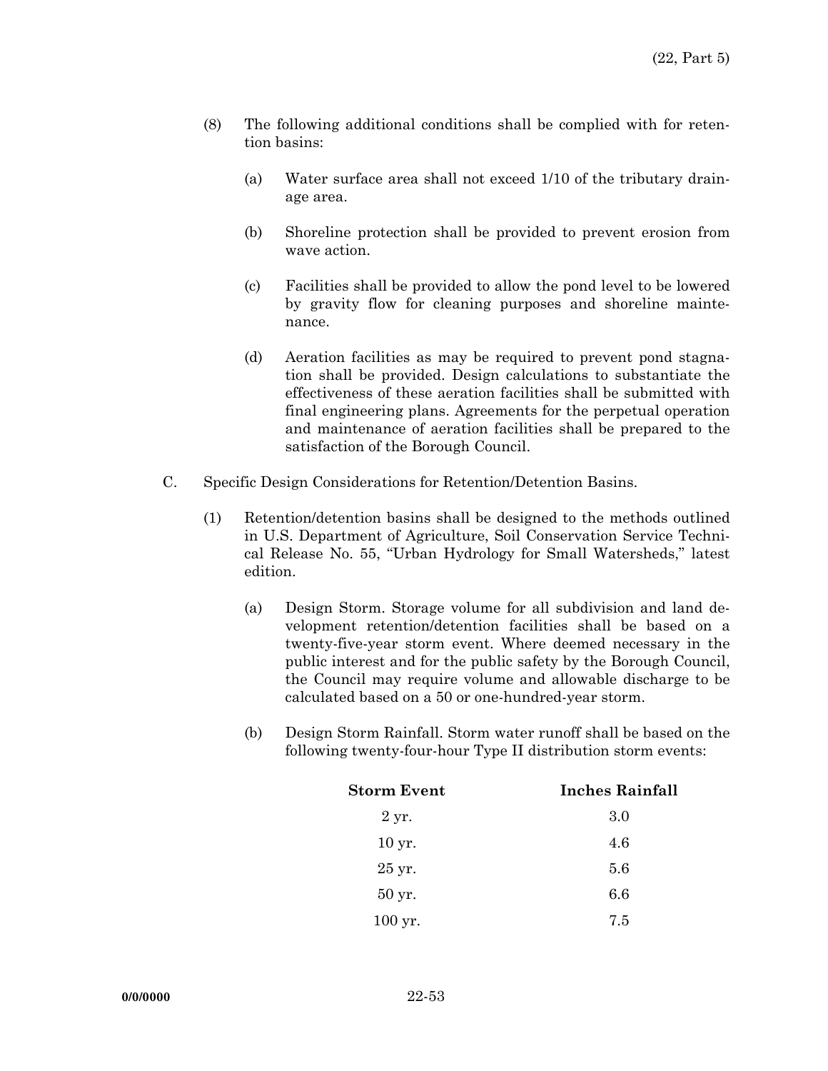(8) The following additional conditions shall be complied with for retention basins:

(a) Water surface area shall not exceed 1/10 of the tributary drainage area.

(b) Shoreline protection shall be provided to prevent erosion from wave action.

(c) Facilities shall be provided to allow the pond level to be lowered by gravity flow for cleaning purposes and shoreline maintenance.

(d) Aeration facilities as may be required to prevent pond stagnation shall be provided. Design calculations to substantiate the effectiveness of these aeration facilities shall be submitted with final engineering plans. Agreements for the perpetual operation and maintenance of aeration facilities shall be prepared to the satisfaction of the Borough Council.

C. Specific Design Considerations for Retention/Detention Basins.

(1) Retention/detention basins shall be designed to the methods outlined in U.S. Department of Agriculture, Soil Conservation Service Technical Release No. 55, "Urban Hydrology for Small Watersheds," latest edition.

(a) Design Storm. Storage volume for all subdivision and land development retention/detention facilities shall be based on a twenty-five-year storm event. Where deemed necessary in the public interest and for the public safety by the Borough Council, the Council may require volume and allowable discharge to be calculated based on a 50 or one-hundred-year storm.

(b) Design Storm Rainfall. Storm water runoff shall be based on the following twenty-four-hour Type II distribution storm events:

| **Storm Event** | **Inches Rainfall** |
|---|---|
| 2 yr. | 3.0 |
| 10 yr. | 4.6 |
| 25 yr. | 5.6 |
| 50 yr. | 6.6 |
| 100 yr. | 7.5 |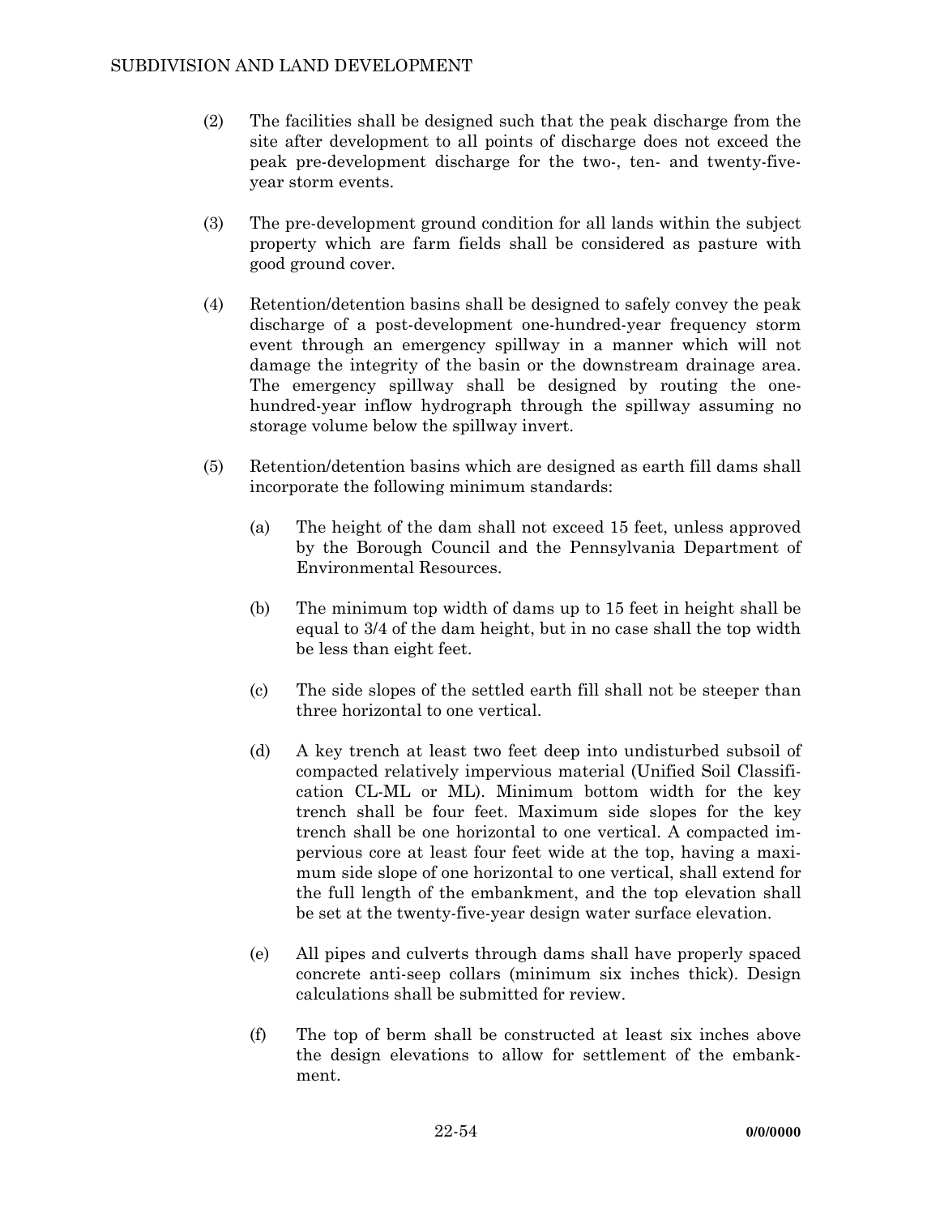(2) The facilities shall be designed such that the peak discharge from the site after development to all points of discharge does not exceed the peak pre-development discharge for the two-, ten- and twenty-five-year storm events.

(3) The pre-development ground condition for all lands within the subject property which are farm fields shall be considered as pasture with good ground cover.

(4) Retention/detention basins shall be designed to safely convey the peak discharge of a post-development one-hundred-year frequency storm event through an emergency spillway in a manner which will not damage the integrity of the basin or the downstream drainage area. The emergency spillway shall be designed by routing the one-hundred-year inflow hydrograph through the spillway assuming no storage volume below the spillway invert.

(5) Retention/detention basins which are designed as earth fill dams shall incorporate the following minimum standards:

(a) The height of the dam shall not exceed 15 feet, unless approved by the Borough Council and the Pennsylvania Department of Environmental Resources.

(b) The minimum top width of dams up to 15 feet in height shall be equal to 3/4 of the dam height, but in no case shall the top width be less than eight feet.

(c) The side slopes of the settled earth fill shall not be steeper than three horizontal to one vertical.

(d) A key trench at least two feet deep into undisturbed subsoil of compacted relatively impervious material (Unified Soil Classification CL-ML or ML). Minimum bottom width for the key trench shall be four feet. Maximum side slopes for the key trench shall be one horizontal to one vertical. A compacted impervious core at least four feet wide at the top, having a maximum side slope of one horizontal to one vertical, shall extend for the full length of the embankment, and the top elevation shall be set at the twenty-five-year design water surface elevation.

(e) All pipes and culverts through dams shall have properly spaced concrete anti-seep collars (minimum six inches thick). Design calculations shall be submitted for review.

(f) The top of berm shall be constructed at least six inches above the design elevations to allow for settlement of the embankment.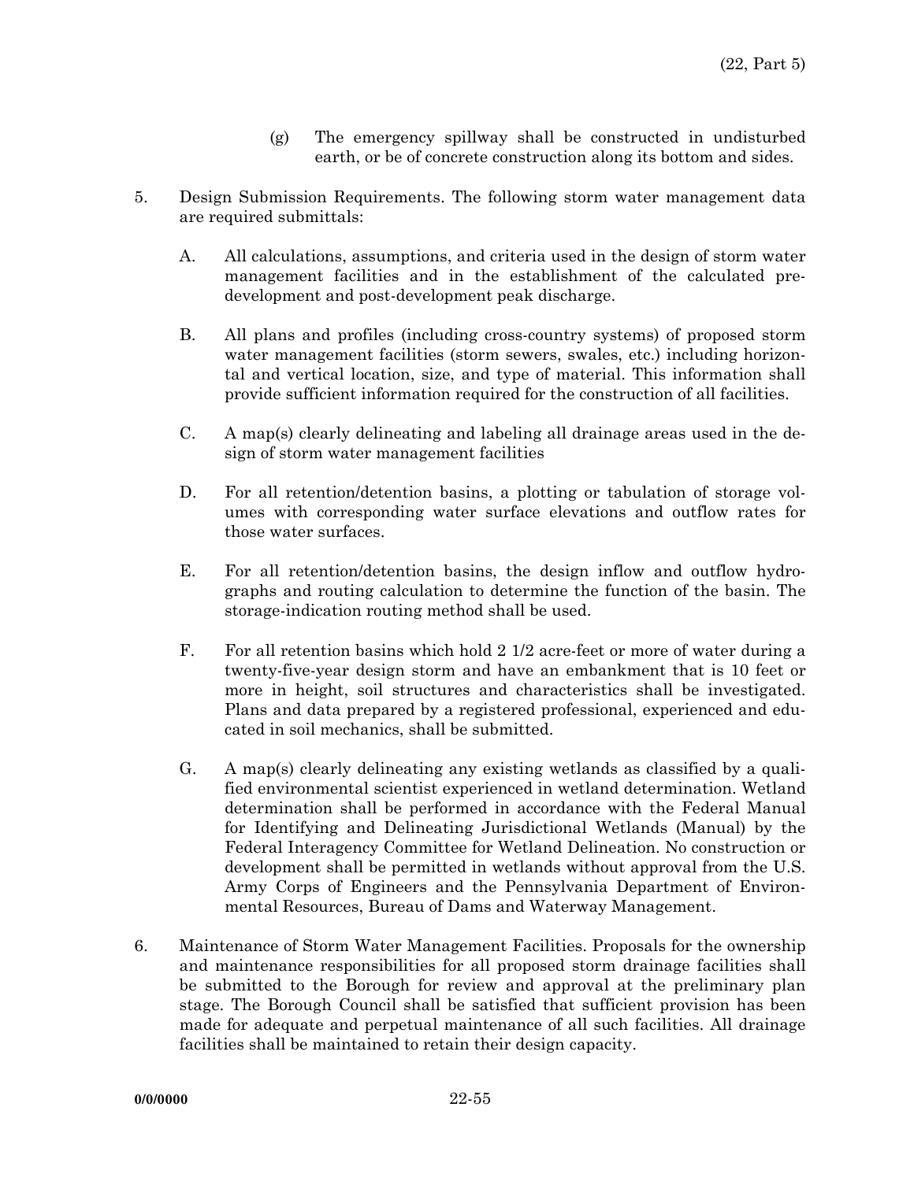(g) The emergency spillway shall be constructed in undisturbed earth, or be of concrete construction along its bottom and sides.

5. Design Submission Requirements. The following storm water management data are required submittals:

   A. All calculations, assumptions, and criteria used in the design of storm water management facilities and in the establishment of the calculated pre-development and post-development peak discharge.

   B. All plans and profiles (including cross-country systems) of proposed storm water management facilities (storm sewers, swales, etc.) including horizontal and vertical location, size, and type of material. This information shall provide sufficient information required for the construction of all facilities.

   C. A map(s) clearly delineating and labeling all drainage areas used in the design of storm water management facilities

   D. For all retention/detention basins, a plotting or tabulation of storage volumes with corresponding water surface elevations and outflow rates for those water surfaces.

   E. For all retention/detention basins, the design inflow and outflow hydrographs and routing calculation to determine the function of the basin. The storage-indication routing method shall be used.

   F. For all retention basins which hold 2 1/2 acre-feet or more of water during a twenty-five-year design storm and have an embankment that is 10 feet or more in height, soil structures and characteristics shall be investigated. Plans and data prepared by a registered professional, experienced and educated in soil mechanics, shall be submitted.

   G. A map(s) clearly delineating any existing wetlands as classified by a qualified environmental scientist experienced in wetland determination. Wetland determination shall be performed in accordance with the Federal Manual for Identifying and Delineating Jurisdictional Wetlands (Manual) by the Federal Interagency Committee for Wetland Delineation. No construction or development shall be permitted in wetlands without approval from the U.S. Army Corps of Engineers and the Pennsylvania Department of Environmental Resources, Bureau of Dams and Waterway Management.

6. Maintenance of Storm Water Management Facilities. Proposals for the ownership and maintenance responsibilities for all proposed storm drainage facilities shall be submitted to the Borough for review and approval at the preliminary plan stage. The Borough Council shall be satisfied that sufficient provision has been made for adequate and perpetual maintenance of all such facilities. All drainage facilities shall be maintained to retain their design capacity.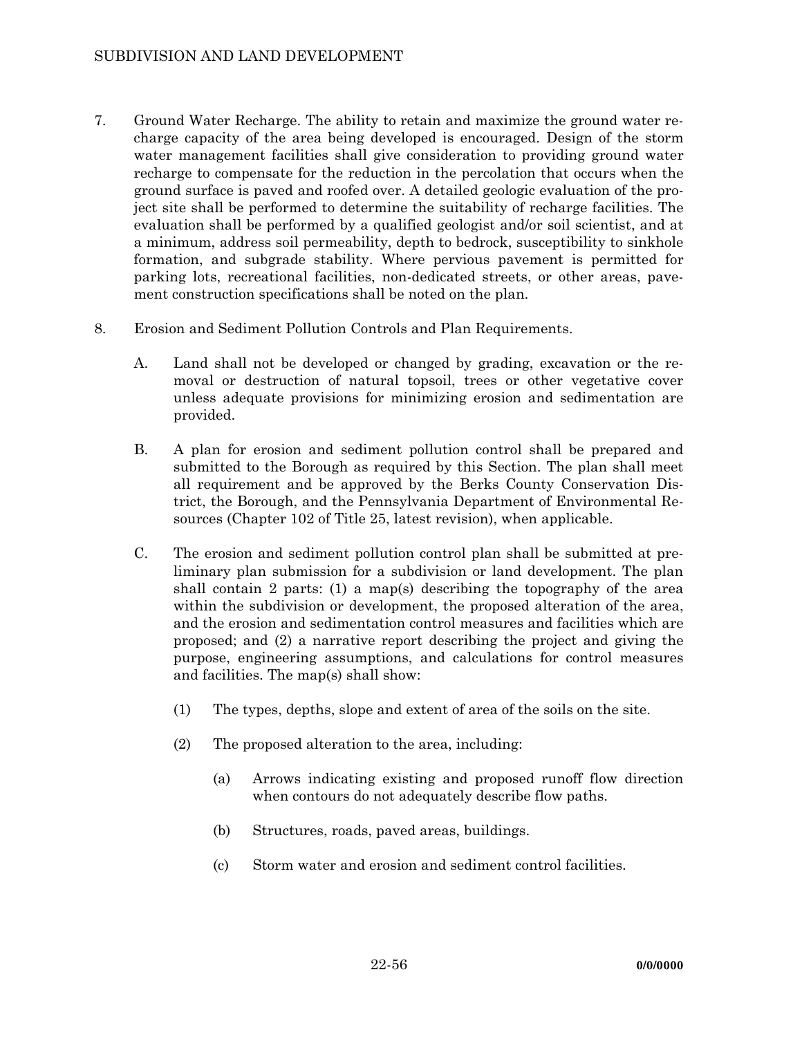7. Ground Water Recharge. The ability to retain and maximize the ground water recharge capacity of the area being developed is encouraged. Design of the storm water management facilities shall give consideration to providing ground water recharge to compensate for the reduction in the percolation that occurs when the ground surface is paved and roofed over. A detailed geologic evaluation of the project site shall be performed to determine the suitability of recharge facilities. The evaluation shall be performed by a qualified geologist and/or soil scientist, and at a minimum, address soil permeability, depth to bedrock, susceptibility to sinkhole formation, and subgrade stability. Where pervious pavement is permitted for parking lots, recreational facilities, non-dedicated streets, or other areas, pavement construction specifications shall be noted on the plan.

8. Erosion and Sediment Pollution Controls and Plan Requirements.

   A. Land shall not be developed or changed by grading, excavation or the removal or destruction of natural topsoil, trees or other vegetative cover unless adequate provisions for minimizing erosion and sedimentation are provided.

   B. A plan for erosion and sediment pollution control shall be prepared and submitted to the Borough as required by this Section. The plan shall meet all requirement and be approved by the Berks County Conservation District, the Borough, and the Pennsylvania Department of Environmental Resources (Chapter 102 of Title 25, latest revision), when applicable.

   C. The erosion and sediment pollution control plan shall be submitted at preliminary plan submission for a subdivision or land development. The plan shall contain 2 parts: (1) a map(s) describing the topography of the area within the subdivision or development, the proposed alteration of the area, and the erosion and sedimentation control measures and facilities which are proposed; and (2) a narrative report describing the project and giving the purpose, engineering assumptions, and calculations for control measures and facilities. The map(s) shall show:

      (1) The types, depths, slope and extent of area of the soils on the site.

      (2) The proposed alteration to the area, including:

         (a) Arrows indicating existing and proposed runoff flow direction when contours do not adequately describe flow paths.

         (b) Structures, roads, paved areas, buildings.

         (c) Storm water and erosion and sediment control facilities.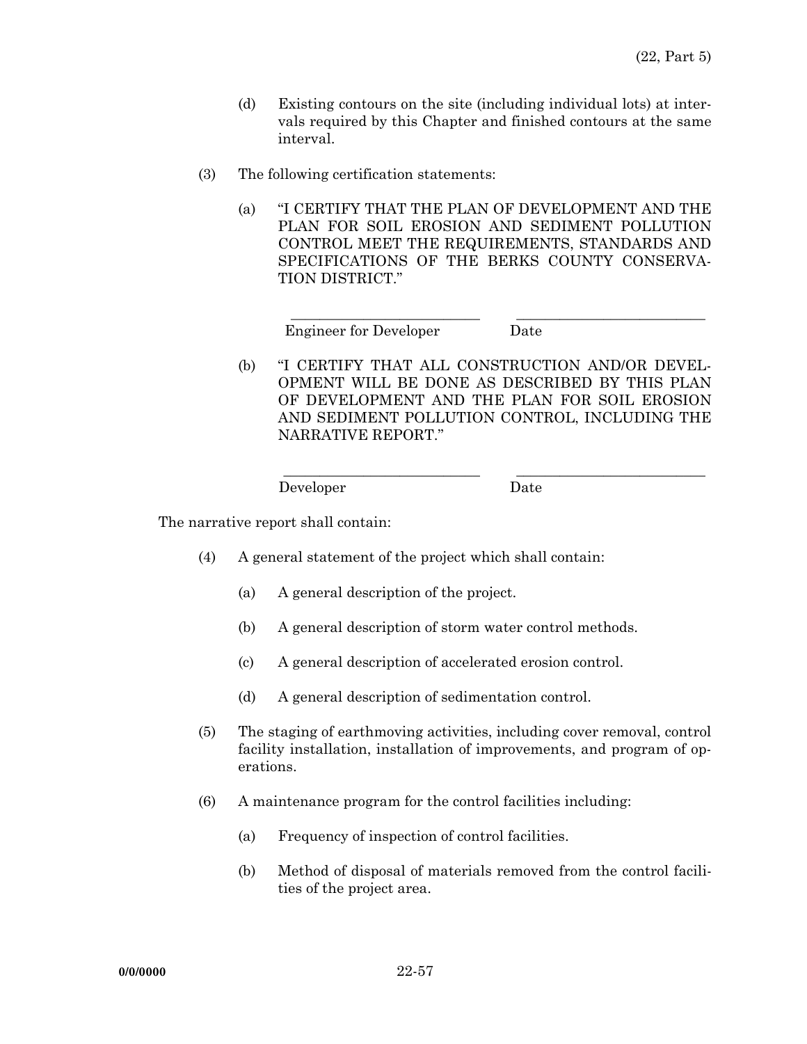(d) Existing contours on the site (including individual lots) at intervals required by this Chapter and finished contours at the same interval.

(3) The following certification statements:

(a) "I CERTIFY THAT THE PLAN OF DEVELOPMENT AND THE PLAN FOR SOIL EROSION AND SEDIMENT POLLUTION CONTROL MEET THE REQUIREMENTS, STANDARDS AND SPECIFICATIONS OF THE BERKS COUNTY CONSERVATION DISTRICT."

\_\_\_\_\_\_\_\_\_\_\_\_\_\_\_\_\_\_\_\_\_\_\_\_\_\_ \_\_\_\_\_\_\_\_\_\_\_\_\_\_\_\_\_\_\_\_\_\_\_\_\_\_
Engineer for Developer Date

(b) "I CERTIFY THAT ALL CONSTRUCTION AND/OR DEVELOPMENT WILL BE DONE AS DESCRIBED BY THIS PLAN OF DEVELOPMENT AND THE PLAN FOR SOIL EROSION AND SEDIMENT POLLUTION CONTROL, INCLUDING THE NARRATIVE REPORT."

\_\_\_\_\_\_\_\_\_\_\_\_\_\_\_\_\_\_\_\_\_\_\_\_\_\_ \_\_\_\_\_\_\_\_\_\_\_\_\_\_\_\_\_\_\_\_\_\_\_\_\_\_
Developer Date

The narrative report shall contain:

(4) A general statement of the project which shall contain:

(a) A general description of the project.

(b) A general description of storm water control methods.

(c) A general description of accelerated erosion control.

(d) A general description of sedimentation control.

(5) The staging of earthmoving activities, including cover removal, control facility installation, installation of improvements, and program of operations.

(6) A maintenance program for the control facilities including:

(a) Frequency of inspection of control facilities.

(b) Method of disposal of materials removed from the control facilities of the project area.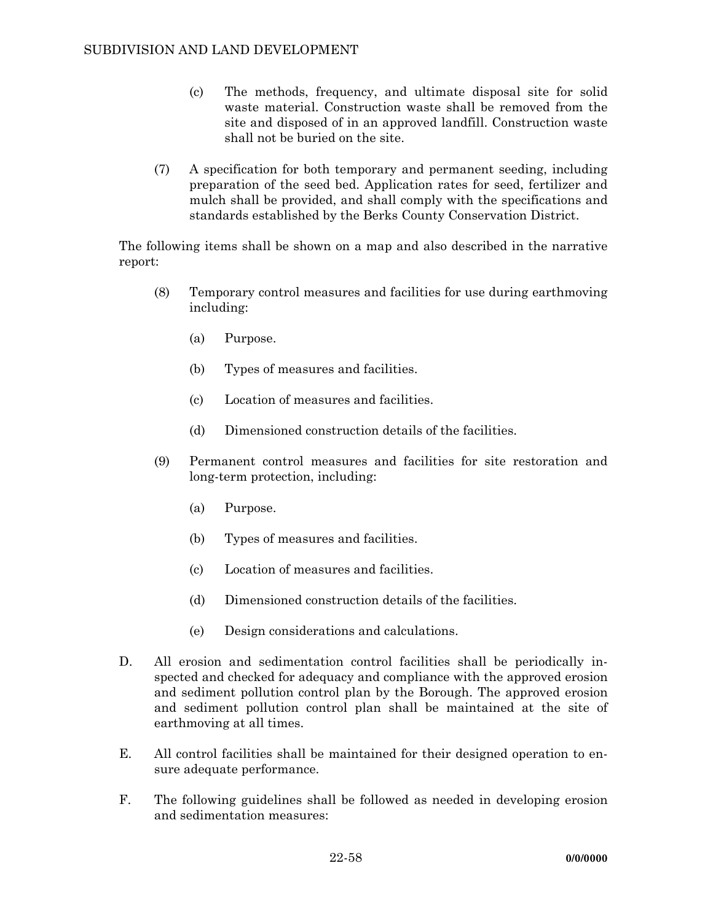(c) The methods, frequency, and ultimate disposal site for solid waste material. Construction waste shall be removed from the site and disposed of in an approved landfill. Construction waste shall not be buried on the site.

(7) A specification for both temporary and permanent seeding, including preparation of the seed bed. Application rates for seed, fertilizer and mulch shall be provided, and shall comply with the specifications and standards established by the Berks County Conservation District.

The following items shall be shown on a map and also described in the narrative report:

(8) Temporary control measures and facilities for use during earthmoving including:

(a) Purpose.

(b) Types of measures and facilities.

(c) Location of measures and facilities.

(d) Dimensioned construction details of the facilities.

(9) Permanent control measures and facilities for site restoration and long-term protection, including:

(a) Purpose.

(b) Types of measures and facilities.

(c) Location of measures and facilities.

(d) Dimensioned construction details of the facilities.

(e) Design considerations and calculations.

D. All erosion and sedimentation control facilities shall be periodically inspected and checked for adequacy and compliance with the approved erosion and sediment pollution control plan by the Borough. The approved erosion and sediment pollution control plan shall be maintained at the site of earthmoving at all times.

E. All control facilities shall be maintained for their designed operation to ensure adequate performance.

F. The following guidelines shall be followed as needed in developing erosion and sedimentation measures: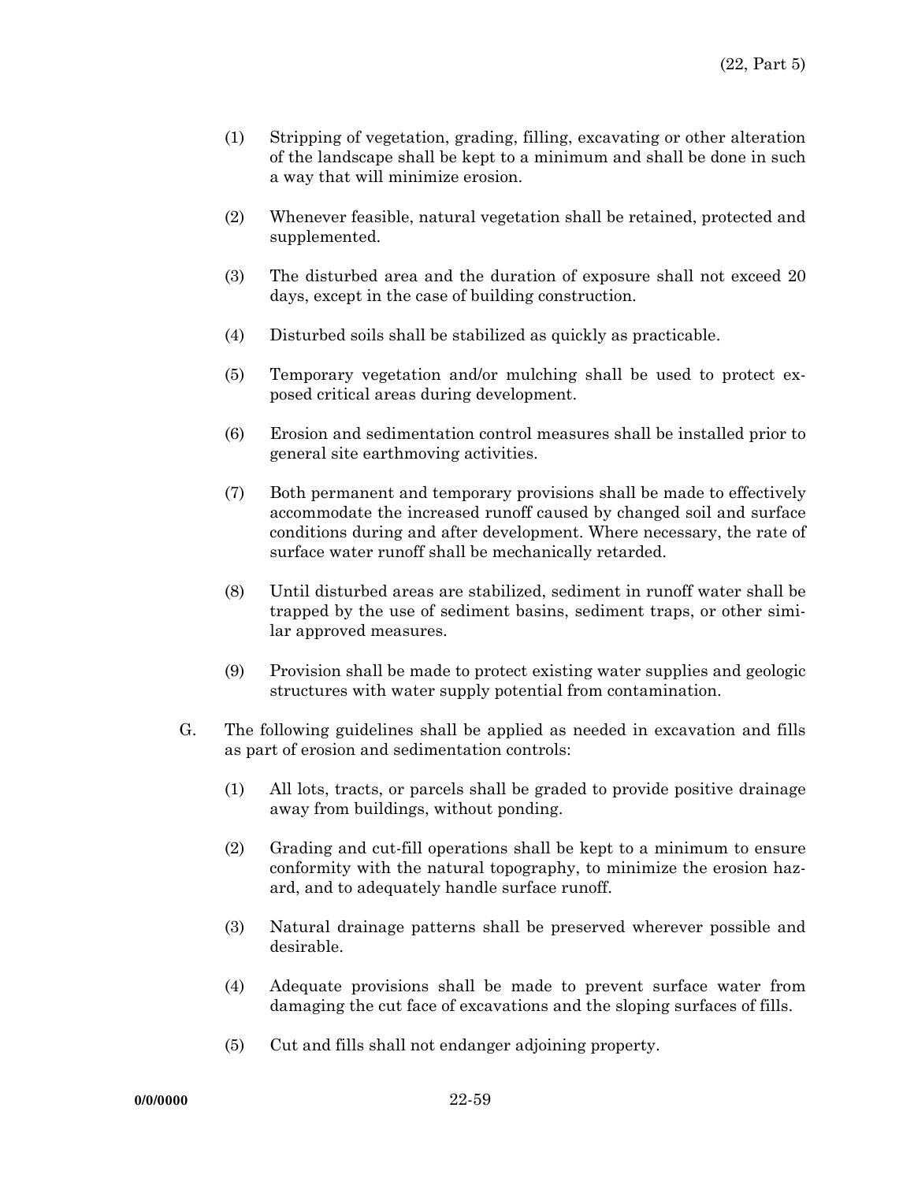(1) Stripping of vegetation, grading, filling, excavating or other alteration of the landscape shall be kept to a minimum and shall be done in such a way that will minimize erosion.

(2) Whenever feasible, natural vegetation shall be retained, protected and supplemented.

(3) The disturbed area and the duration of exposure shall not exceed 20 days, except in the case of building construction.

(4) Disturbed soils shall be stabilized as quickly as practicable.

(5) Temporary vegetation and/or mulching shall be used to protect exposed critical areas during development.

(6) Erosion and sedimentation control measures shall be installed prior to general site earthmoving activities.

(7) Both permanent and temporary provisions shall be made to effectively accommodate the increased runoff caused by changed soil and surface conditions during and after development. Where necessary, the rate of surface water runoff shall be mechanically retarded.

(8) Until disturbed areas are stabilized, sediment in runoff water shall be trapped by the use of sediment basins, sediment traps, or other similar approved measures.

(9) Provision shall be made to protect existing water supplies and geologic structures with water supply potential from contamination.

G. The following guidelines shall be applied as needed in excavation and fills as part of erosion and sedimentation controls:

(1) All lots, tracts, or parcels shall be graded to provide positive drainage away from buildings, without ponding.

(2) Grading and cut-fill operations shall be kept to a minimum to ensure conformity with the natural topography, to minimize the erosion hazard, and to adequately handle surface runoff.

(3) Natural drainage patterns shall be preserved wherever possible and desirable.

(4) Adequate provisions shall be made to prevent surface water from damaging the cut face of excavations and the sloping surfaces of fills.

(5) Cut and fills shall not endanger adjoining property.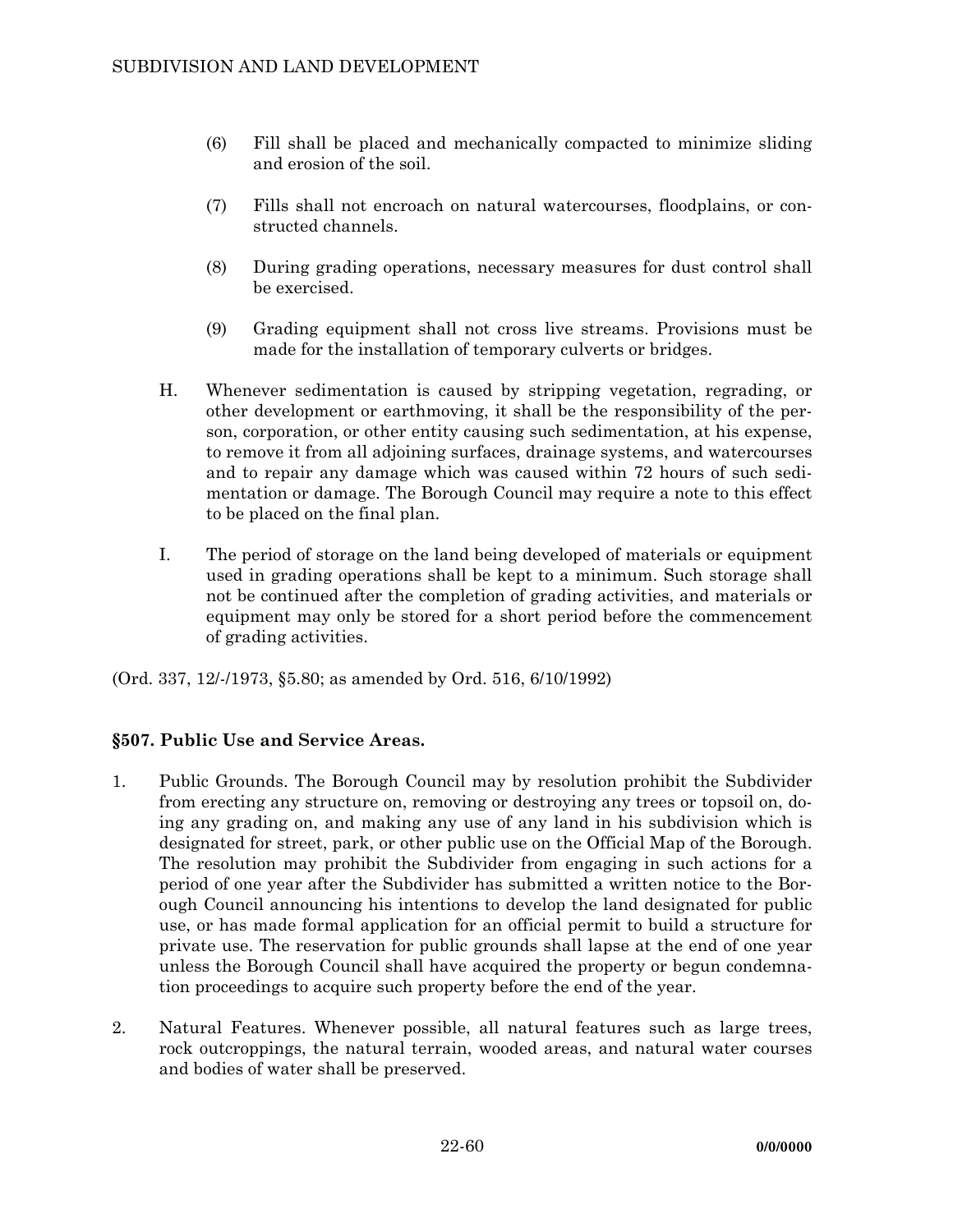(6) Fill shall be placed and mechanically compacted to minimize sliding and erosion of the soil.

(7) Fills shall not encroach on natural watercourses, floodplains, or constructed channels.

(8) During grading operations, necessary measures for dust control shall be exercised.

(9) Grading equipment shall not cross live streams. Provisions must be made for the installation of temporary culverts or bridges.

H. Whenever sedimentation is caused by stripping vegetation, regrading, or other development or earthmoving, it shall be the responsibility of the person, corporation, or other entity causing such sedimentation, at his expense, to remove it from all adjoining surfaces, drainage systems, and watercourses and to repair any damage which was caused within 72 hours of such sedimentation or damage. The Borough Council may require a note to this effect to be placed on the final plan.

I. The period of storage on the land being developed of materials or equipment used in grading operations shall be kept to a minimum. Such storage shall not be continued after the completion of grading activities, and materials or equipment may only be stored for a short period before the commencement of grading activities.

(Ord. 337, 12/-/1973, §5.80; as amended by Ord. 516, 6/10/1992)

### §507. Public Use and Service Areas.

1. Public Grounds. The Borough Council may by resolution prohibit the Subdivider from erecting any structure on, removing or destroying any trees or topsoil on, doing any grading on, and making any use of any land in his subdivision which is designated for street, park, or other public use on the Official Map of the Borough. The resolution may prohibit the Subdivider from engaging in such actions for a period of one year after the Subdivider has submitted a written notice to the Borough Council announcing his intentions to develop the land designated for public use, or has made formal application for an official permit to build a structure for private use. The reservation for public grounds shall lapse at the end of one year unless the Borough Council shall have acquired the property or begun condemnation proceedings to acquire such property before the end of the year.

2. Natural Features. Whenever possible, all natural features such as large trees, rock outcroppings, the natural terrain, wooded areas, and natural water courses and bodies of water shall be preserved.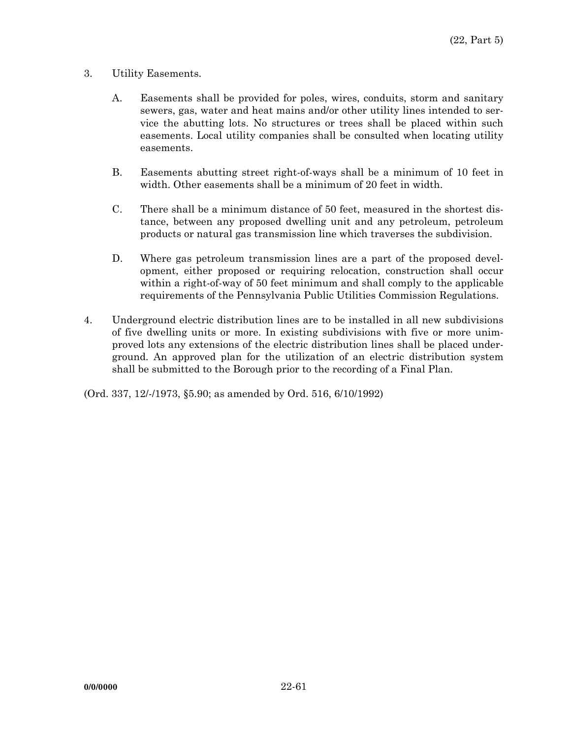3. Utility Easements.

   A. Easements shall be provided for poles, wires, conduits, storm and sanitary sewers, gas, water and heat mains and/or other utility lines intended to service the abutting lots. No structures or trees shall be placed within such easements. Local utility companies shall be consulted when locating utility easements.

   B. Easements abutting street right-of-ways shall be a minimum of 10 feet in width. Other easements shall be a minimum of 20 feet in width.

   C. There shall be a minimum distance of 50 feet, measured in the shortest distance, between any proposed dwelling unit and any petroleum, petroleum products or natural gas transmission line which traverses the subdivision.

   D. Where gas petroleum transmission lines are a part of the proposed development, either proposed or requiring relocation, construction shall occur within a right-of-way of 50 feet minimum and shall comply to the applicable requirements of the Pennsylvania Public Utilities Commission Regulations.

4. Underground electric distribution lines are to be installed in all new subdivisions of five dwelling units or more. In existing subdivisions with five or more unimproved lots any extensions of the electric distribution lines shall be placed underground. An approved plan for the utilization of an electric distribution system shall be submitted to the Borough prior to the recording of a Final Plan.

(Ord. 337, 12/-/1973, §5.90; as amended by Ord. 516, 6/10/1992)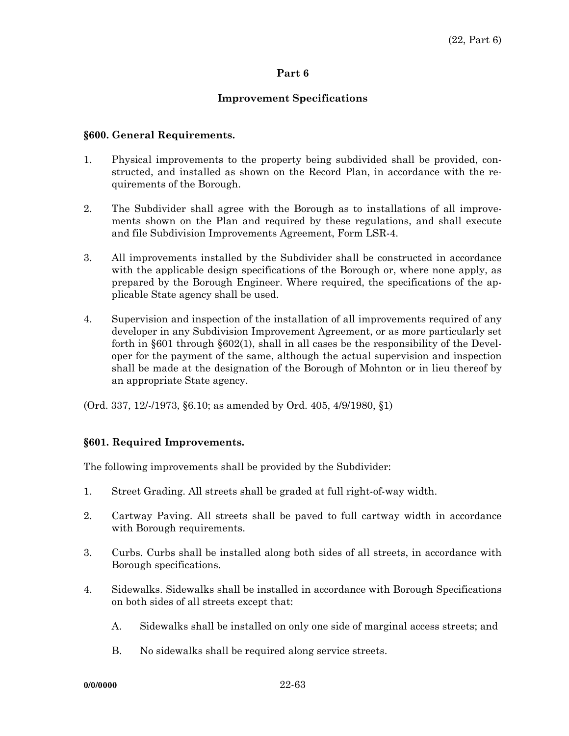## Part 6

## Improvement Specifications

### §600. General Requirements.

1. Physical improvements to the property being subdivided shall be provided, constructed, and installed as shown on the Record Plan, in accordance with the requirements of the Borough.

2. The Subdivider shall agree with the Borough as to installations of all improvements shown on the Plan and required by these regulations, and shall execute and file Subdivision Improvements Agreement, Form LSR-4.

3. All improvements installed by the Subdivider shall be constructed in accordance with the applicable design specifications of the Borough or, where none apply, as prepared by the Borough Engineer. Where required, the specifications of the applicable State agency shall be used.

4. Supervision and inspection of the installation of all improvements required of any developer in any Subdivision Improvement Agreement, or as more particularly set forth in §601 through §602(1), shall in all cases be the responsibility of the Developer for the payment of the same, although the actual supervision and inspection shall be made at the designation of the Borough of Mohnton or in lieu thereof by an appropriate State agency.

(Ord. 337, 12/-/1973, §6.10; as amended by Ord. 405, 4/9/1980, §1)

### §601. Required Improvements.

The following improvements shall be provided by the Subdivider:

1. Street Grading. All streets shall be graded at full right-of-way width.

2. Cartway Paving. All streets shall be paved to full cartway width in accordance with Borough requirements.

3. Curbs. Curbs shall be installed along both sides of all streets, in accordance with Borough specifications.

4. Sidewalks. Sidewalks shall be installed in accordance with Borough Specifications on both sides of all streets except that:

    A. Sidewalks shall be installed on only one side of marginal access streets; and

    B. No sidewalks shall be required along service streets.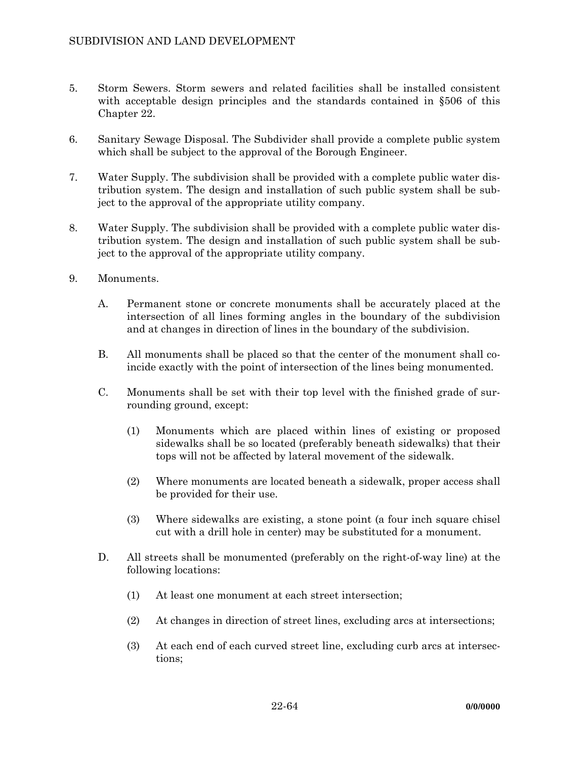5. Storm Sewers. Storm sewers and related facilities shall be installed consistent with acceptable design principles and the standards contained in §506 of this Chapter 22.

6. Sanitary Sewage Disposal. The Subdivider shall provide a complete public system which shall be subject to the approval of the Borough Engineer.

7. Water Supply. The subdivision shall be provided with a complete public water distribution system. The design and installation of such public system shall be subject to the approval of the appropriate utility company.

8. Water Supply. The subdivision shall be provided with a complete public water distribution system. The design and installation of such public system shall be subject to the approval of the appropriate utility company.

9. Monuments.

   A. Permanent stone or concrete monuments shall be accurately placed at the intersection of all lines forming angles in the boundary of the subdivision and at changes in direction of lines in the boundary of the subdivision.

   B. All monuments shall be placed so that the center of the monument shall coincide exactly with the point of intersection of the lines being monumented.

   C. Monuments shall be set with their top level with the finished grade of surrounding ground, except:

      (1) Monuments which are placed within lines of existing or proposed sidewalks shall be so located (preferably beneath sidewalks) that their tops will not be affected by lateral movement of the sidewalk.

      (2) Where monuments are located beneath a sidewalk, proper access shall be provided for their use.

      (3) Where sidewalks are existing, a stone point (a four inch square chisel cut with a drill hole in center) may be substituted for a monument.

   D. All streets shall be monumented (preferably on the right-of-way line) at the following locations:

      (1) At least one monument at each street intersection;

      (2) At changes in direction of street lines, excluding arcs at intersections;

      (3) At each end of each curved street line, excluding curb arcs at intersections;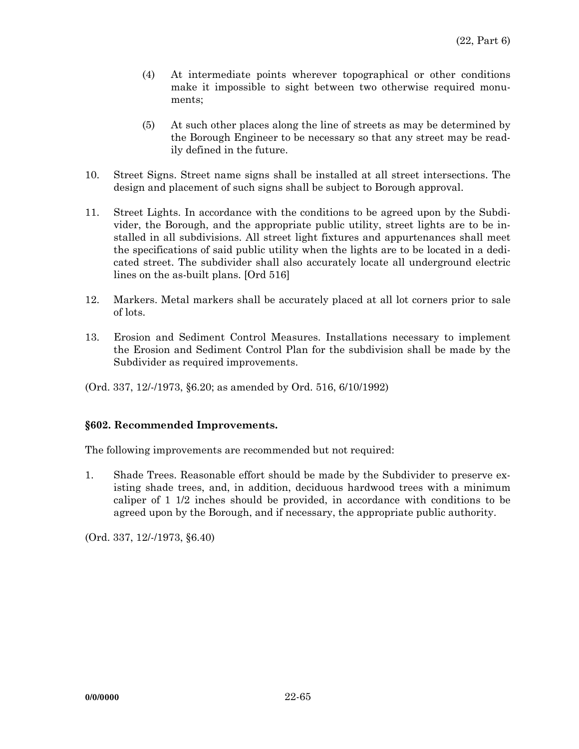(4) At intermediate points wherever topographical or other conditions make it impossible to sight between two otherwise required monuments;

(5) At such other places along the line of streets as may be determined by the Borough Engineer to be necessary so that any street may be readily defined in the future.

10. Street Signs. Street name signs shall be installed at all street intersections. The design and placement of such signs shall be subject to Borough approval.

11. Street Lights. In accordance with the conditions to be agreed upon by the Subdivider, the Borough, and the appropriate public utility, street lights are to be installed in all subdivisions. All street light fixtures and appurtenances shall meet the specifications of said public utility when the lights are to be located in a dedicated street. The subdivider shall also accurately locate all underground electric lines on the as-built plans. [Ord 516]

12. Markers. Metal markers shall be accurately placed at all lot corners prior to sale of lots.

13. Erosion and Sediment Control Measures. Installations necessary to implement the Erosion and Sediment Control Plan for the subdivision shall be made by the Subdivider as required improvements.

(Ord. 337, 12/-/1973, §6.20; as amended by Ord. 516, 6/10/1992)

## §602. Recommended Improvements.

The following improvements are recommended but not required:

1. Shade Trees. Reasonable effort should be made by the Subdivider to preserve existing shade trees, and, in addition, deciduous hardwood trees with a minimum caliper of 1 1/2 inches should be provided, in accordance with conditions to be agreed upon by the Borough, and if necessary, the appropriate public authority.

(Ord. 337, 12/-/1973, §6.40)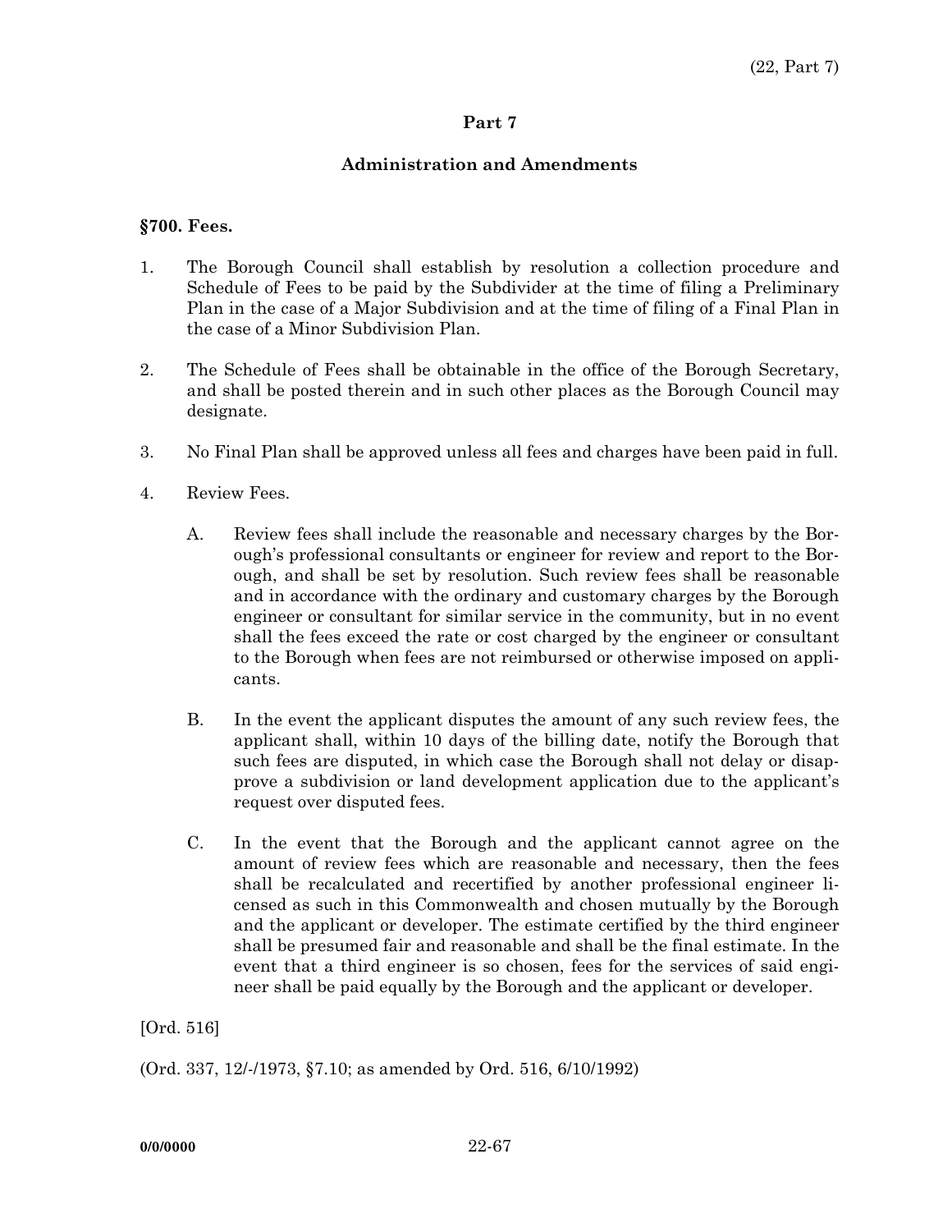# Part 7

## Administration and Amendments

### §700. Fees.

1. The Borough Council shall establish by resolution a collection procedure and Schedule of Fees to be paid by the Subdivider at the time of filing a Preliminary Plan in the case of a Major Subdivision and at the time of filing of a Final Plan in the case of a Minor Subdivision Plan.

2. The Schedule of Fees shall be obtainable in the office of the Borough Secretary, and shall be posted therein and in such other places as the Borough Council may designate.

3. No Final Plan shall be approved unless all fees and charges have been paid in full.

4. Review Fees.

   A. Review fees shall include the reasonable and necessary charges by the Borough's professional consultants or engineer for review and report to the Borough, and shall be set by resolution. Such review fees shall be reasonable and in accordance with the ordinary and customary charges by the Borough engineer or consultant for similar service in the community, but in no event shall the fees exceed the rate or cost charged by the engineer or consultant to the Borough when fees are not reimbursed or otherwise imposed on applicants.

   B. In the event the applicant disputes the amount of any such review fees, the applicant shall, within 10 days of the billing date, notify the Borough that such fees are disputed, in which case the Borough shall not delay or disapprove a subdivision or land development application due to the applicant's request over disputed fees.

   C. In the event that the Borough and the applicant cannot agree on the amount of review fees which are reasonable and necessary, then the fees shall be recalculated and recertified by another professional engineer licensed as such in this Commonwealth and chosen mutually by the Borough and the applicant or developer. The estimate certified by the third engineer shall be presumed fair and reasonable and shall be the final estimate. In the event that a third engineer is so chosen, fees for the services of said engineer shall be paid equally by the Borough and the applicant or developer.

[Ord. 516]

(Ord. 337, 12/-/1973, §7.10; as amended by Ord. 516, 6/10/1992)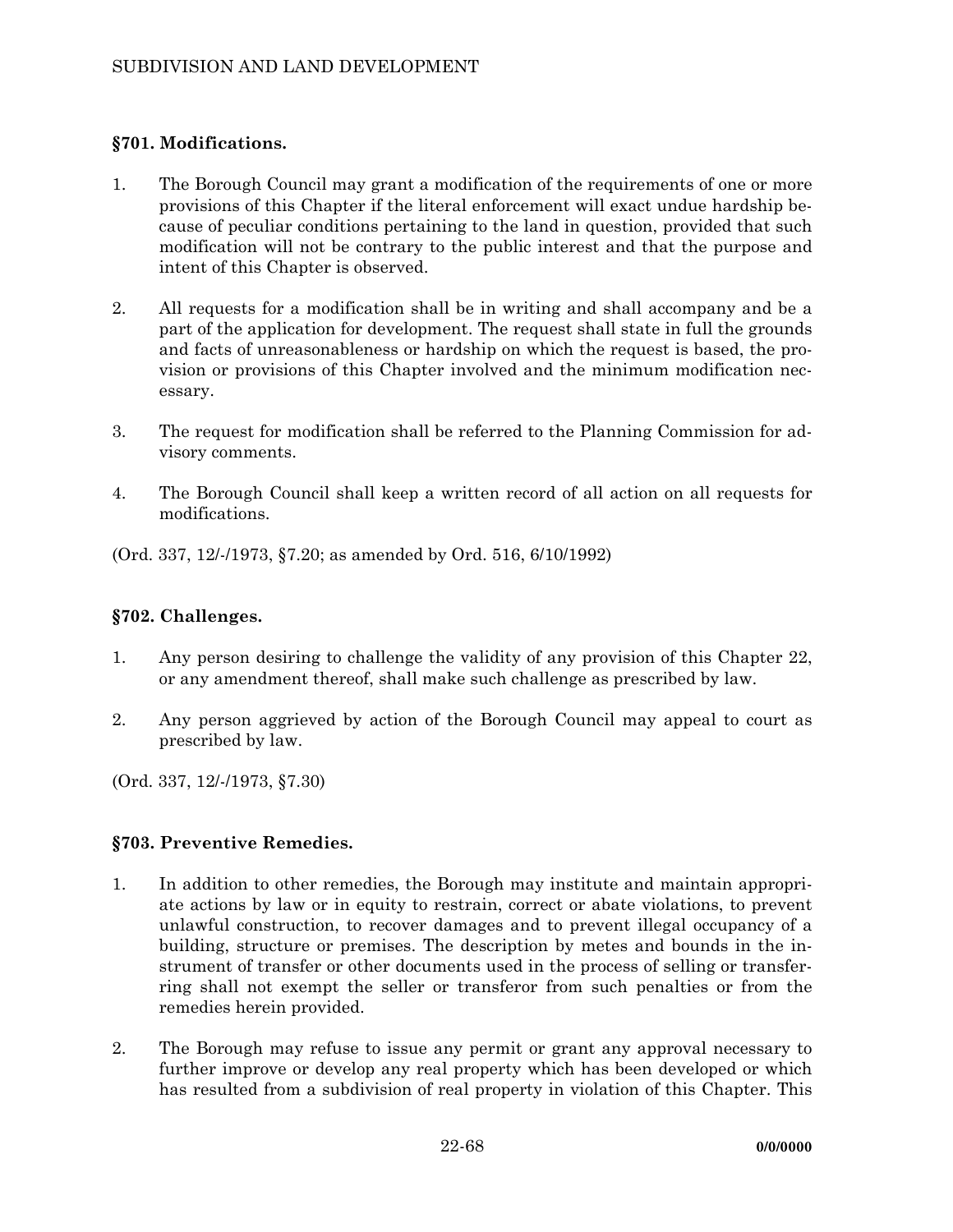## §701. Modifications.

1. The Borough Council may grant a modification of the requirements of one or more provisions of this Chapter if the literal enforcement will exact undue hardship because of peculiar conditions pertaining to the land in question, provided that such modification will not be contrary to the public interest and that the purpose and intent of this Chapter is observed.

2. All requests for a modification shall be in writing and shall accompany and be a part of the application for development. The request shall state in full the grounds and facts of unreasonableness or hardship on which the request is based, the provision or provisions of this Chapter involved and the minimum modification necessary.

3. The request for modification shall be referred to the Planning Commission for advisory comments.

4. The Borough Council shall keep a written record of all action on all requests for modifications.

(Ord. 337, 12/-/1973, §7.20; as amended by Ord. 516, 6/10/1992)

## §702. Challenges.

1. Any person desiring to challenge the validity of any provision of this Chapter 22, or any amendment thereof, shall make such challenge as prescribed by law.

2. Any person aggrieved by action of the Borough Council may appeal to court as prescribed by law.

(Ord. 337, 12/-/1973, §7.30)

## §703. Preventive Remedies.

1. In addition to other remedies, the Borough may institute and maintain appropriate actions by law or in equity to restrain, correct or abate violations, to prevent unlawful construction, to recover damages and to prevent illegal occupancy of a building, structure or premises. The description by metes and bounds in the instrument of transfer or other documents used in the process of selling or transferring shall not exempt the seller or transferor from such penalties or from the remedies herein provided.

2. The Borough may refuse to issue any permit or grant any approval necessary to further improve or develop any real property which has been developed or which has resulted from a subdivision of real property in violation of this Chapter. This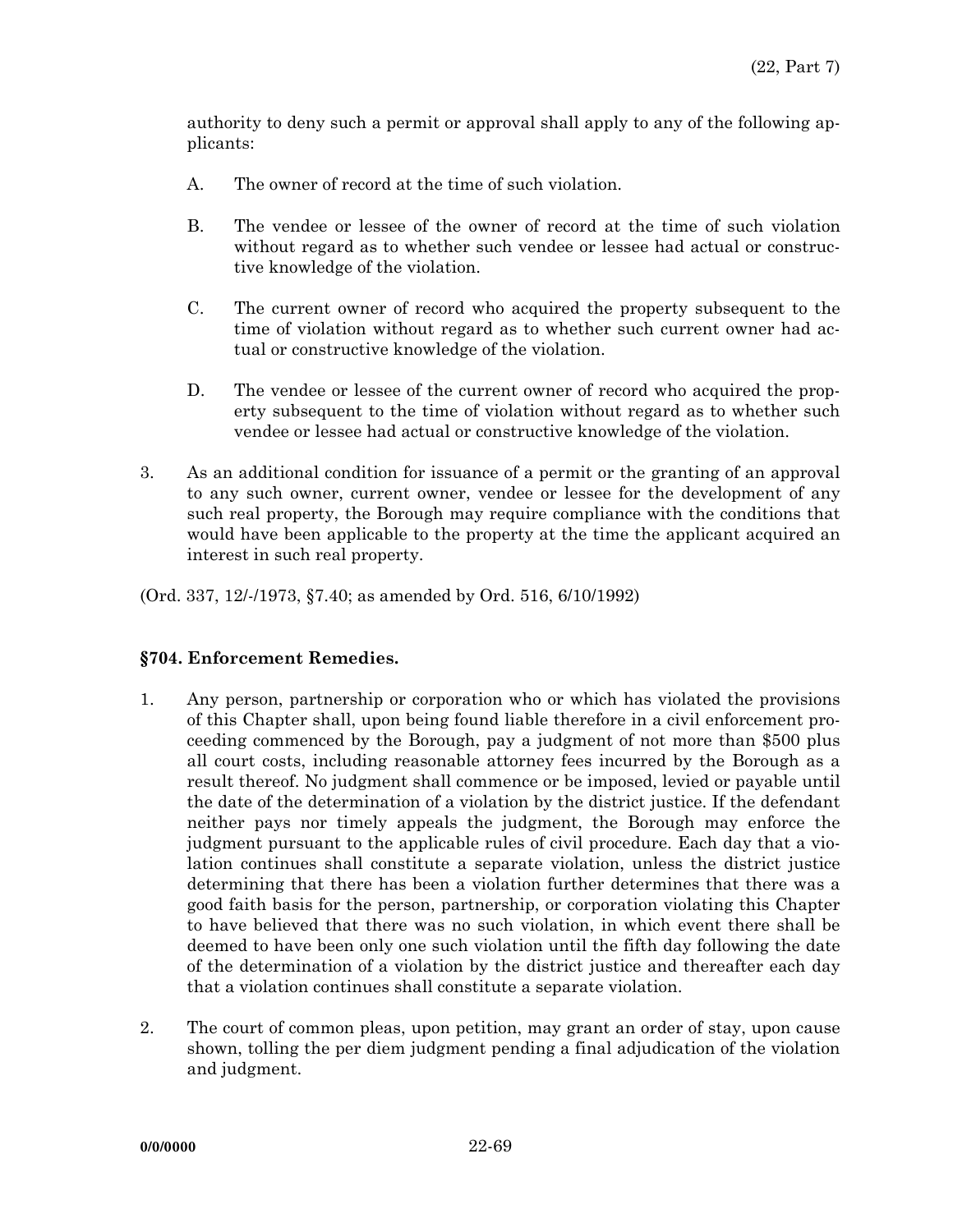authority to deny such a permit or approval shall apply to any of the following applicants:

A. The owner of record at the time of such violation.

B. The vendee or lessee of the owner of record at the time of such violation without regard as to whether such vendee or lessee had actual or constructive knowledge of the violation.

C. The current owner of record who acquired the property subsequent to the time of violation without regard as to whether such current owner had actual or constructive knowledge of the violation.

D. The vendee or lessee of the current owner of record who acquired the property subsequent to the time of violation without regard as to whether such vendee or lessee had actual or constructive knowledge of the violation.

3. As an additional condition for issuance of a permit or the granting of an approval to any such owner, current owner, vendee or lessee for the development of any such real property, the Borough may require compliance with the conditions that would have been applicable to the property at the time the applicant acquired an interest in such real property.

(Ord. 337, 12/-/1973, §7.40; as amended by Ord. 516, 6/10/1992)

### §704. Enforcement Remedies.

1. Any person, partnership or corporation who or which has violated the provisions of this Chapter shall, upon being found liable therefore in a civil enforcement proceeding commenced by the Borough, pay a judgment of not more than $500 plus all court costs, including reasonable attorney fees incurred by the Borough as a result thereof. No judgment shall commence or be imposed, levied or payable until the date of the determination of a violation by the district justice. If the defendant neither pays nor timely appeals the judgment, the Borough may enforce the judgment pursuant to the applicable rules of civil procedure. Each day that a violation continues shall constitute a separate violation, unless the district justice determining that there has been a violation further determines that there was a good faith basis for the person, partnership, or corporation violating this Chapter to have believed that there was no such violation, in which event there shall be deemed to have been only one such violation until the fifth day following the date of the determination of a violation by the district justice and thereafter each day that a violation continues shall constitute a separate violation.

2. The court of common pleas, upon petition, may grant an order of stay, upon cause shown, tolling the per diem judgment pending a final adjudication of the violation and judgment.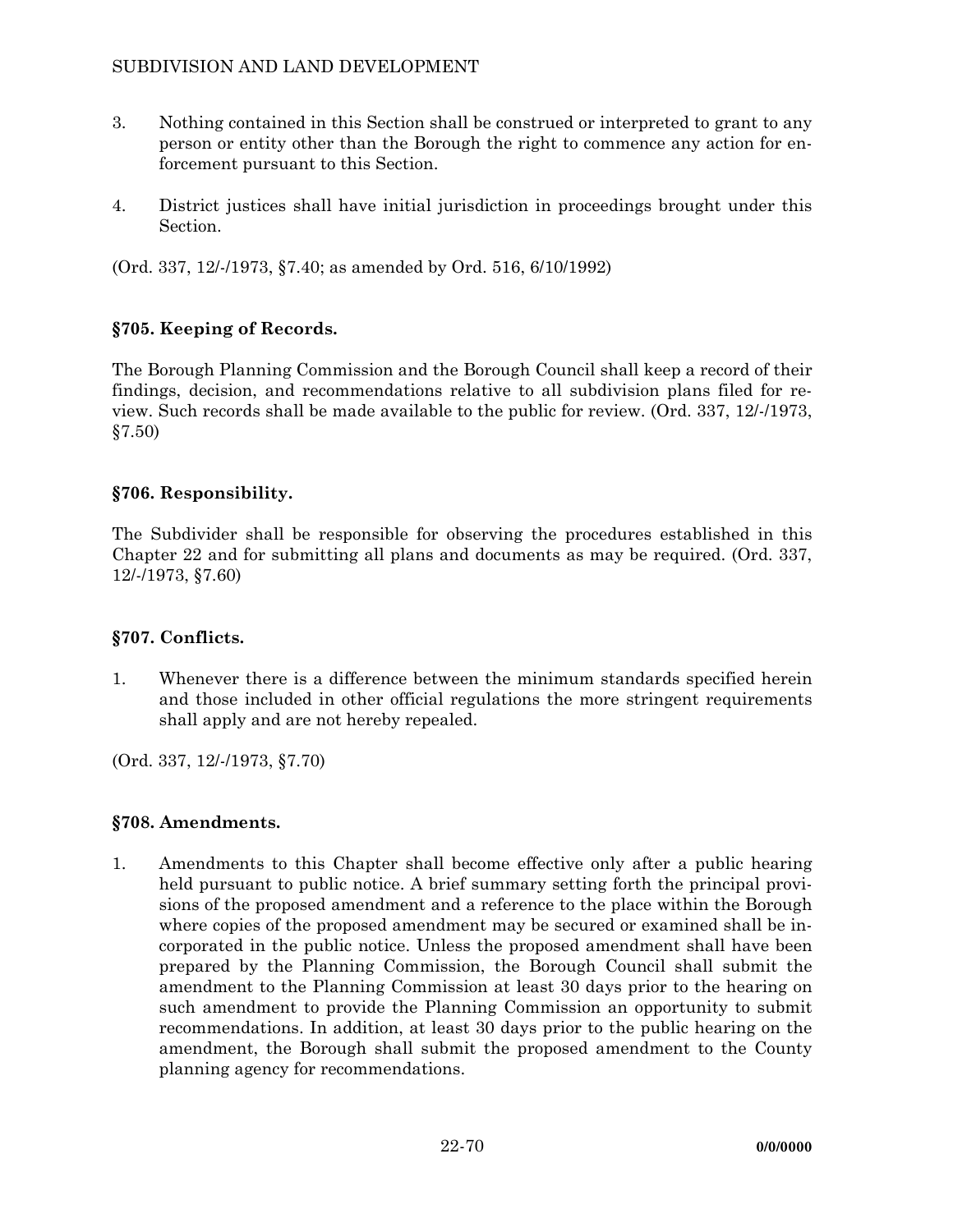3. Nothing contained in this Section shall be construed or interpreted to grant to any person or entity other than the Borough the right to commence any action for enforcement pursuant to this Section.

4. District justices shall have initial jurisdiction in proceedings brought under this Section.

(Ord. 337, 12/-/1973, §7.40; as amended by Ord. 516, 6/10/1992)

### §705. Keeping of Records.

The Borough Planning Commission and the Borough Council shall keep a record of their findings, decision, and recommendations relative to all subdivision plans filed for review. Such records shall be made available to the public for review. (Ord. 337, 12/-/1973, §7.50)

### §706. Responsibility.

The Subdivider shall be responsible for observing the procedures established in this Chapter 22 and for submitting all plans and documents as may be required. (Ord. 337, 12/-/1973, §7.60)

### §707. Conflicts.

1. Whenever there is a difference between the minimum standards specified herein and those included in other official regulations the more stringent requirements shall apply and are not hereby repealed.

(Ord. 337, 12/-/1973, §7.70)

### §708. Amendments.

1. Amendments to this Chapter shall become effective only after a public hearing held pursuant to public notice. A brief summary setting forth the principal provisions of the proposed amendment and a reference to the place within the Borough where copies of the proposed amendment may be secured or examined shall be incorporated in the public notice. Unless the proposed amendment shall have been prepared by the Planning Commission, the Borough Council shall submit the amendment to the Planning Commission at least 30 days prior to the hearing on such amendment to provide the Planning Commission an opportunity to submit recommendations. In addition, at least 30 days prior to the public hearing on the amendment, the Borough shall submit the proposed amendment to the County planning agency for recommendations.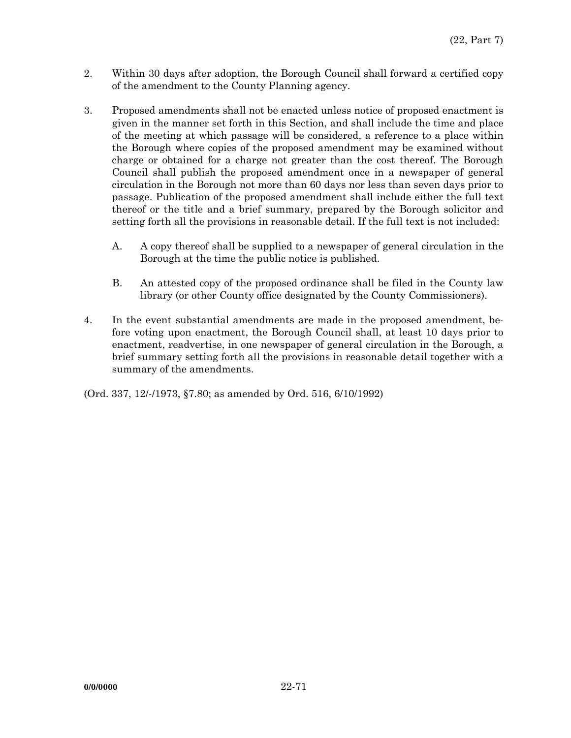2. Within 30 days after adoption, the Borough Council shall forward a certified copy of the amendment to the County Planning agency.

3. Proposed amendments shall not be enacted unless notice of proposed enactment is given in the manner set forth in this Section, and shall include the time and place of the meeting at which passage will be considered, a reference to a place within the Borough where copies of the proposed amendment may be examined without charge or obtained for a charge not greater than the cost thereof. The Borough Council shall publish the proposed amendment once in a newspaper of general circulation in the Borough not more than 60 days nor less than seven days prior to passage. Publication of the proposed amendment shall include either the full text thereof or the title and a brief summary, prepared by the Borough solicitor and setting forth all the provisions in reasonable detail. If the full text is not included:

   A. A copy thereof shall be supplied to a newspaper of general circulation in the Borough at the time the public notice is published.

   B. An attested copy of the proposed ordinance shall be filed in the County law library (or other County office designated by the County Commissioners).

4. In the event substantial amendments are made in the proposed amendment, before voting upon enactment, the Borough Council shall, at least 10 days prior to enactment, readvertise, in one newspaper of general circulation in the Borough, a brief summary setting forth all the provisions in reasonable detail together with a summary of the amendments.

(Ord. 337, 12/-/1973, §7.80; as amended by Ord. 516, 6/10/1992)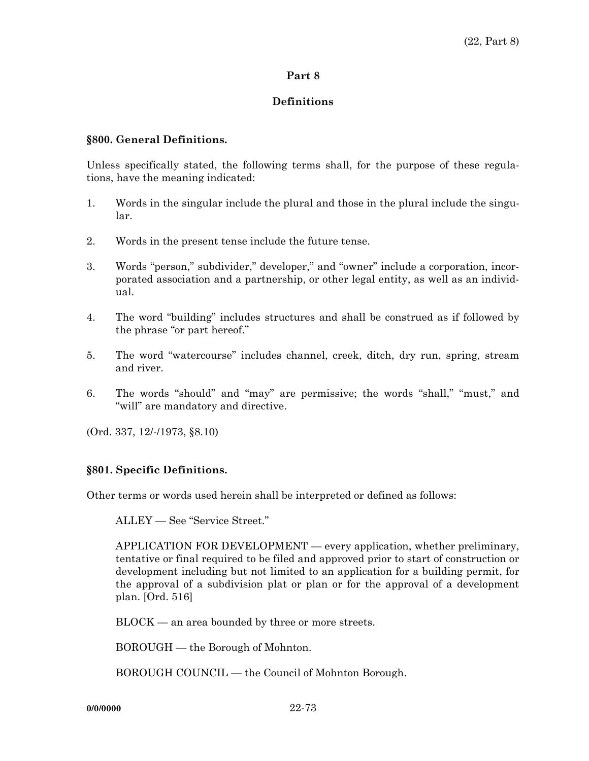## Part 8

## Definitions

### §800. General Definitions.

Unless specifically stated, the following terms shall, for the purpose of these regulations, have the meaning indicated:

1. Words in the singular include the plural and those in the plural include the singular.

2. Words in the present tense include the future tense.

3. Words "person," subdivider," developer," and "owner" include a corporation, incorporated association and a partnership, or other legal entity, as well as an individual.

4. The word "building" includes structures and shall be construed as if followed by the phrase "or part hereof."

5. The word "watercourse" includes channel, creek, ditch, dry run, spring, stream and river.

6. The words "should" and "may" are permissive; the words "shall," "must," and "will" are mandatory and directive.

(Ord. 337, 12/-/1973, §8.10)

### §801. Specific Definitions.

Other terms or words used herein shall be interpreted or defined as follows:

ALLEY — See "Service Street."

APPLICATION FOR DEVELOPMENT — every application, whether preliminary, tentative or final required to be filed and approved prior to start of construction or development including but not limited to an application for a building permit, for the approval of a subdivision plat or plan or for the approval of a development plan. [Ord. 516]

BLOCK — an area bounded by three or more streets.

BOROUGH — the Borough of Mohnton.

BOROUGH COUNCIL — the Council of Mohnton Borough.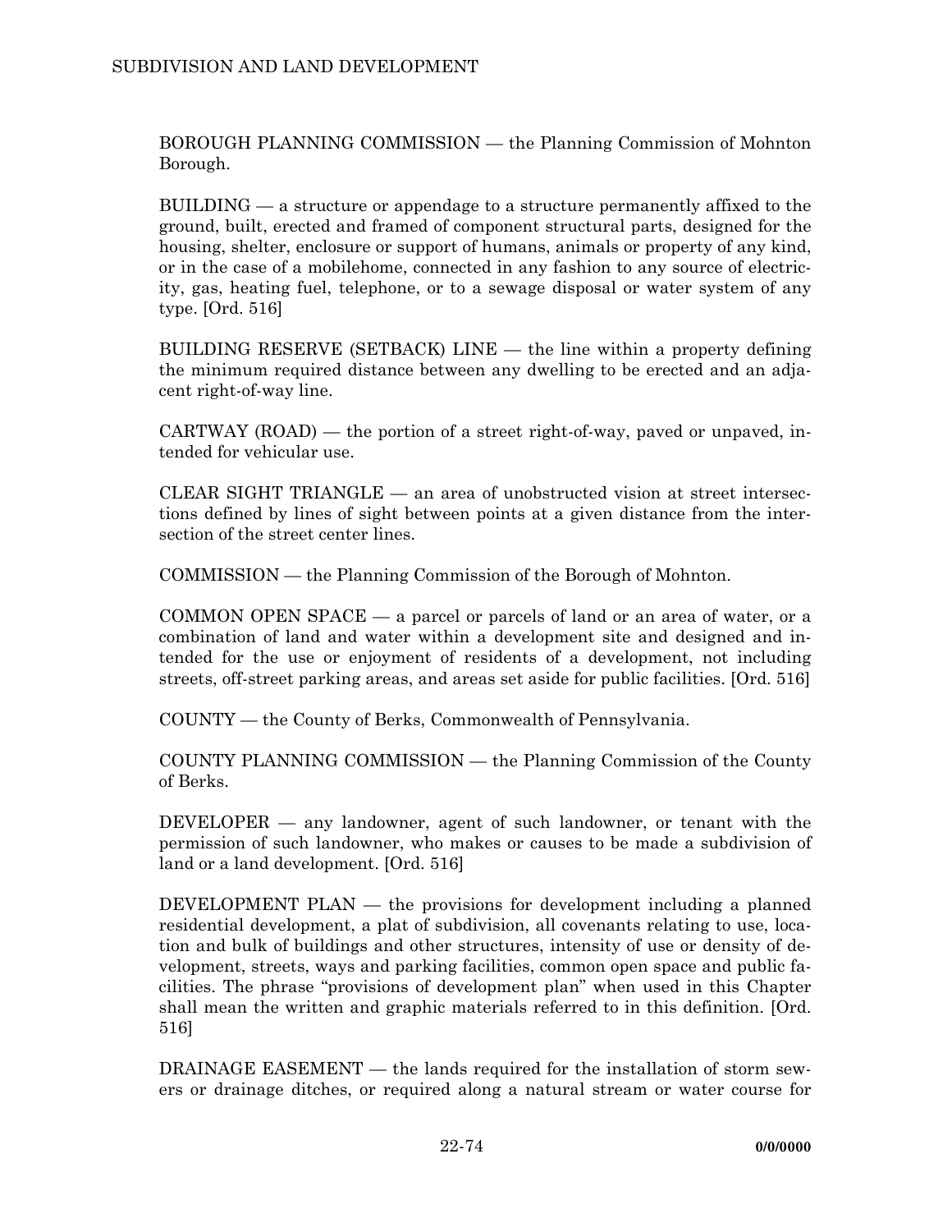BOROUGH PLANNING COMMISSION — the Planning Commission of Mohnton Borough.

BUILDING — a structure or appendage to a structure permanently affixed to the ground, built, erected and framed of component structural parts, designed for the housing, shelter, enclosure or support of humans, animals or property of any kind, or in the case of a mobilehome, connected in any fashion to any source of electricity, gas, heating fuel, telephone, or to a sewage disposal or water system of any type. [Ord. 516]

BUILDING RESERVE (SETBACK) LINE — the line within a property defining the minimum required distance between any dwelling to be erected and an adjacent right-of-way line.

CARTWAY (ROAD) — the portion of a street right-of-way, paved or unpaved, intended for vehicular use.

CLEAR SIGHT TRIANGLE — an area of unobstructed vision at street intersections defined by lines of sight between points at a given distance from the intersection of the street center lines.

COMMISSION — the Planning Commission of the Borough of Mohnton.

COMMON OPEN SPACE — a parcel or parcels of land or an area of water, or a combination of land and water within a development site and designed and intended for the use or enjoyment of residents of a development, not including streets, off-street parking areas, and areas set aside for public facilities. [Ord. 516]

COUNTY — the County of Berks, Commonwealth of Pennsylvania.

COUNTY PLANNING COMMISSION — the Planning Commission of the County of Berks.

DEVELOPER — any landowner, agent of such landowner, or tenant with the permission of such landowner, who makes or causes to be made a subdivision of land or a land development. [Ord. 516]

DEVELOPMENT PLAN — the provisions for development including a planned residential development, a plat of subdivision, all covenants relating to use, location and bulk of buildings and other structures, intensity of use or density of development, streets, ways and parking facilities, common open space and public facilities. The phrase "provisions of development plan" when used in this Chapter shall mean the written and graphic materials referred to in this definition. [Ord. 516]

DRAINAGE EASEMENT — the lands required for the installation of storm sewers or drainage ditches, or required along a natural stream or water course for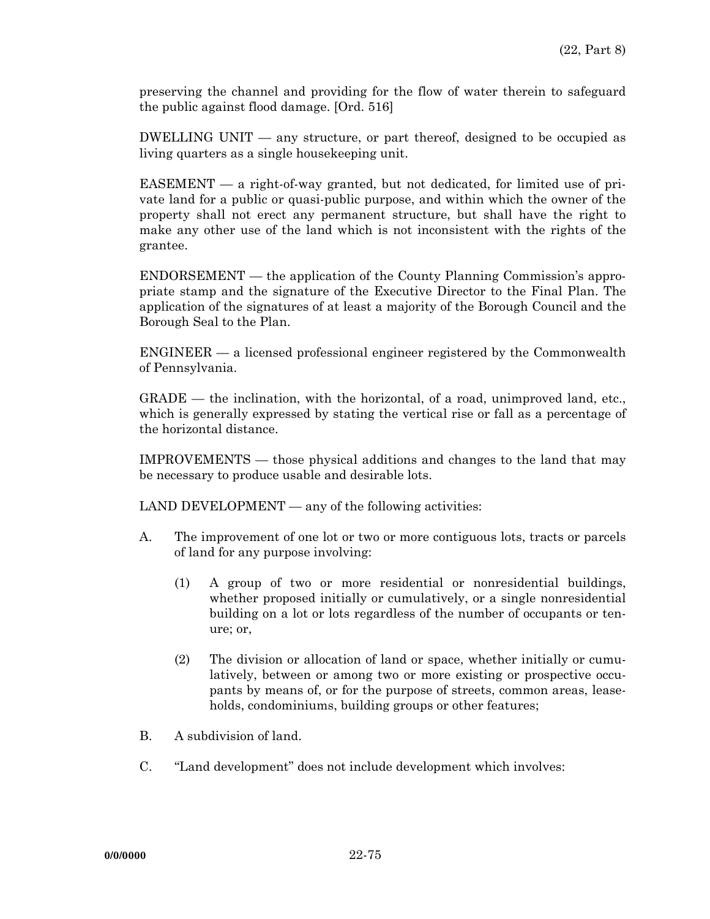preserving the channel and providing for the flow of water therein to safeguard the public against flood damage. [Ord. 516]

DWELLING UNIT — any structure, or part thereof, designed to be occupied as living quarters as a single housekeeping unit.

EASEMENT — a right-of-way granted, but not dedicated, for limited use of private land for a public or quasi-public purpose, and within which the owner of the property shall not erect any permanent structure, but shall have the right to make any other use of the land which is not inconsistent with the rights of the grantee.

ENDORSEMENT — the application of the County Planning Commission's appropriate stamp and the signature of the Executive Director to the Final Plan. The application of the signatures of at least a majority of the Borough Council and the Borough Seal to the Plan.

ENGINEER — a licensed professional engineer registered by the Commonwealth of Pennsylvania.

GRADE — the inclination, with the horizontal, of a road, unimproved land, etc., which is generally expressed by stating the vertical rise or fall as a percentage of the horizontal distance.

IMPROVEMENTS — those physical additions and changes to the land that may be necessary to produce usable and desirable lots.

LAND DEVELOPMENT — any of the following activities:

A. The improvement of one lot or two or more contiguous lots, tracts or parcels of land for any purpose involving:

   (1) A group of two or more residential or nonresidential buildings, whether proposed initially or cumulatively, or a single nonresidential building on a lot or lots regardless of the number of occupants or tenure; or,

   (2) The division or allocation of land or space, whether initially or cumulatively, between or among two or more existing or prospective occupants by means of, or for the purpose of streets, common areas, leaseholds, condominiums, building groups or other features;

B. A subdivision of land.

C. "Land development" does not include development which involves: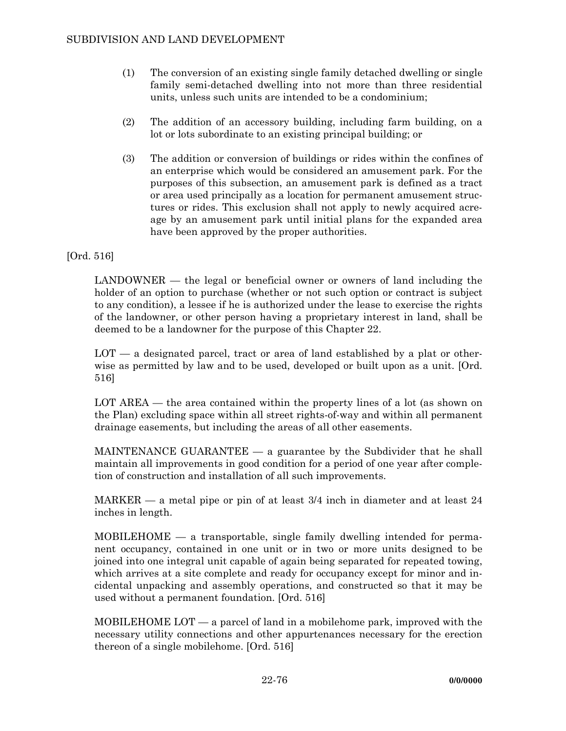(1) The conversion of an existing single family detached dwelling or single family semi-detached dwelling into not more than three residential units, unless such units are intended to be a condominium;

(2) The addition of an accessory building, including farm building, on a lot or lots subordinate to an existing principal building; or

(3) The addition or conversion of buildings or rides within the confines of an enterprise which would be considered an amusement park. For the purposes of this subsection, an amusement park is defined as a tract or area used principally as a location for permanent amusement structures or rides. This exclusion shall not apply to newly acquired acreage by an amusement park until initial plans for the expanded area have been approved by the proper authorities.

[Ord. 516]

LANDOWNER — the legal or beneficial owner or owners of land including the holder of an option to purchase (whether or not such option or contract is subject to any condition), a lessee if he is authorized under the lease to exercise the rights of the landowner, or other person having a proprietary interest in land, shall be deemed to be a landowner for the purpose of this Chapter 22.

LOT — a designated parcel, tract or area of land established by a plat or otherwise as permitted by law and to be used, developed or built upon as a unit. [Ord. 516]

LOT AREA — the area contained within the property lines of a lot (as shown on the Plan) excluding space within all street rights-of-way and within all permanent drainage easements, but including the areas of all other easements.

MAINTENANCE GUARANTEE — a guarantee by the Subdivider that he shall maintain all improvements in good condition for a period of one year after completion of construction and installation of all such improvements.

MARKER — a metal pipe or pin of at least 3/4 inch in diameter and at least 24 inches in length.

MOBILEHOME — a transportable, single family dwelling intended for permanent occupancy, contained in one unit or in two or more units designed to be joined into one integral unit capable of again being separated for repeated towing, which arrives at a site complete and ready for occupancy except for minor and incidental unpacking and assembly operations, and constructed so that it may be used without a permanent foundation. [Ord. 516]

MOBILEHOME LOT — a parcel of land in a mobilehome park, improved with the necessary utility connections and other appurtenances necessary for the erection thereon of a single mobilehome. [Ord. 516]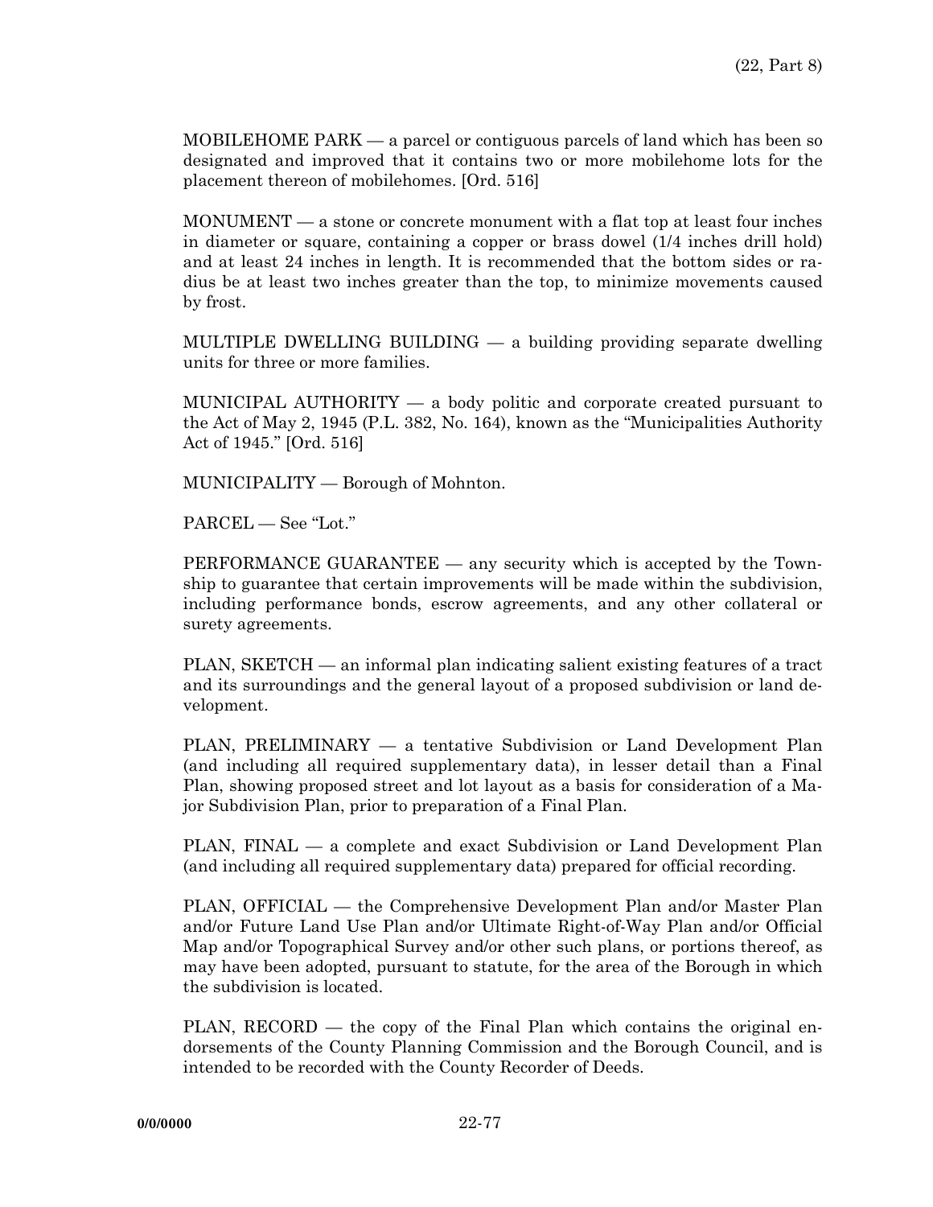MOBILEHOME PARK — a parcel or contiguous parcels of land which has been so designated and improved that it contains two or more mobilehome lots for the placement thereon of mobilehomes. [Ord. 516]

MONUMENT — a stone or concrete monument with a flat top at least four inches in diameter or square, containing a copper or brass dowel (1/4 inches drill hold) and at least 24 inches in length. It is recommended that the bottom sides or radius be at least two inches greater than the top, to minimize movements caused by frost.

MULTIPLE DWELLING BUILDING — a building providing separate dwelling units for three or more families.

MUNICIPAL AUTHORITY — a body politic and corporate created pursuant to the Act of May 2, 1945 (P.L. 382, No. 164), known as the "Municipalities Authority Act of 1945." [Ord. 516]

MUNICIPALITY — Borough of Mohnton.

PARCEL — See "Lot."

PERFORMANCE GUARANTEE — any security which is accepted by the Township to guarantee that certain improvements will be made within the subdivision, including performance bonds, escrow agreements, and any other collateral or surety agreements.

PLAN, SKETCH — an informal plan indicating salient existing features of a tract and its surroundings and the general layout of a proposed subdivision or land development.

PLAN, PRELIMINARY — a tentative Subdivision or Land Development Plan (and including all required supplementary data), in lesser detail than a Final Plan, showing proposed street and lot layout as a basis for consideration of a Major Subdivision Plan, prior to preparation of a Final Plan.

PLAN, FINAL — a complete and exact Subdivision or Land Development Plan (and including all required supplementary data) prepared for official recording.

PLAN, OFFICIAL — the Comprehensive Development Plan and/or Master Plan and/or Future Land Use Plan and/or Ultimate Right-of-Way Plan and/or Official Map and/or Topographical Survey and/or other such plans, or portions thereof, as may have been adopted, pursuant to statute, for the area of the Borough in which the subdivision is located.

PLAN, RECORD — the copy of the Final Plan which contains the original endorsements of the County Planning Commission and the Borough Council, and is intended to be recorded with the County Recorder of Deeds.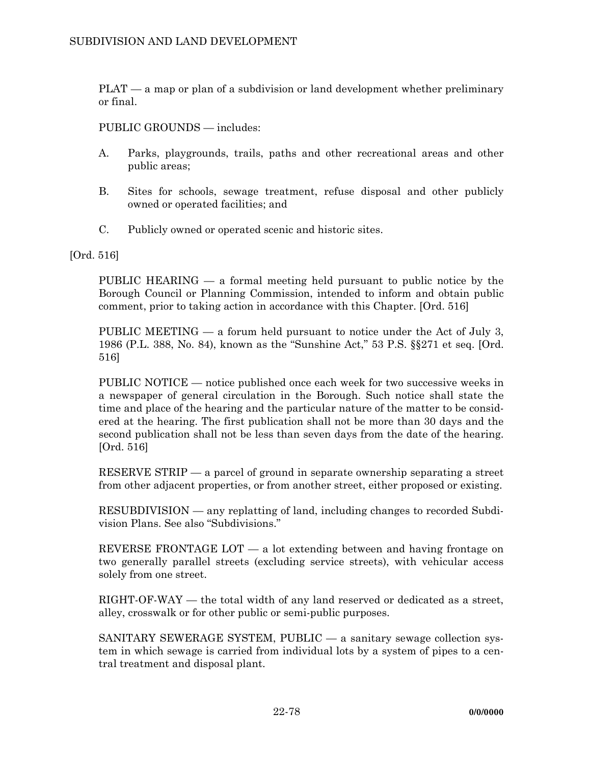PLAT — a map or plan of a subdivision or land development whether preliminary or final.

PUBLIC GROUNDS — includes:

A. Parks, playgrounds, trails, paths and other recreational areas and other public areas;

B. Sites for schools, sewage treatment, refuse disposal and other publicly owned or operated facilities; and

C. Publicly owned or operated scenic and historic sites.

[Ord. 516]

PUBLIC HEARING — a formal meeting held pursuant to public notice by the Borough Council or Planning Commission, intended to inform and obtain public comment, prior to taking action in accordance with this Chapter. [Ord. 516]

PUBLIC MEETING — a forum held pursuant to notice under the Act of July 3, 1986 (P.L. 388, No. 84), known as the "Sunshine Act," 53 P.S. §§271 et seq. [Ord. 516]

PUBLIC NOTICE — notice published once each week for two successive weeks in a newspaper of general circulation in the Borough. Such notice shall state the time and place of the hearing and the particular nature of the matter to be considered at the hearing. The first publication shall not be more than 30 days and the second publication shall not be less than seven days from the date of the hearing. [Ord. 516]

RESERVE STRIP — a parcel of ground in separate ownership separating a street from other adjacent properties, or from another street, either proposed or existing.

RESUBDIVISION — any replatting of land, including changes to recorded Subdivision Plans. See also "Subdivisions."

REVERSE FRONTAGE LOT — a lot extending between and having frontage on two generally parallel streets (excluding service streets), with vehicular access solely from one street.

RIGHT-OF-WAY — the total width of any land reserved or dedicated as a street, alley, crosswalk or for other public or semi-public purposes.

SANITARY SEWERAGE SYSTEM, PUBLIC — a sanitary sewage collection system in which sewage is carried from individual lots by a system of pipes to a central treatment and disposal plant.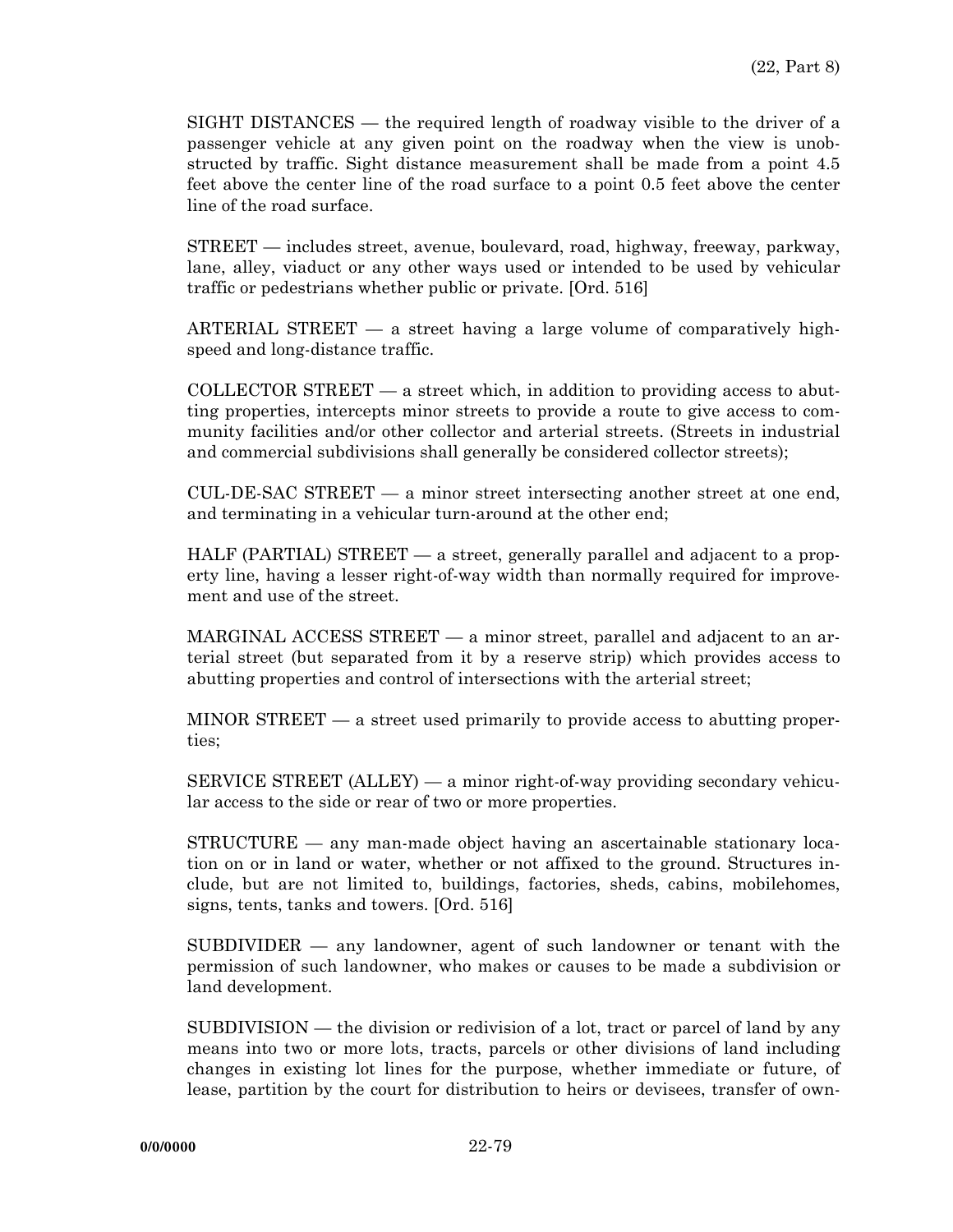SIGHT DISTANCES — the required length of roadway visible to the driver of a passenger vehicle at any given point on the roadway when the view is unobstructed by traffic. Sight distance measurement shall be made from a point 4.5 feet above the center line of the road surface to a point 0.5 feet above the center line of the road surface.

STREET — includes street, avenue, boulevard, road, highway, freeway, parkway, lane, alley, viaduct or any other ways used or intended to be used by vehicular traffic or pedestrians whether public or private. [Ord. 516]

ARTERIAL STREET — a street having a large volume of comparatively high-speed and long-distance traffic.

COLLECTOR STREET — a street which, in addition to providing access to abutting properties, intercepts minor streets to provide a route to give access to community facilities and/or other collector and arterial streets. (Streets in industrial and commercial subdivisions shall generally be considered collector streets);

CUL-DE-SAC STREET — a minor street intersecting another street at one end, and terminating in a vehicular turn-around at the other end;

HALF (PARTIAL) STREET — a street, generally parallel and adjacent to a property line, having a lesser right-of-way width than normally required for improvement and use of the street.

MARGINAL ACCESS STREET — a minor street, parallel and adjacent to an arterial street (but separated from it by a reserve strip) which provides access to abutting properties and control of intersections with the arterial street;

MINOR STREET — a street used primarily to provide access to abutting properties;

SERVICE STREET (ALLEY) — a minor right-of-way providing secondary vehicular access to the side or rear of two or more properties.

STRUCTURE — any man-made object having an ascertainable stationary location on or in land or water, whether or not affixed to the ground. Structures include, but are not limited to, buildings, factories, sheds, cabins, mobilehomes, signs, tents, tanks and towers. [Ord. 516]

SUBDIVIDER — any landowner, agent of such landowner or tenant with the permission of such landowner, who makes or causes to be made a subdivision or land development.

SUBDIVISION — the division or redivision of a lot, tract or parcel of land by any means into two or more lots, tracts, parcels or other divisions of land including changes in existing lot lines for the purpose, whether immediate or future, of lease, partition by the court for distribution to heirs or devisees, transfer of own-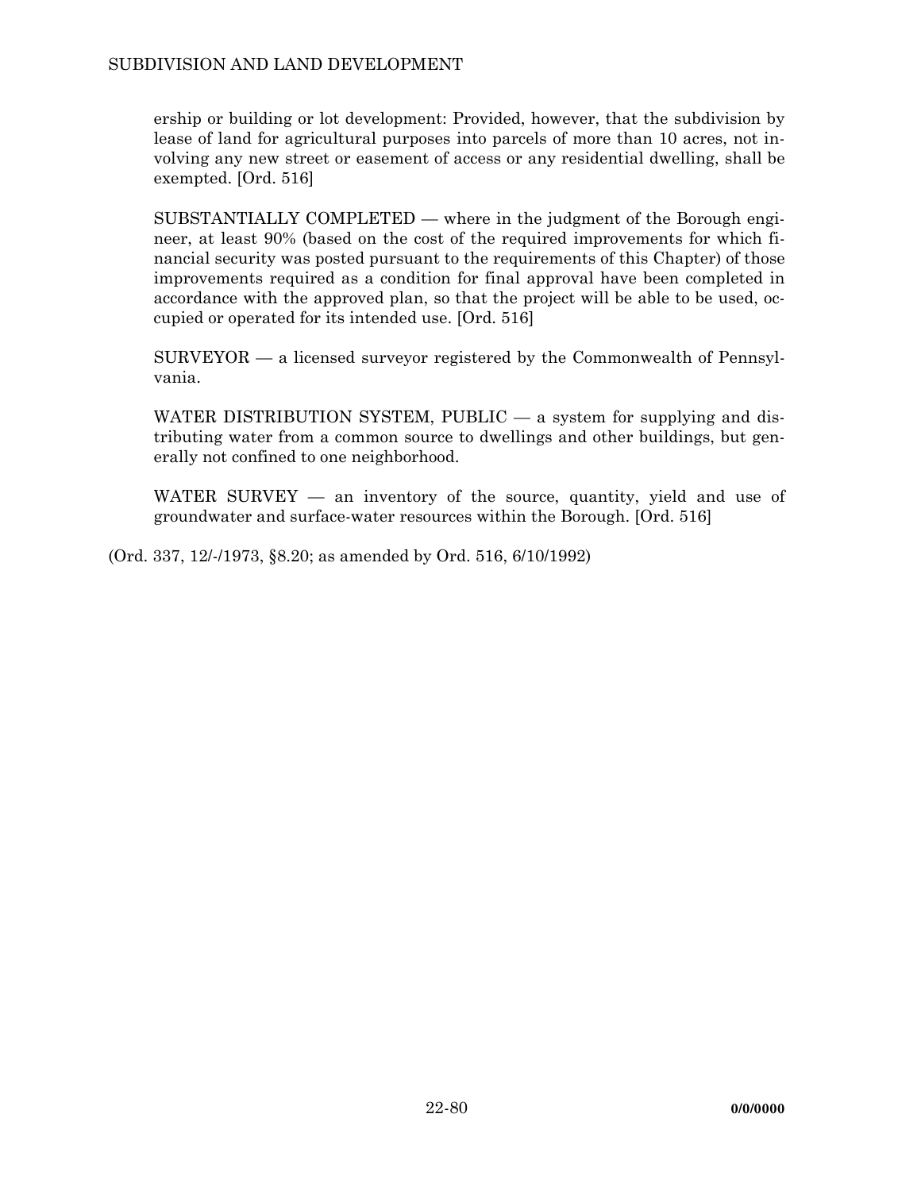ership or building or lot development: Provided, however, that the subdivision by lease of land for agricultural purposes into parcels of more than 10 acres, not involving any new street or easement of access or any residential dwelling, shall be exempted. [Ord. 516]

SUBSTANTIALLY COMPLETED — where in the judgment of the Borough engineer, at least 90% (based on the cost of the required improvements for which financial security was posted pursuant to the requirements of this Chapter) of those improvements required as a condition for final approval have been completed in accordance with the approved plan, so that the project will be able to be used, occupied or operated for its intended use. [Ord. 516]

SURVEYOR — a licensed surveyor registered by the Commonwealth of Pennsylvania.

WATER DISTRIBUTION SYSTEM, PUBLIC — a system for supplying and distributing water from a common source to dwellings and other buildings, but generally not confined to one neighborhood.

WATER SURVEY — an inventory of the source, quantity, yield and use of groundwater and surface-water resources within the Borough. [Ord. 516]

(Ord. 337, 12/-/1973, §8.20; as amended by Ord. 516, 6/10/1992)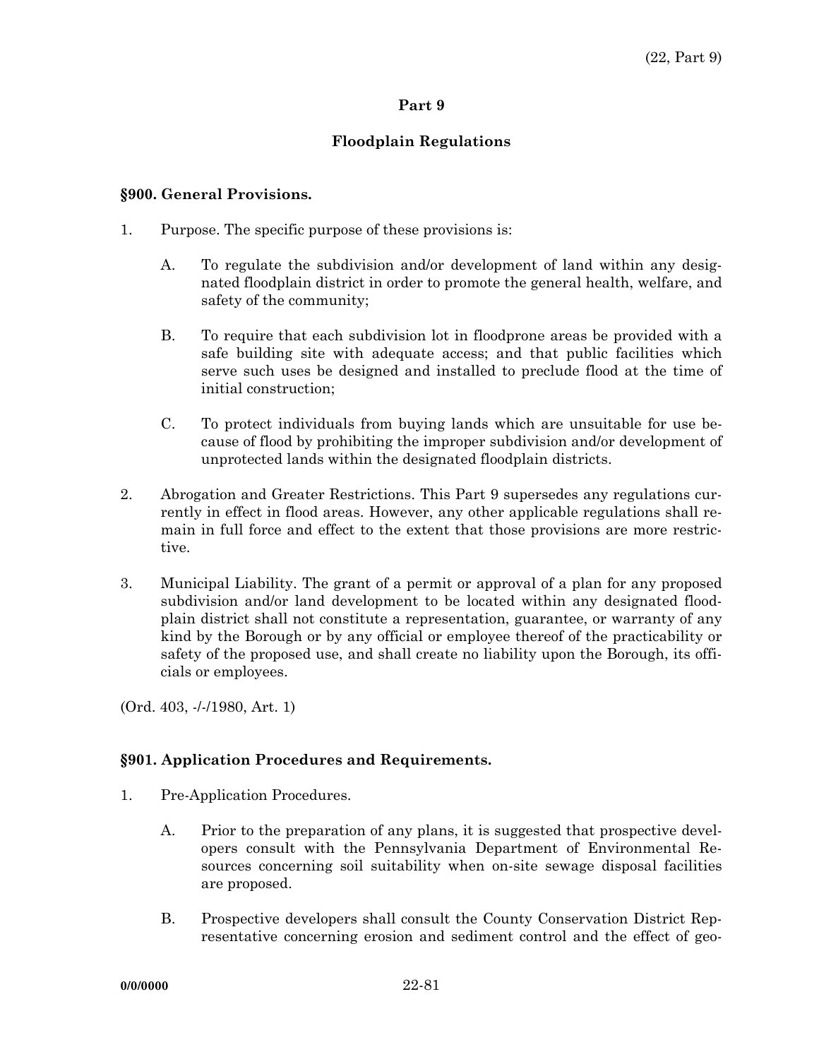## Part 9

## Floodplain Regulations

### §900. General Provisions.

1. Purpose. The specific purpose of these provisions is:

   A. To regulate the subdivision and/or development of land within any designated floodplain district in order to promote the general health, welfare, and safety of the community;

   B. To require that each subdivision lot in floodprone areas be provided with a safe building site with adequate access; and that public facilities which serve such uses be designed and installed to preclude flood at the time of initial construction;

   C. To protect individuals from buying lands which are unsuitable for use because of flood by prohibiting the improper subdivision and/or development of unprotected lands within the designated floodplain districts.

2. Abrogation and Greater Restrictions. This Part 9 supersedes any regulations currently in effect in flood areas. However, any other applicable regulations shall remain in full force and effect to the extent that those provisions are more restrictive.

3. Municipal Liability. The grant of a permit or approval of a plan for any proposed subdivision and/or land development to be located within any designated floodplain district shall not constitute a representation, guarantee, or warranty of any kind by the Borough or by any official or employee thereof of the practicability or safety of the proposed use, and shall create no liability upon the Borough, its officials or employees.

(Ord. 403, -/-/1980, Art. 1)

### §901. Application Procedures and Requirements.

1. Pre-Application Procedures.

   A. Prior to the preparation of any plans, it is suggested that prospective developers consult with the Pennsylvania Department of Environmental Resources concerning soil suitability when on-site sewage disposal facilities are proposed.

   B. Prospective developers shall consult the County Conservation District Representative concerning erosion and sediment control and the effect of geo-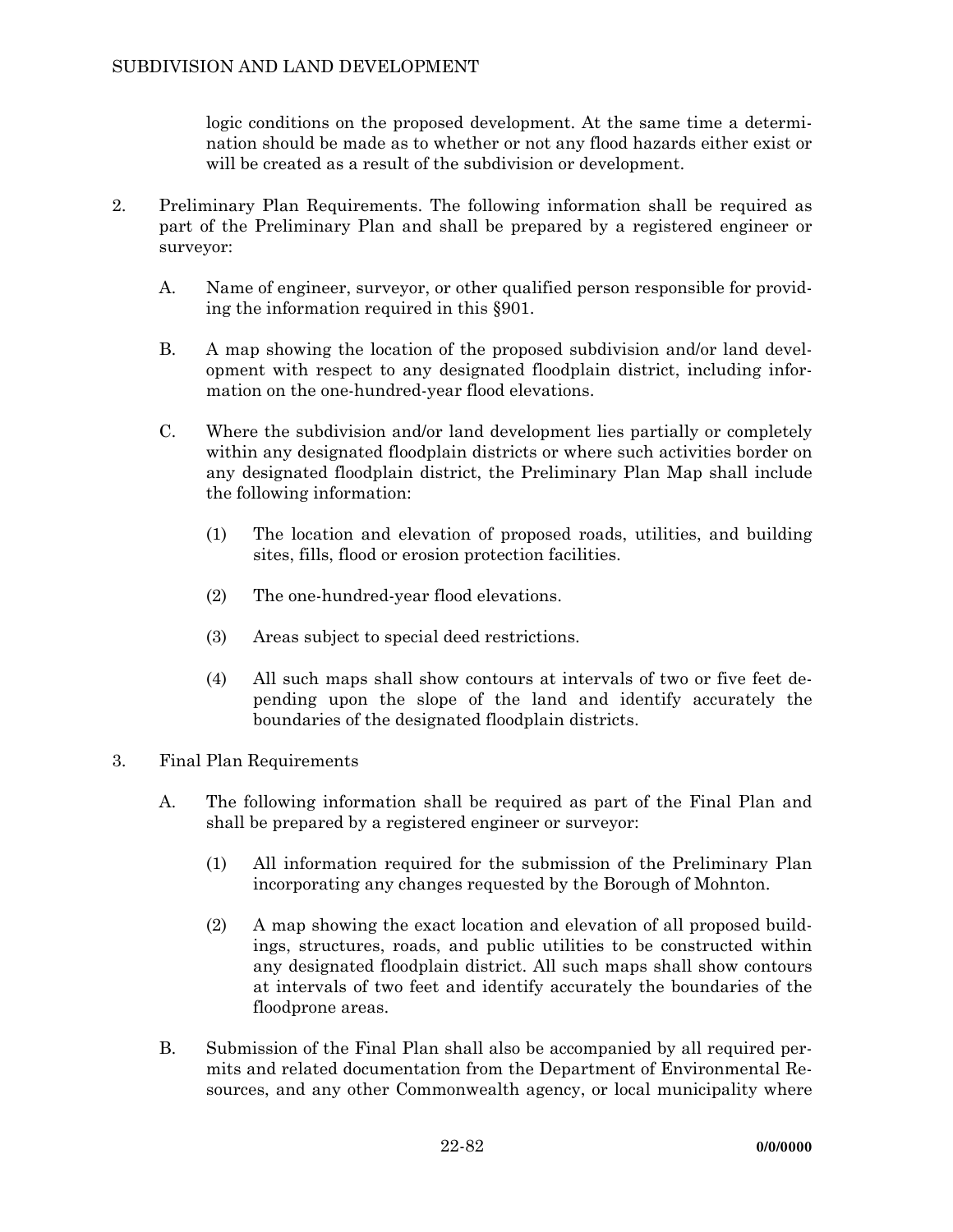logic conditions on the proposed development. At the same time a determination should be made as to whether or not any flood hazards either exist or will be created as a result of the subdivision or development.

2. Preliminary Plan Requirements. The following information shall be required as part of the Preliminary Plan and shall be prepared by a registered engineer or surveyor:

   A. Name of engineer, surveyor, or other qualified person responsible for providing the information required in this §901.

   B. A map showing the location of the proposed subdivision and/or land development with respect to any designated floodplain district, including information on the one-hundred-year flood elevations.

   C. Where the subdivision and/or land development lies partially or completely within any designated floodplain districts or where such activities border on any designated floodplain district, the Preliminary Plan Map shall include the following information:

      (1) The location and elevation of proposed roads, utilities, and building sites, fills, flood or erosion protection facilities.

      (2) The one-hundred-year flood elevations.

      (3) Areas subject to special deed restrictions.

      (4) All such maps shall show contours at intervals of two or five feet depending upon the slope of the land and identify accurately the boundaries of the designated floodplain districts.

3. Final Plan Requirements

   A. The following information shall be required as part of the Final Plan and shall be prepared by a registered engineer or surveyor:

      (1) All information required for the submission of the Preliminary Plan incorporating any changes requested by the Borough of Mohnton.

      (2) A map showing the exact location and elevation of all proposed buildings, structures, roads, and public utilities to be constructed within any designated floodplain district. All such maps shall show contours at intervals of two feet and identify accurately the boundaries of the floodprone areas.

   B. Submission of the Final Plan shall also be accompanied by all required permits and related documentation from the Department of Environmental Resources, and any other Commonwealth agency, or local municipality where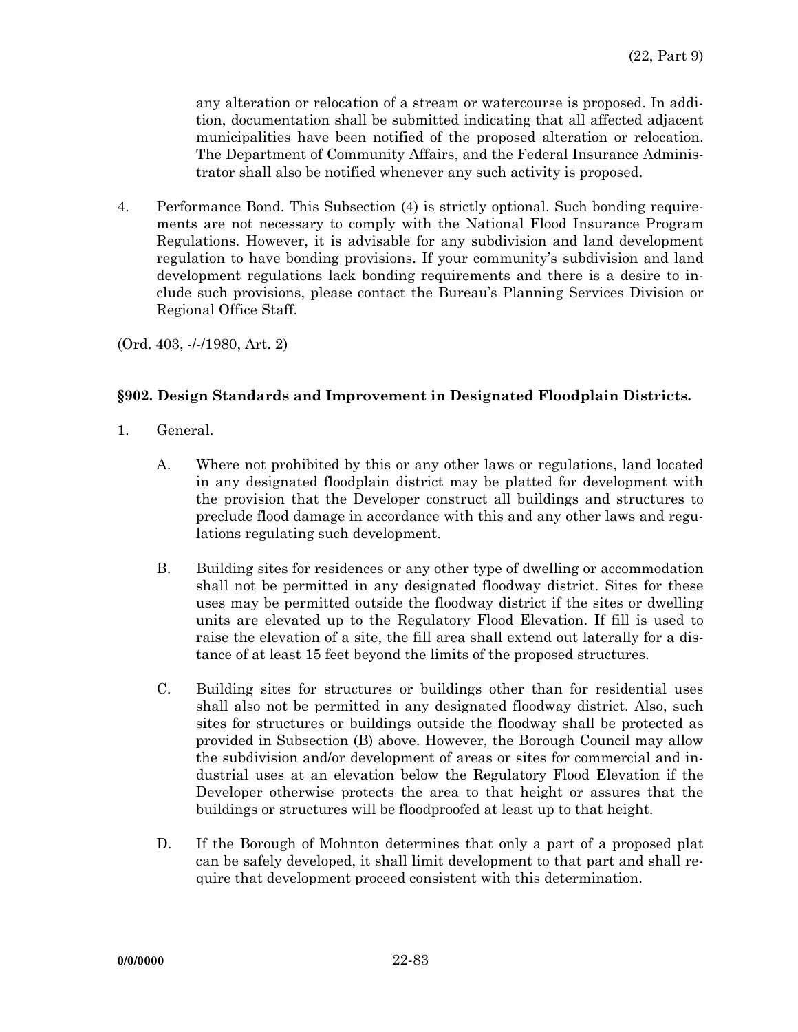any alteration or relocation of a stream or watercourse is proposed. In addition, documentation shall be submitted indicating that all affected adjacent municipalities have been notified of the proposed alteration or relocation. The Department of Community Affairs, and the Federal Insurance Administrator shall also be notified whenever any such activity is proposed.

4. Performance Bond. This Subsection (4) is strictly optional. Such bonding requirements are not necessary to comply with the National Flood Insurance Program Regulations. However, it is advisable for any subdivision and land development regulation to have bonding provisions. If your community's subdivision and land development regulations lack bonding requirements and there is a desire to include such provisions, please contact the Bureau's Planning Services Division or Regional Office Staff.

(Ord. 403, -/-/1980, Art. 2)

### §902. Design Standards and Improvement in Designated Floodplain Districts.

1. General.

   A. Where not prohibited by this or any other laws or regulations, land located in any designated floodplain district may be platted for development with the provision that the Developer construct all buildings and structures to preclude flood damage in accordance with this and any other laws and regulations regulating such development.

   B. Building sites for residences or any other type of dwelling or accommodation shall not be permitted in any designated floodway district. Sites for these uses may be permitted outside the floodway district if the sites or dwelling units are elevated up to the Regulatory Flood Elevation. If fill is used to raise the elevation of a site, the fill area shall extend out laterally for a distance of at least 15 feet beyond the limits of the proposed structures.

   C. Building sites for structures or buildings other than for residential uses shall also not be permitted in any designated floodway district. Also, such sites for structures or buildings outside the floodway shall be protected as provided in Subsection (B) above. However, the Borough Council may allow the subdivision and/or development of areas or sites for commercial and industrial uses at an elevation below the Regulatory Flood Elevation if the Developer otherwise protects the area to that height or assures that the buildings or structures will be floodproofed at least up to that height.

   D. If the Borough of Mohnton determines that only a part of a proposed plat can be safely developed, it shall limit development to that part and shall require that development proceed consistent with this determination.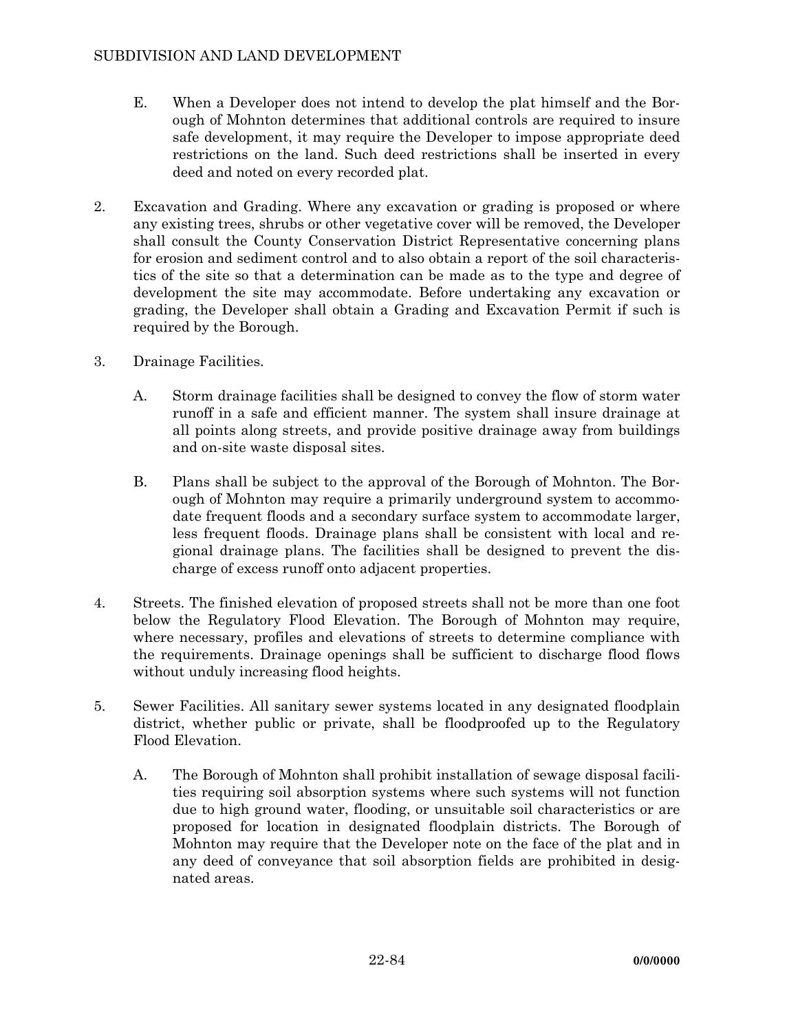E. When a Developer does not intend to develop the plat himself and the Borough of Mohnton determines that additional controls are required to insure safe development, it may require the Developer to impose appropriate deed restrictions on the land. Such deed restrictions shall be inserted in every deed and noted on every recorded plat.

2. Excavation and Grading. Where any excavation or grading is proposed or where any existing trees, shrubs or other vegetative cover will be removed, the Developer shall consult the County Conservation District Representative concerning plans for erosion and sediment control and to also obtain a report of the soil characteristics of the site so that a determination can be made as to the type and degree of development the site may accommodate. Before undertaking any excavation or grading, the Developer shall obtain a Grading and Excavation Permit if such is required by the Borough.

3. Drainage Facilities.

   A. Storm drainage facilities shall be designed to convey the flow of storm water runoff in a safe and efficient manner. The system shall insure drainage at all points along streets, and provide positive drainage away from buildings and on-site waste disposal sites.

   B. Plans shall be subject to the approval of the Borough of Mohnton. The Borough of Mohnton may require a primarily underground system to accommodate frequent floods and a secondary surface system to accommodate larger, less frequent floods. Drainage plans shall be consistent with local and regional drainage plans. The facilities shall be designed to prevent the discharge of excess runoff onto adjacent properties.

4. Streets. The finished elevation of proposed streets shall not be more than one foot below the Regulatory Flood Elevation. The Borough of Mohnton may require, where necessary, profiles and elevations of streets to determine compliance with the requirements. Drainage openings shall be sufficient to discharge flood flows without unduly increasing flood heights.

5. Sewer Facilities. All sanitary sewer systems located in any designated floodplain district, whether public or private, shall be floodproofed up to the Regulatory Flood Elevation.

   A. The Borough of Mohnton shall prohibit installation of sewage disposal facilities requiring soil absorption systems where such systems will not function due to high ground water, flooding, or unsuitable soil characteristics or are proposed for location in designated floodplain districts. The Borough of Mohnton may require that the Developer note on the face of the plat and in any deed of conveyance that soil absorption fields are prohibited in designated areas.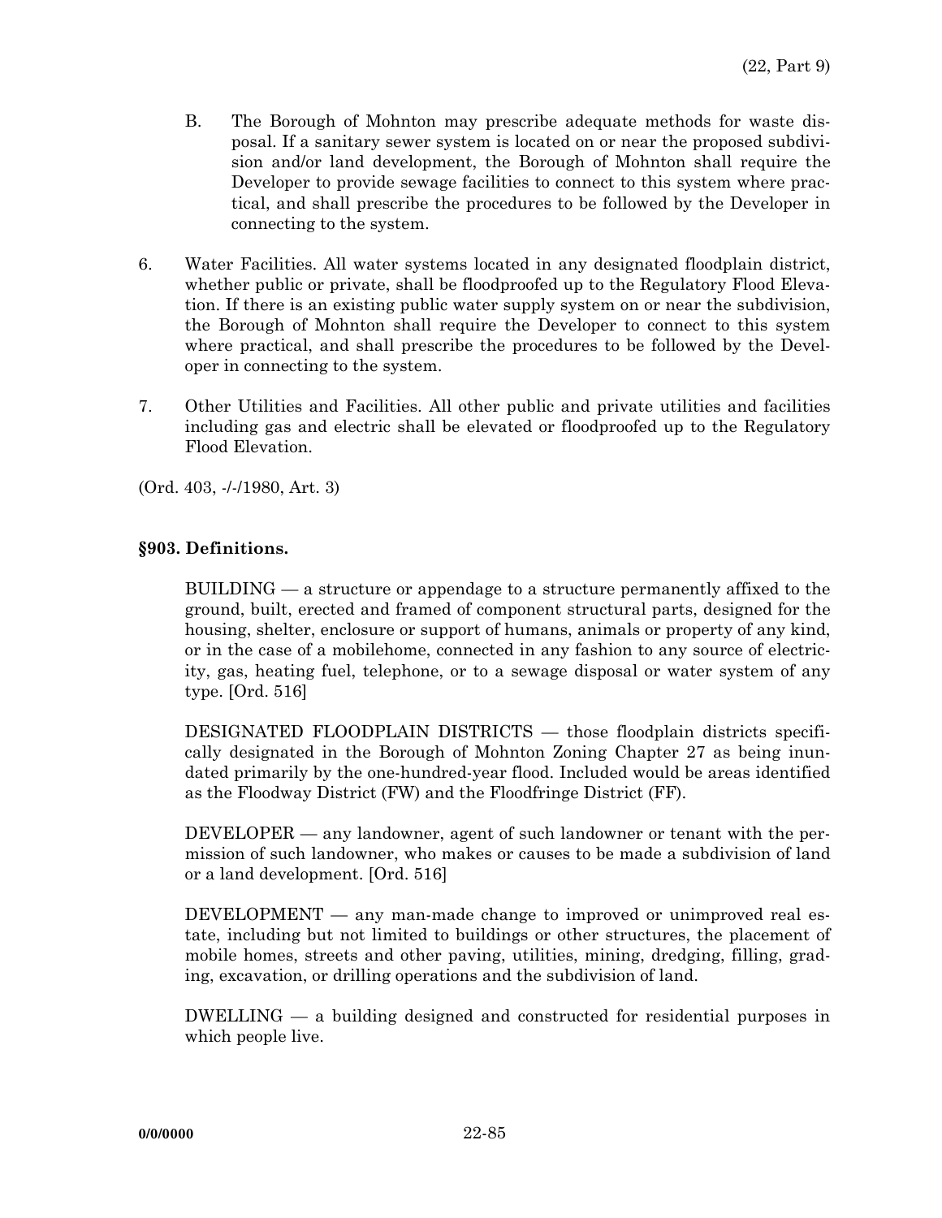B. The Borough of Mohnton may prescribe adequate methods for waste disposal. If a sanitary sewer system is located on or near the proposed subdivision and/or land development, the Borough of Mohnton shall require the Developer to provide sewage facilities to connect to this system where practical, and shall prescribe the procedures to be followed by the Developer in connecting to the system.

6. Water Facilities. All water systems located in any designated floodplain district, whether public or private, shall be floodproofed up to the Regulatory Flood Elevation. If there is an existing public water supply system on or near the subdivision, the Borough of Mohnton shall require the Developer to connect to this system where practical, and shall prescribe the procedures to be followed by the Developer in connecting to the system.

7. Other Utilities and Facilities. All other public and private utilities and facilities including gas and electric shall be elevated or floodproofed up to the Regulatory Flood Elevation.

(Ord. 403, -/-/1980, Art. 3)

### §903. Definitions.

BUILDING — a structure or appendage to a structure permanently affixed to the ground, built, erected and framed of component structural parts, designed for the housing, shelter, enclosure or support of humans, animals or property of any kind, or in the case of a mobilehome, connected in any fashion to any source of electricity, gas, heating fuel, telephone, or to a sewage disposal or water system of any type. [Ord. 516]

DESIGNATED FLOODPLAIN DISTRICTS — those floodplain districts specifically designated in the Borough of Mohnton Zoning Chapter 27 as being inundated primarily by the one-hundred-year flood. Included would be areas identified as the Floodway District (FW) and the Floodfringe District (FF).

DEVELOPER — any landowner, agent of such landowner or tenant with the permission of such landowner, who makes or causes to be made a subdivision of land or a land development. [Ord. 516]

DEVELOPMENT — any man-made change to improved or unimproved real estate, including but not limited to buildings or other structures, the placement of mobile homes, streets and other paving, utilities, mining, dredging, filling, grading, excavation, or drilling operations and the subdivision of land.

DWELLING — a building designed and constructed for residential purposes in which people live.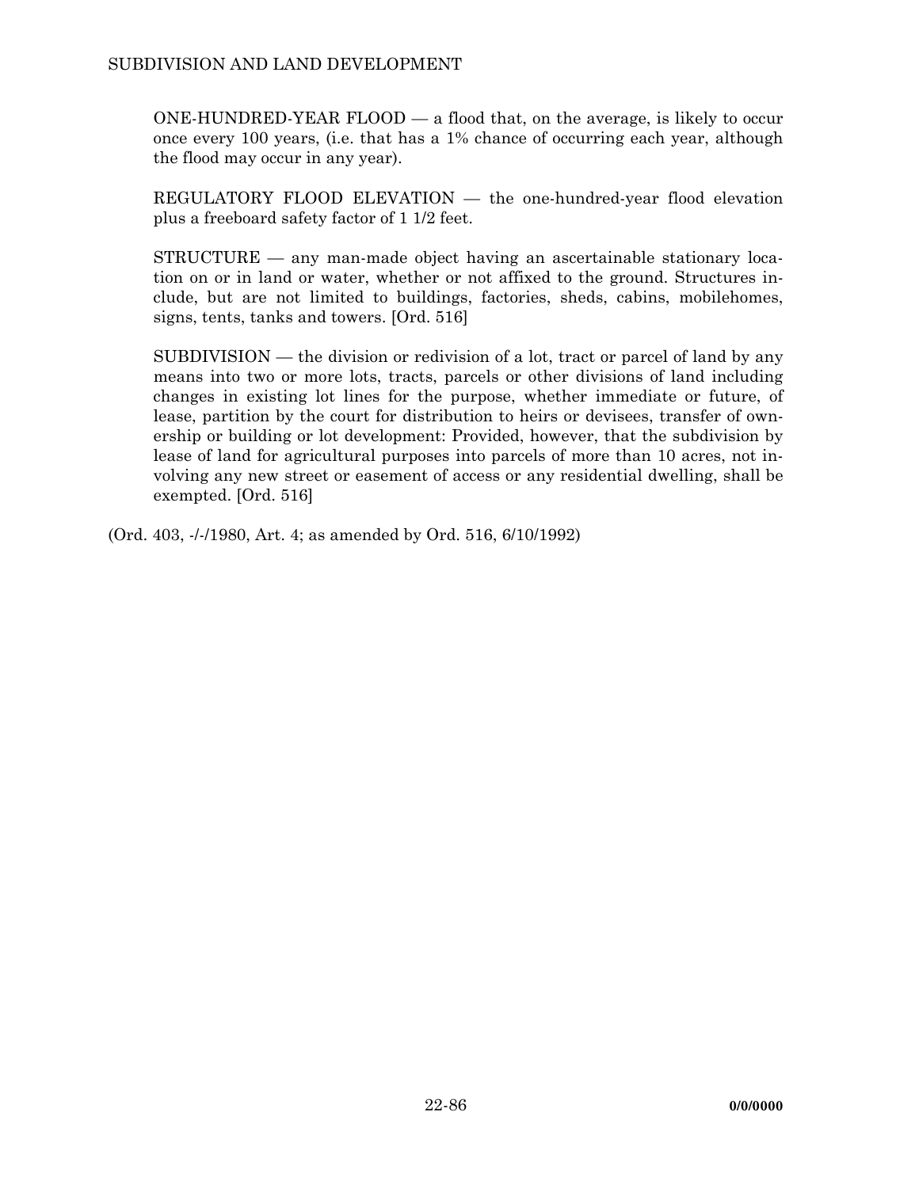ONE-HUNDRED-YEAR FLOOD — a flood that, on the average, is likely to occur once every 100 years, (i.e. that has a 1% chance of occurring each year, although the flood may occur in any year).

REGULATORY FLOOD ELEVATION — the one-hundred-year flood elevation plus a freeboard safety factor of 1 1/2 feet.

STRUCTURE — any man-made object having an ascertainable stationary location on or in land or water, whether or not affixed to the ground. Structures include, but are not limited to buildings, factories, sheds, cabins, mobilehomes, signs, tents, tanks and towers. [Ord. 516]

SUBDIVISION — the division or redivision of a lot, tract or parcel of land by any means into two or more lots, tracts, parcels or other divisions of land including changes in existing lot lines for the purpose, whether immediate or future, of lease, partition by the court for distribution to heirs or devisees, transfer of ownership or building or lot development: Provided, however, that the subdivision by lease of land for agricultural purposes into parcels of more than 10 acres, not involving any new street or easement of access or any residential dwelling, shall be exempted. [Ord. 516]

(Ord. 403, -/-/1980, Art. 4; as amended by Ord. 516, 6/10/1992)